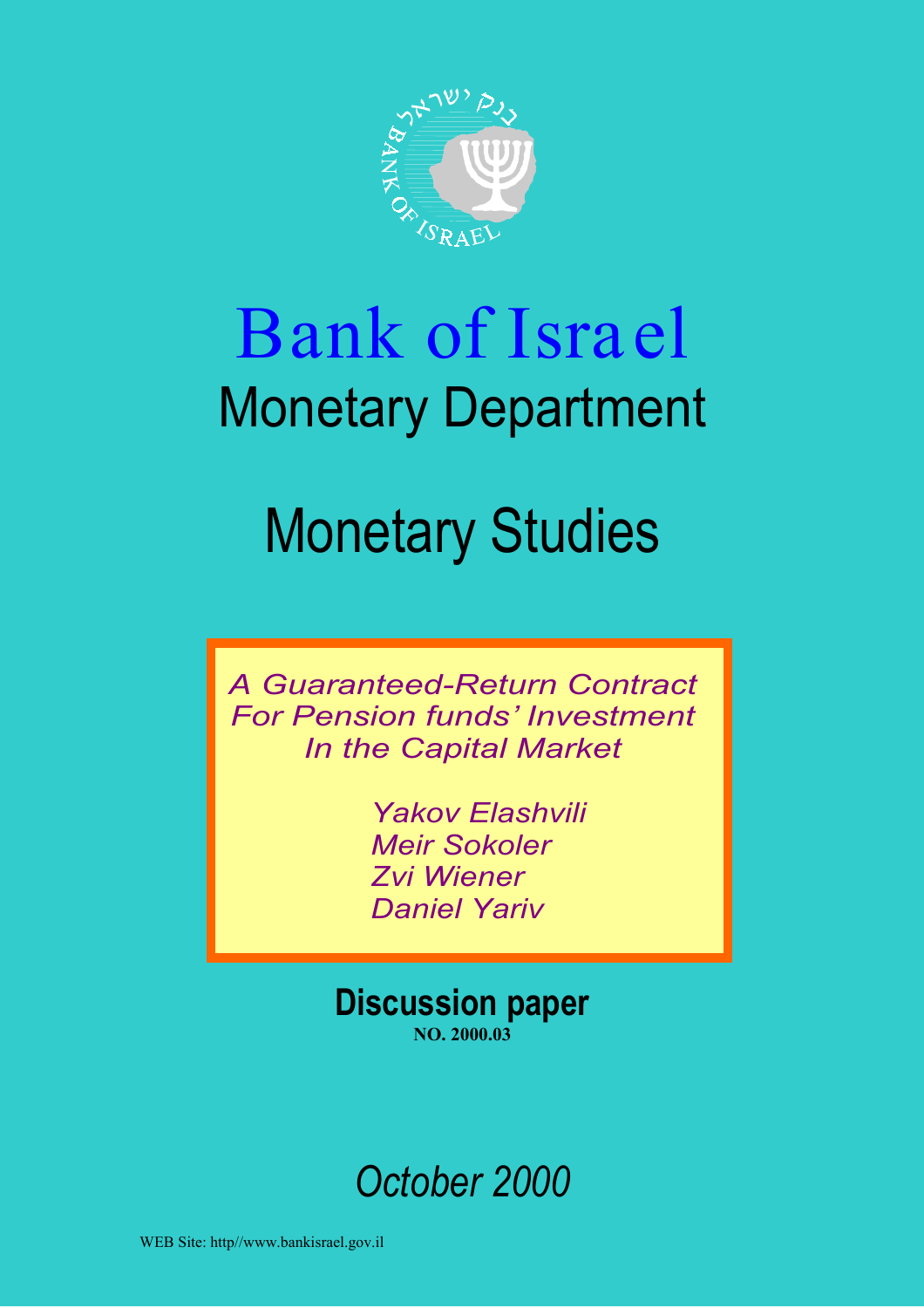בנק ישראל

BANK OF ISRAEL

# Bank of Israel

## Monetary Department

# Monetary Studies

*A Guaranteed-Return Contract For Pension funds' Investment In the Capital Market*

*Yakov Elashvili*
*Meir Sokoler*
*Zvi Wiener*
*Daniel Yariv*

**Discussion paper**

**NO. 2000.03**

*October 2000*

WEB Site: http//www.bankisrael.gov.il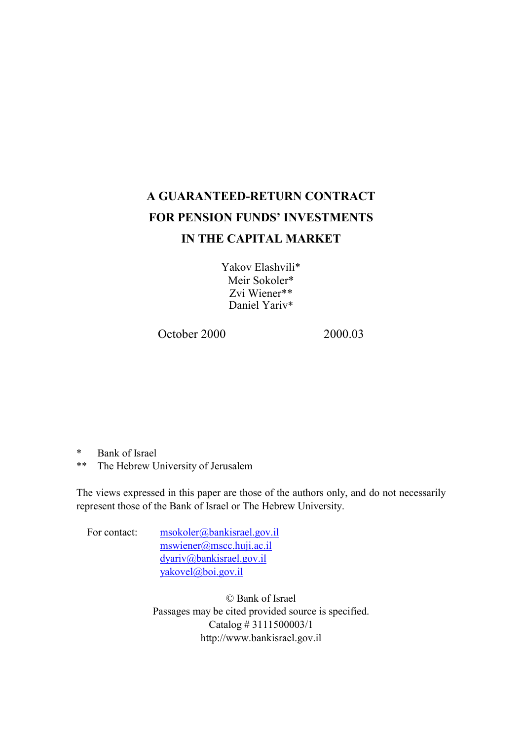# A GUARANTEED-RETURN CONTRACT FOR PENSION FUNDS' INVESTMENTS IN THE CAPITAL MARKET

Yakov Elashvili*
Meir Sokoler*
Zvi Wiener**
Daniel Yariv*

October 2000 2000.03

\* Bank of Israel
\*\* The Hebrew University of Jerusalem

The views expressed in this paper are those of the authors only, and do not necessarily represent those of the Bank of Israel or The Hebrew University.

For contact:
msokoler@bankisrael.gov.il
mswiener@mscc.huji.ac.il
dyariv@bankisrael.gov.il
yakovel@boi.gov.il

© Bank of Israel
Passages may be cited provided source is specified.
Catalog # 3111500003/1
http://www.bankisrael.gov.il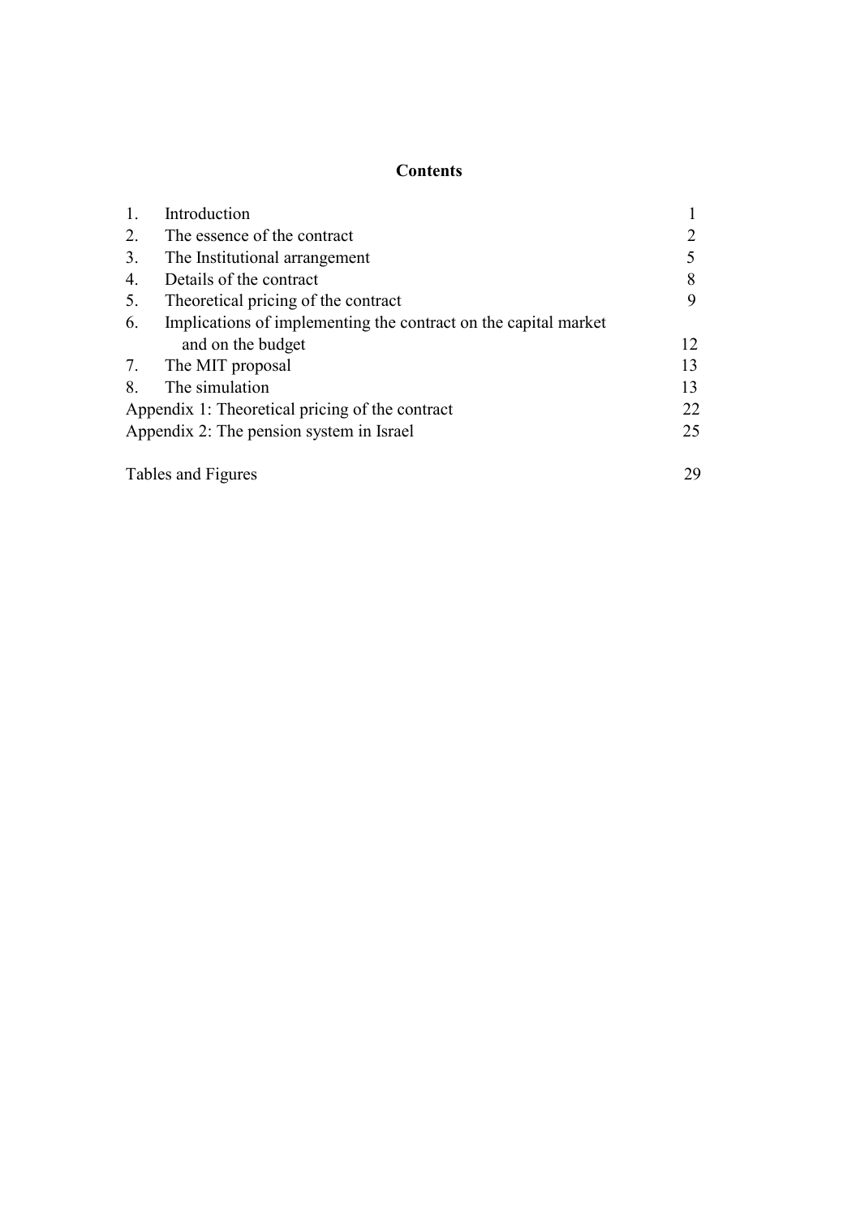# Contents

| | | |
|---|---|---|
| 1. | Introduction | 1 |
| 2. | The essence of the contract | 2 |
| 3. | The Institutional arrangement | 5 |
| 4. | Details of the contract | 8 |
| 5. | Theoretical pricing of the contract | 9 |
| 6. | Implications of implementing the contract on the capital market and on the budget | 12 |
| 7. | The MIT proposal | 13 |
| 8. | The simulation | 13 |
| | Appendix 1: Theoretical pricing of the contract | 22 |
| | Appendix 2: The pension system in Israel | 25 |
| | Tables and Figures | 29 |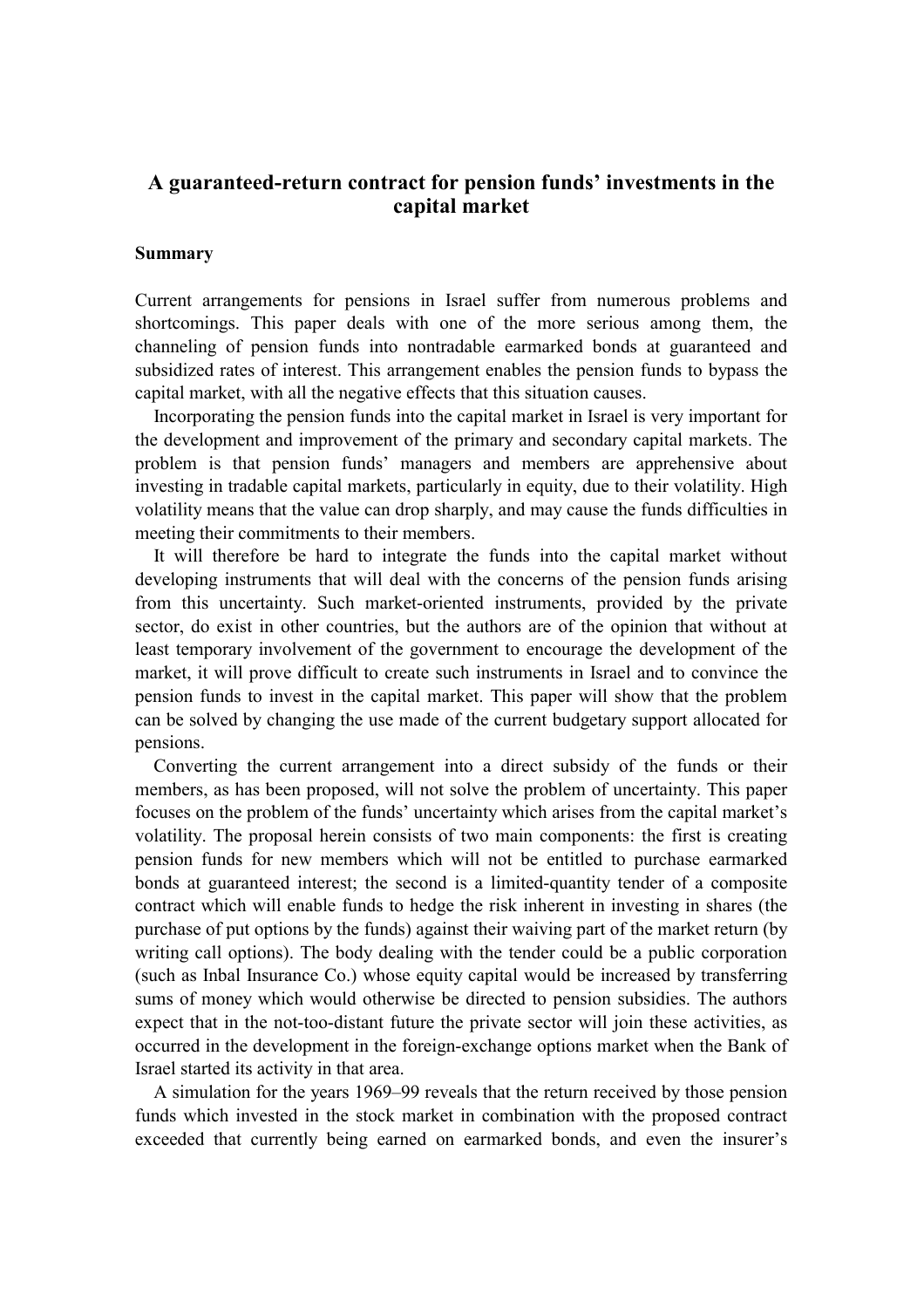# A guaranteed-return contract for pension funds' investments in the capital market

### Summary

Current arrangements for pensions in Israel suffer from numerous problems and shortcomings. This paper deals with one of the more serious among them, the channeling of pension funds into nontradable earmarked bonds at guaranteed and subsidized rates of interest. This arrangement enables the pension funds to bypass the capital market, with all the negative effects that this situation causes.

Incorporating the pension funds into the capital market in Israel is very important for the development and improvement of the primary and secondary capital markets. The problem is that pension funds' managers and members are apprehensive about investing in tradable capital markets, particularly in equity, due to their volatility. High volatility means that the value can drop sharply, and may cause the funds difficulties in meeting their commitments to their members.

It will therefore be hard to integrate the funds into the capital market without developing instruments that will deal with the concerns of the pension funds arising from this uncertainty. Such market-oriented instruments, provided by the private sector, do exist in other countries, but the authors are of the opinion that without at least temporary involvement of the government to encourage the development of the market, it will prove difficult to create such instruments in Israel and to convince the pension funds to invest in the capital market. This paper will show that the problem can be solved by changing the use made of the current budgetary support allocated for pensions.

Converting the current arrangement into a direct subsidy of the funds or their members, as has been proposed, will not solve the problem of uncertainty. This paper focuses on the problem of the funds' uncertainty which arises from the capital market's volatility. The proposal herein consists of two main components: the first is creating pension funds for new members which will not be entitled to purchase earmarked bonds at guaranteed interest; the second is a limited-quantity tender of a composite contract which will enable funds to hedge the risk inherent in investing in shares (the purchase of put options by the funds) against their waiving part of the market return (by writing call options). The body dealing with the tender could be a public corporation (such as Inbal Insurance Co.) whose equity capital would be increased by transferring sums of money which would otherwise be directed to pension subsidies. The authors expect that in the not-too-distant future the private sector will join these activities, as occurred in the development in the foreign-exchange options market when the Bank of Israel started its activity in that area.

A simulation for the years 1969–99 reveals that the return received by those pension funds which invested in the stock market in combination with the proposed contract exceeded that currently being earned on earmarked bonds, and even the insurer's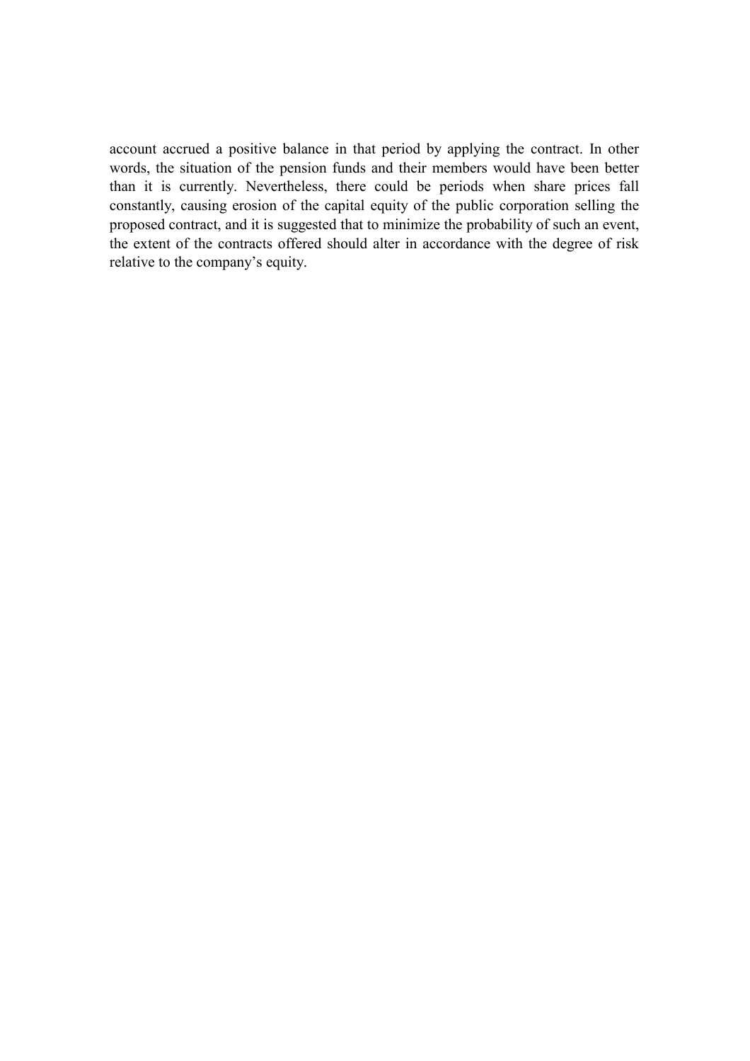account accrued a positive balance in that period by applying the contract. In other words, the situation of the pension funds and their members would have been better than it is currently. Nevertheless, there could be periods when share prices fall constantly, causing erosion of the capital equity of the public corporation selling the proposed contract, and it is suggested that to minimize the probability of such an event, the extent of the contracts offered should alter in accordance with the degree of risk relative to the company's equity.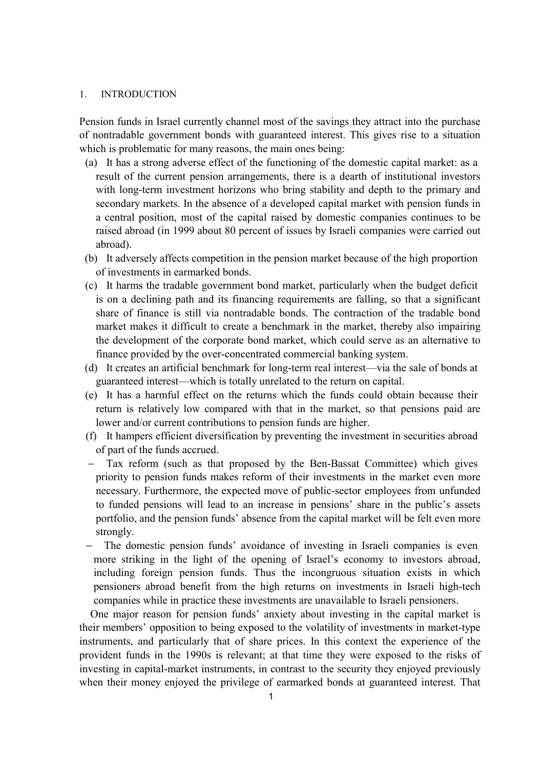## 1. INTRODUCTION

Pension funds in Israel currently channel most of the savings they attract into the purchase of nontradable government bonds with guaranteed interest. This gives rise to a situation which is problematic for many reasons, the main ones being:

(a) It has a strong adverse effect of the functioning of the domestic capital market: as a result of the current pension arrangements, there is a dearth of institutional investors with long-term investment horizons who bring stability and depth to the primary and secondary markets. In the absence of a developed capital market with pension funds in a central position, most of the capital raised by domestic companies continues to be raised abroad (in 1999 about 80 percent of issues by Israeli companies were carried out abroad).

(b) It adversely affects competition in the pension market because of the high proportion of investments in earmarked bonds.

(c) It harms the tradable government bond market, particularly when the budget deficit is on a declining path and its financing requirements are falling, so that a significant share of finance is still via nontradable bonds. The contraction of the tradable bond market makes it difficult to create a benchmark in the market, thereby also impairing the development of the corporate bond market, which could serve as an alternative to finance provided by the over-concentrated commercial banking system.

(d) It creates an artificial benchmark for long-term real interest—via the sale of bonds at guaranteed interest—which is totally unrelated to the return on capital.

(e) It has a harmful effect on the returns which the funds could obtain because their return is relatively low compared with that in the market, so that pensions paid are lower and/or current contributions to pension funds are higher.

(f) It hampers efficient diversification by preventing the investment in securities abroad of part of the funds accrued.

- Tax reform (such as that proposed by the Ben-Bassat Committee) which gives priority to pension funds makes reform of their investments in the market even more necessary. Furthermore, the expected move of public-sector employees from unfunded to funded pensions will lead to an increase in pensions' share in the public's assets portfolio, and the pension funds' absence from the capital market will be felt even more strongly.
- The domestic pension funds' avoidance of investing in Israeli companies is even more striking in the light of the opening of Israel's economy to investors abroad, including foreign pension funds. Thus the incongruous situation exists in which pensioners abroad benefit from the high returns on investments in Israeli high-tech companies while in practice these investments are unavailable to Israeli pensioners.

One major reason for pension funds' anxiety about investing in the capital market is their members' opposition to being exposed to the volatility of investments in market-type instruments, and particularly that of share prices. In this context the experience of the provident funds in the 1990s is relevant; at that time they were exposed to the risks of investing in capital-market instruments, in contrast to the security they enjoyed previously when their money enjoyed the privilege of earmarked bonds at guaranteed interest. That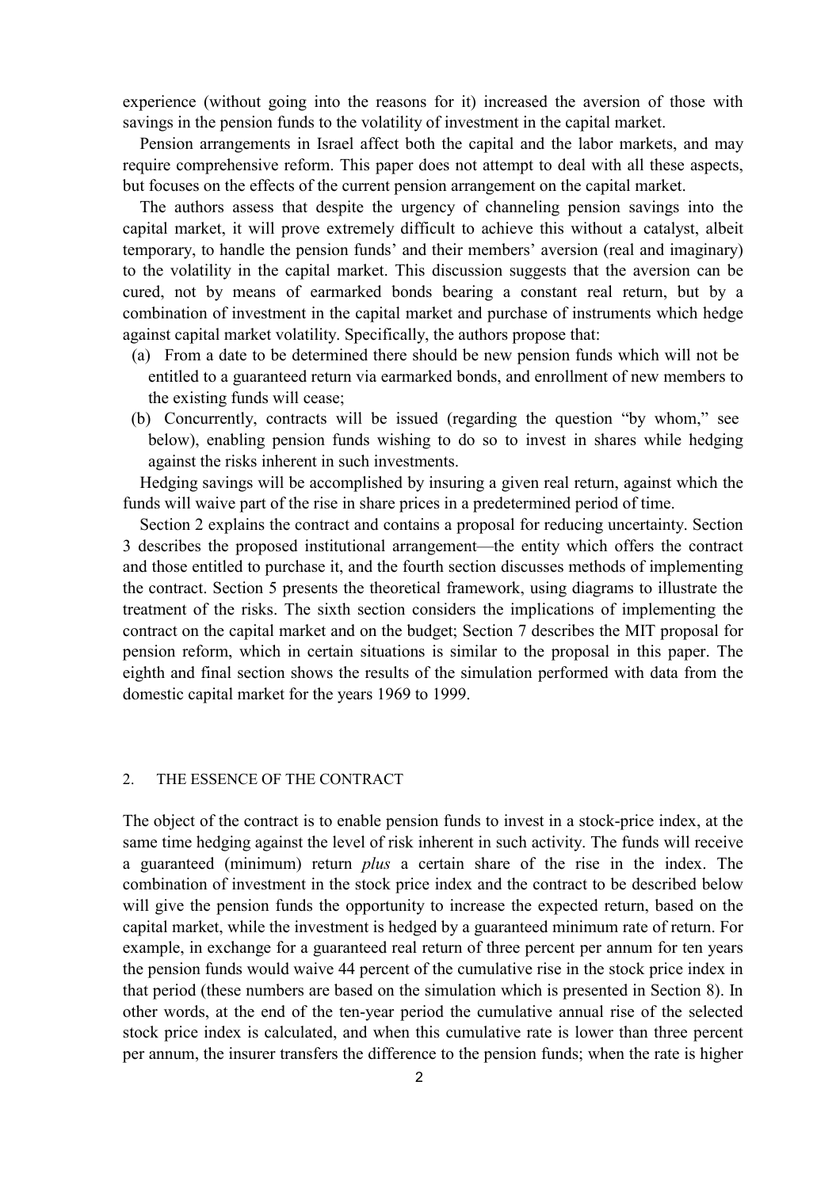experience (without going into the reasons for it) increased the aversion of those with savings in the pension funds to the volatility of investment in the capital market.

Pension arrangements in Israel affect both the capital and the labor markets, and may require comprehensive reform. This paper does not attempt to deal with all these aspects, but focuses on the effects of the current pension arrangement on the capital market.

The authors assess that despite the urgency of channeling pension savings into the capital market, it will prove extremely difficult to achieve this without a catalyst, albeit temporary, to handle the pension funds' and their members' aversion (real and imaginary) to the volatility in the capital market. This discussion suggests that the aversion can be cured, not by means of earmarked bonds bearing a constant real return, but by a combination of investment in the capital market and purchase of instruments which hedge against capital market volatility. Specifically, the authors propose that:

(a) From a date to be determined there should be new pension funds which will not be entitled to a guaranteed return via earmarked bonds, and enrollment of new members to the existing funds will cease;

(b) Concurrently, contracts will be issued (regarding the question "by whom," see below), enabling pension funds wishing to do so to invest in shares while hedging against the risks inherent in such investments.

Hedging savings will be accomplished by insuring a given real return, against which the funds will waive part of the rise in share prices in a predetermined period of time.

Section 2 explains the contract and contains a proposal for reducing uncertainty. Section 3 describes the proposed institutional arrangement—the entity which offers the contract and those entitled to purchase it, and the fourth section discusses methods of implementing the contract. Section 5 presents the theoretical framework, using diagrams to illustrate the treatment of the risks. The sixth section considers the implications of implementing the contract on the capital market and on the budget; Section 7 describes the MIT proposal for pension reform, which in certain situations is similar to the proposal in this paper. The eighth and final section shows the results of the simulation performed with data from the domestic capital market for the years 1969 to 1999.

## 2. THE ESSENCE OF THE CONTRACT

The object of the contract is to enable pension funds to invest in a stock-price index, at the same time hedging against the level of risk inherent in such activity. The funds will receive a guaranteed (minimum) return *plus* a certain share of the rise in the index. The combination of investment in the stock price index and the contract to be described below will give the pension funds the opportunity to increase the expected return, based on the capital market, while the investment is hedged by a guaranteed minimum rate of return. For example, in exchange for a guaranteed real return of three percent per annum for ten years the pension funds would waive 44 percent of the cumulative rise in the stock price index in that period (these numbers are based on the simulation which is presented in Section 8). In other words, at the end of the ten-year period the cumulative annual rise of the selected stock price index is calculated, and when this cumulative rate is lower than three percent per annum, the insurer transfers the difference to the pension funds; when the rate is higher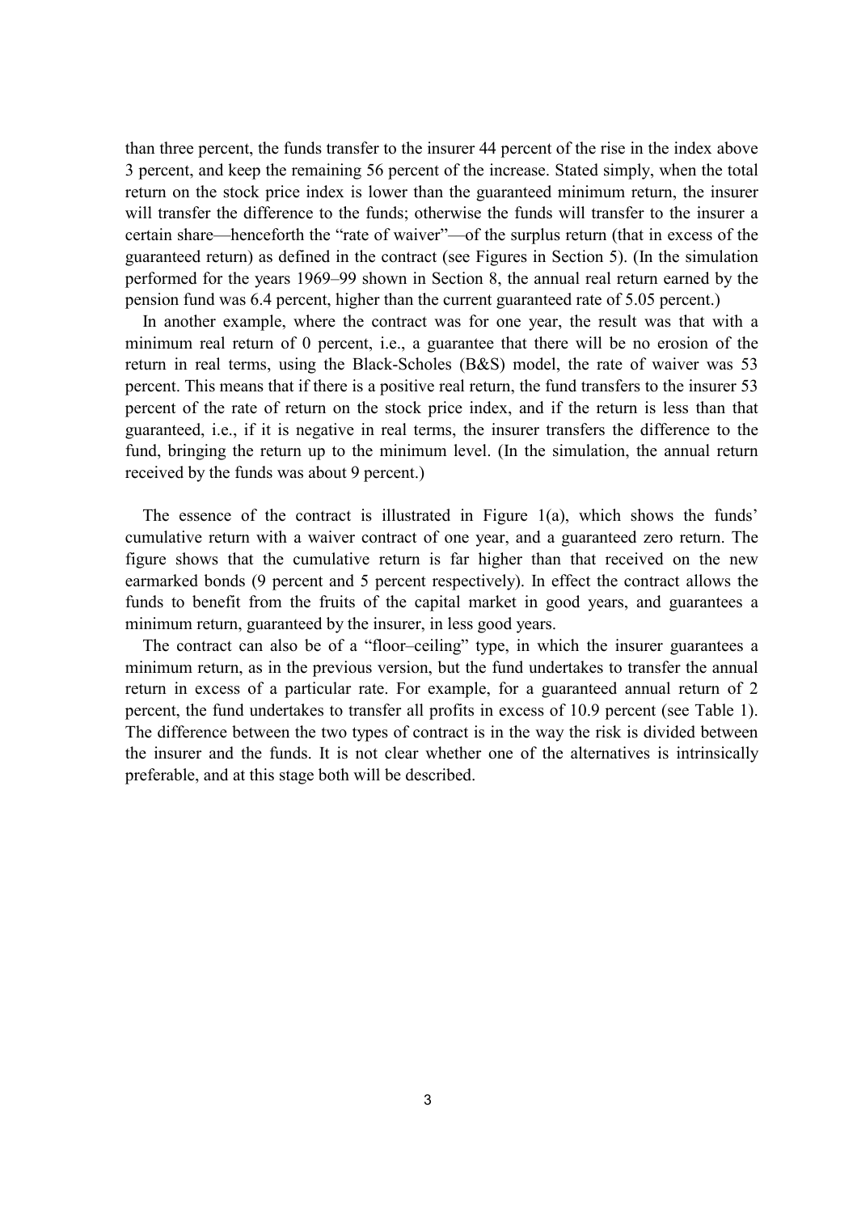than three percent, the funds transfer to the insurer 44 percent of the rise in the index above 3 percent, and keep the remaining 56 percent of the increase. Stated simply, when the total return on the stock price index is lower than the guaranteed minimum return, the insurer will transfer the difference to the funds; otherwise the funds will transfer to the insurer a certain share—henceforth the "rate of waiver"—of the surplus return (that in excess of the guaranteed return) as defined in the contract (see Figures in Section 5). (In the simulation performed for the years 1969–99 shown in Section 8, the annual real return earned by the pension fund was 6.4 percent, higher than the current guaranteed rate of 5.05 percent.)

In another example, where the contract was for one year, the result was that with a minimum real return of 0 percent, i.e., a guarantee that there will be no erosion of the return in real terms, using the Black-Scholes (B&S) model, the rate of waiver was 53 percent. This means that if there is a positive real return, the fund transfers to the insurer 53 percent of the rate of return on the stock price index, and if the return is less than that guaranteed, i.e., if it is negative in real terms, the insurer transfers the difference to the fund, bringing the return up to the minimum level. (In the simulation, the annual return received by the funds was about 9 percent.)

The essence of the contract is illustrated in Figure 1(a), which shows the funds' cumulative return with a waiver contract of one year, and a guaranteed zero return. The figure shows that the cumulative return is far higher than that received on the new earmarked bonds (9 percent and 5 percent respectively). In effect the contract allows the funds to benefit from the fruits of the capital market in good years, and guarantees a minimum return, guaranteed by the insurer, in less good years.

The contract can also be of a "floor–ceiling" type, in which the insurer guarantees a minimum return, as in the previous version, but the fund undertakes to transfer the annual return in excess of a particular rate. For example, for a guaranteed annual return of 2 percent, the fund undertakes to transfer all profits in excess of 10.9 percent (see Table 1). The difference between the two types of contract is in the way the risk is divided between the insurer and the funds. It is not clear whether one of the alternatives is intrinsically preferable, and at this stage both will be described.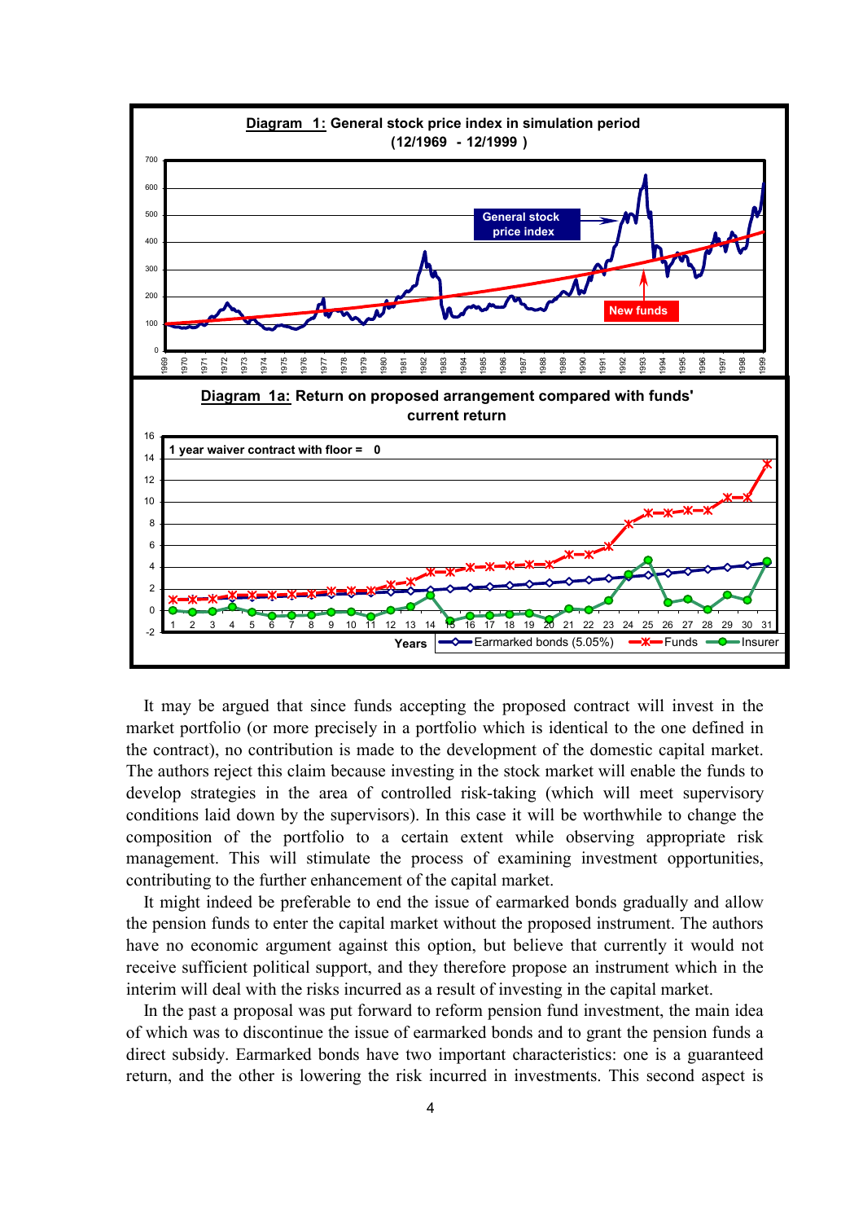**Diagram 1: General stock price index in simulation period (12/1969 - 12/1999)**

**Diagram 1a: Return on proposed arrangement compared with funds' current return**

It may be argued that since funds accepting the proposed contract will invest in the market portfolio (or more precisely in a portfolio which is identical to the one defined in the contract), no contribution is made to the development of the domestic capital market. The authors reject this claim because investing in the stock market will enable the funds to develop strategies in the area of controlled risk-taking (which will meet supervisory conditions laid down by the supervisors). In this case it will be worthwhile to change the composition of the portfolio to a certain extent while observing appropriate risk management. This will stimulate the process of examining investment opportunities, contributing to the further enhancement of the capital market.

It might indeed be preferable to end the issue of earmarked bonds gradually and allow the pension funds to enter the capital market without the proposed instrument. The authors have no economic argument against this option, but believe that currently it would not receive sufficient political support, and they therefore propose an instrument which in the interim will deal with the risks incurred as a result of investing in the capital market.

In the past a proposal was put forward to reform pension fund investment, the main idea of which was to discontinue the issue of earmarked bonds and to grant the pension funds a direct subsidy. Earmarked bonds have two important characteristics: one is a guaranteed return, and the other is lowering the risk incurred in investments. This second aspect is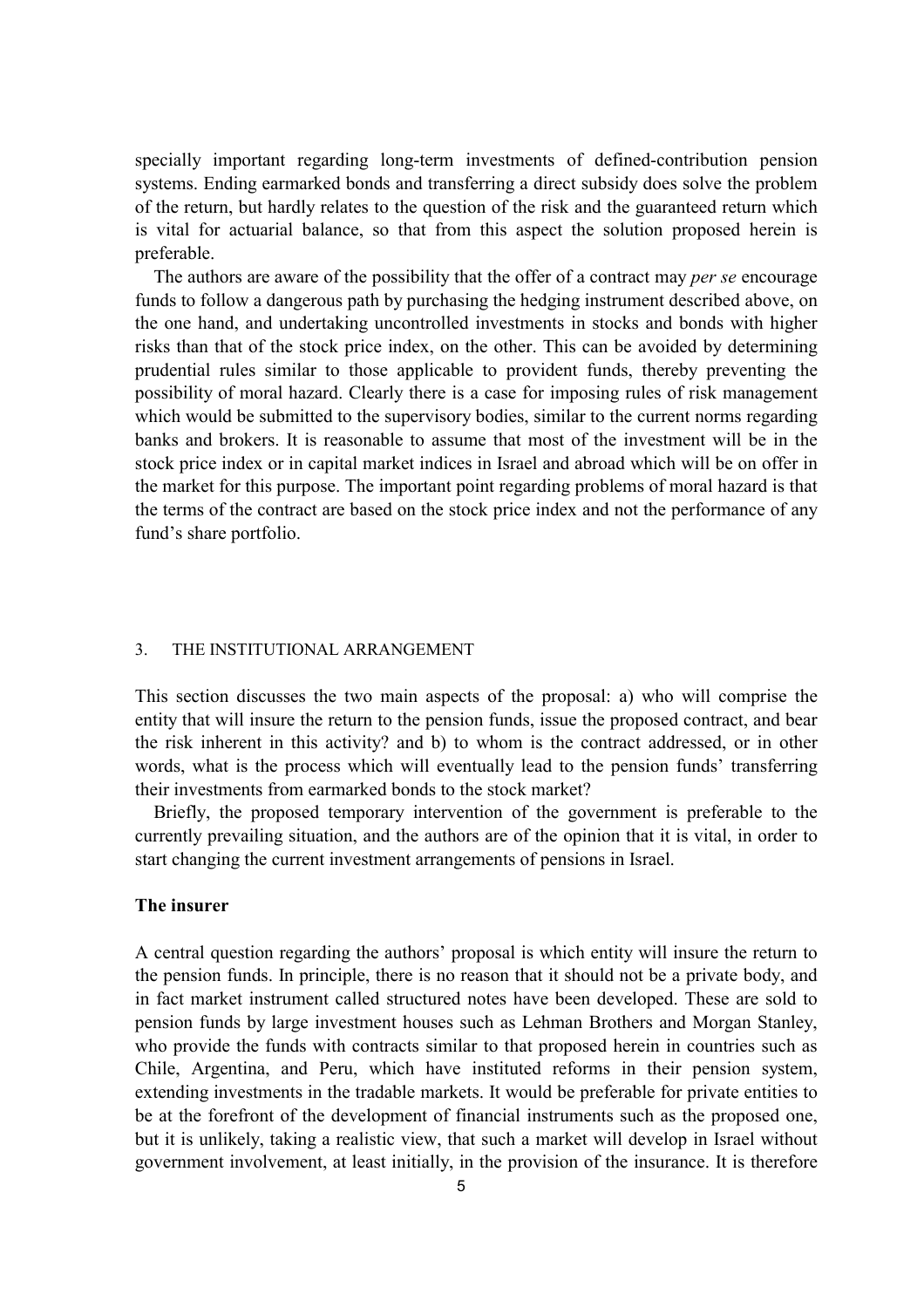specially important regarding long-term investments of defined-contribution pension systems. Ending earmarked bonds and transferring a direct subsidy does solve the problem of the return, but hardly relates to the question of the risk and the guaranteed return which is vital for actuarial balance, so that from this aspect the solution proposed herein is preferable.

The authors are aware of the possibility that the offer of a contract may *per se* encourage funds to follow a dangerous path by purchasing the hedging instrument described above, on the one hand, and undertaking uncontrolled investments in stocks and bonds with higher risks than that of the stock price index, on the other. This can be avoided by determining prudential rules similar to those applicable to provident funds, thereby preventing the possibility of moral hazard. Clearly there is a case for imposing rules of risk management which would be submitted to the supervisory bodies, similar to the current norms regarding banks and brokers. It is reasonable to assume that most of the investment will be in the stock price index or in capital market indices in Israel and abroad which will be on offer in the market for this purpose. The important point regarding problems of moral hazard is that the terms of the contract are based on the stock price index and not the performance of any fund's share portfolio.

## 3. THE INSTITUTIONAL ARRANGEMENT

This section discusses the two main aspects of the proposal: a) who will comprise the entity that will insure the return to the pension funds, issue the proposed contract, and bear the risk inherent in this activity? and b) to whom is the contract addressed, or in other words, what is the process which will eventually lead to the pension funds' transferring their investments from earmarked bonds to the stock market?

Briefly, the proposed temporary intervention of the government is preferable to the currently prevailing situation, and the authors are of the opinion that it is vital, in order to start changing the current investment arrangements of pensions in Israel.

### The insurer

A central question regarding the authors' proposal is which entity will insure the return to the pension funds. In principle, there is no reason that it should not be a private body, and in fact market instrument called structured notes have been developed. These are sold to pension funds by large investment houses such as Lehman Brothers and Morgan Stanley, who provide the funds with contracts similar to that proposed herein in countries such as Chile, Argentina, and Peru, which have instituted reforms in their pension system, extending investments in the tradable markets. It would be preferable for private entities to be at the forefront of the development of financial instruments such as the proposed one, but it is unlikely, taking a realistic view, that such a market will develop in Israel without government involvement, at least initially, in the provision of the insurance. It is therefore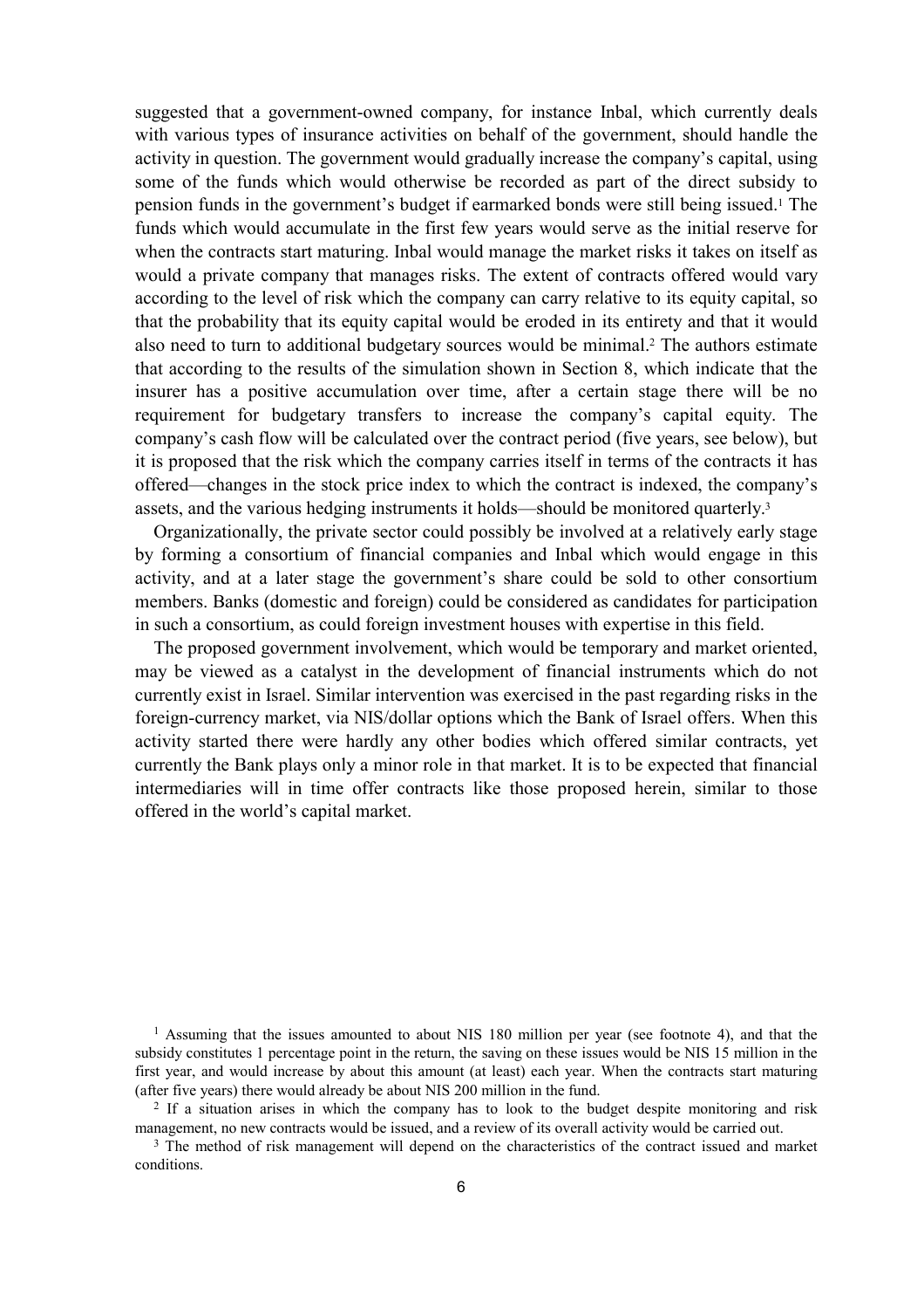suggested that a government-owned company, for instance Inbal, which currently deals with various types of insurance activities on behalf of the government, should handle the activity in question. The government would gradually increase the company's capital, using some of the funds which would otherwise be recorded as part of the direct subsidy to pension funds in the government's budget if earmarked bonds were still being issued.[1] The funds which would accumulate in the first few years would serve as the initial reserve for when the contracts start maturing. Inbal would manage the market risks it takes on itself as would a private company that manages risks. The extent of contracts offered would vary according to the level of risk which the company can carry relative to its equity capital, so that the probability that its equity capital would be eroded in its entirety and that it would also need to turn to additional budgetary sources would be minimal.[2] The authors estimate that according to the results of the simulation shown in Section 8, which indicate that the insurer has a positive accumulation over time, after a certain stage there will be no requirement for budgetary transfers to increase the company's capital equity. The company's cash flow will be calculated over the contract period (five years, see below), but it is proposed that the risk which the company carries itself in terms of the contracts it has offered—changes in the stock price index to which the contract is indexed, the company's assets, and the various hedging instruments it holds—should be monitored quarterly.[3]

Organizationally, the private sector could possibly be involved at a relatively early stage by forming a consortium of financial companies and Inbal which would engage in this activity, and at a later stage the government's share could be sold to other consortium members. Banks (domestic and foreign) could be considered as candidates for participation in such a consortium, as could foreign investment houses with expertise in this field.

The proposed government involvement, which would be temporary and market oriented, may be viewed as a catalyst in the development of financial instruments which do not currently exist in Israel. Similar intervention was exercised in the past regarding risks in the foreign-currency market, via NIS/dollar options which the Bank of Israel offers. When this activity started there were hardly any other bodies which offered similar contracts, yet currently the Bank plays only a minor role in that market. It is to be expected that financial intermediaries will in time offer contracts like those proposed herein, similar to those offered in the world's capital market.

[1] Assuming that the issues amounted to about NIS 180 million per year (see footnote 4), and that the subsidy constitutes 1 percentage point in the return, the saving on these issues would be NIS 15 million in the first year, and would increase by about this amount (at least) each year. When the contracts start maturing (after five years) there would already be about NIS 200 million in the fund.

[2] If a situation arises in which the company has to look to the budget despite monitoring and risk management, no new contracts would be issued, and a review of its overall activity would be carried out.

[3] The method of risk management will depend on the characteristics of the contract issued and market conditions.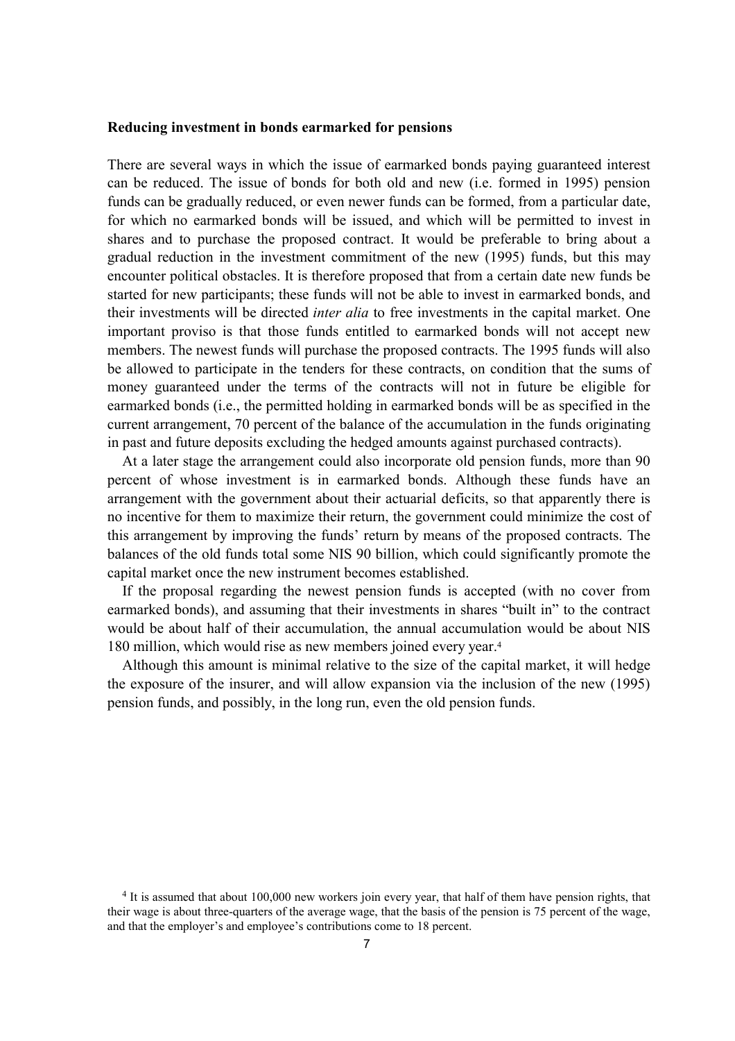**Reducing investment in bonds earmarked for pensions**

There are several ways in which the issue of earmarked bonds paying guaranteed interest can be reduced. The issue of bonds for both old and new (i.e. formed in 1995) pension funds can be gradually reduced, or even newer funds can be formed, from a particular date, for which no earmarked bonds will be issued, and which will be permitted to invest in shares and to purchase the proposed contract. It would be preferable to bring about a gradual reduction in the investment commitment of the new (1995) funds, but this may encounter political obstacles. It is therefore proposed that from a certain date new funds be started for new participants; these funds will not be able to invest in earmarked bonds, and their investments will be directed *inter alia* to free investments in the capital market. One important proviso is that those funds entitled to earmarked bonds will not accept new members. The newest funds will purchase the proposed contracts. The 1995 funds will also be allowed to participate in the tenders for these contracts, on condition that the sums of money guaranteed under the terms of the contracts will not in future be eligible for earmarked bonds (i.e., the permitted holding in earmarked bonds will be as specified in the current arrangement, 70 percent of the balance of the accumulation in the funds originating in past and future deposits excluding the hedged amounts against purchased contracts).

At a later stage the arrangement could also incorporate old pension funds, more than 90 percent of whose investment is in earmarked bonds. Although these funds have an arrangement with the government about their actuarial deficits, so that apparently there is no incentive for them to maximize their return, the government could minimize the cost of this arrangement by improving the funds' return by means of the proposed contracts. The balances of the old funds total some NIS 90 billion, which could significantly promote the capital market once the new instrument becomes established.

If the proposal regarding the newest pension funds is accepted (with no cover from earmarked bonds), and assuming that their investments in shares "built in" to the contract would be about half of their accumulation, the annual accumulation would be about NIS 180 million, which would rise as new members joined every year.[4]

Although this amount is minimal relative to the size of the capital market, it will hedge the exposure of the insurer, and will allow expansion via the inclusion of the new (1995) pension funds, and possibly, in the long run, even the old pension funds.

[4] It is assumed that about 100,000 new workers join every year, that half of them have pension rights, that their wage is about three-quarters of the average wage, that the basis of the pension is 75 percent of the wage, and that the employer's and employee's contributions come to 18 percent.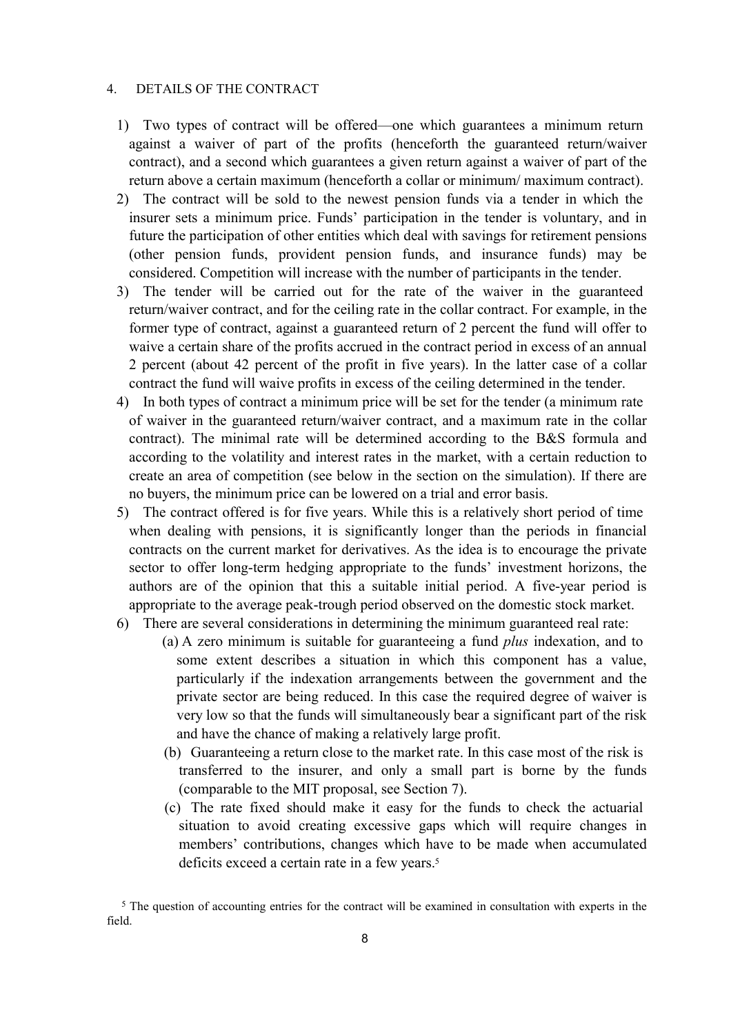## 4. DETAILS OF THE CONTRACT

1) Two types of contract will be offered—one which guarantees a minimum return against a waiver of part of the profits (henceforth the guaranteed return/waiver contract), and a second which guarantees a given return against a waiver of part of the return above a certain maximum (henceforth a collar or minimum/ maximum contract).
2) The contract will be sold to the newest pension funds via a tender in which the insurer sets a minimum price. Funds' participation in the tender is voluntary, and in future the participation of other entities which deal with savings for retirement pensions (other pension funds, provident pension funds, and insurance funds) may be considered. Competition will increase with the number of participants in the tender.
3) The tender will be carried out for the rate of the waiver in the guaranteed return/waiver contract, and for the ceiling rate in the collar contract. For example, in the former type of contract, against a guaranteed return of 2 percent the fund will offer to waive a certain share of the profits accrued in the contract period in excess of an annual 2 percent (about 42 percent of the profit in five years). In the latter case of a collar contract the fund will waive profits in excess of the ceiling determined in the tender.
4) In both types of contract a minimum price will be set for the tender (a minimum rate of waiver in the guaranteed return/waiver contract, and a maximum rate in the collar contract). The minimal rate will be determined according to the B&S formula and according to the volatility and interest rates in the market, with a certain reduction to create an area of competition (see below in the section on the simulation). If there are no buyers, the minimum price can be lowered on a trial and error basis.
5) The contract offered is for five years. While this is a relatively short period of time when dealing with pensions, it is significantly longer than the periods in financial contracts on the current market for derivatives. As the idea is to encourage the private sector to offer long-term hedging appropriate to the funds' investment horizons, the authors are of the opinion that this a suitable initial period. A five-year period is appropriate to the average peak-trough period observed on the domestic stock market.
6) There are several considerations in determining the minimum guaranteed real rate:
   (a) A zero minimum is suitable for guaranteeing a fund *plus* indexation, and to some extent describes a situation in which this component has a value, particularly if the indexation arrangements between the government and the private sector are being reduced. In this case the required degree of waiver is very low so that the funds will simultaneously bear a significant part of the risk and have the chance of making a relatively large profit.
   (b) Guaranteeing a return close to the market rate. In this case most of the risk is transferred to the insurer, and only a small part is borne by the funds (comparable to the MIT proposal, see Section 7).
   (c) The rate fixed should make it easy for the funds to check the actuarial situation to avoid creating excessive gaps which will require changes in members' contributions, changes which have to be made when accumulated deficits exceed a certain rate in a few years.[5]

[5] The question of accounting entries for the contract will be examined in consultation with experts in the field.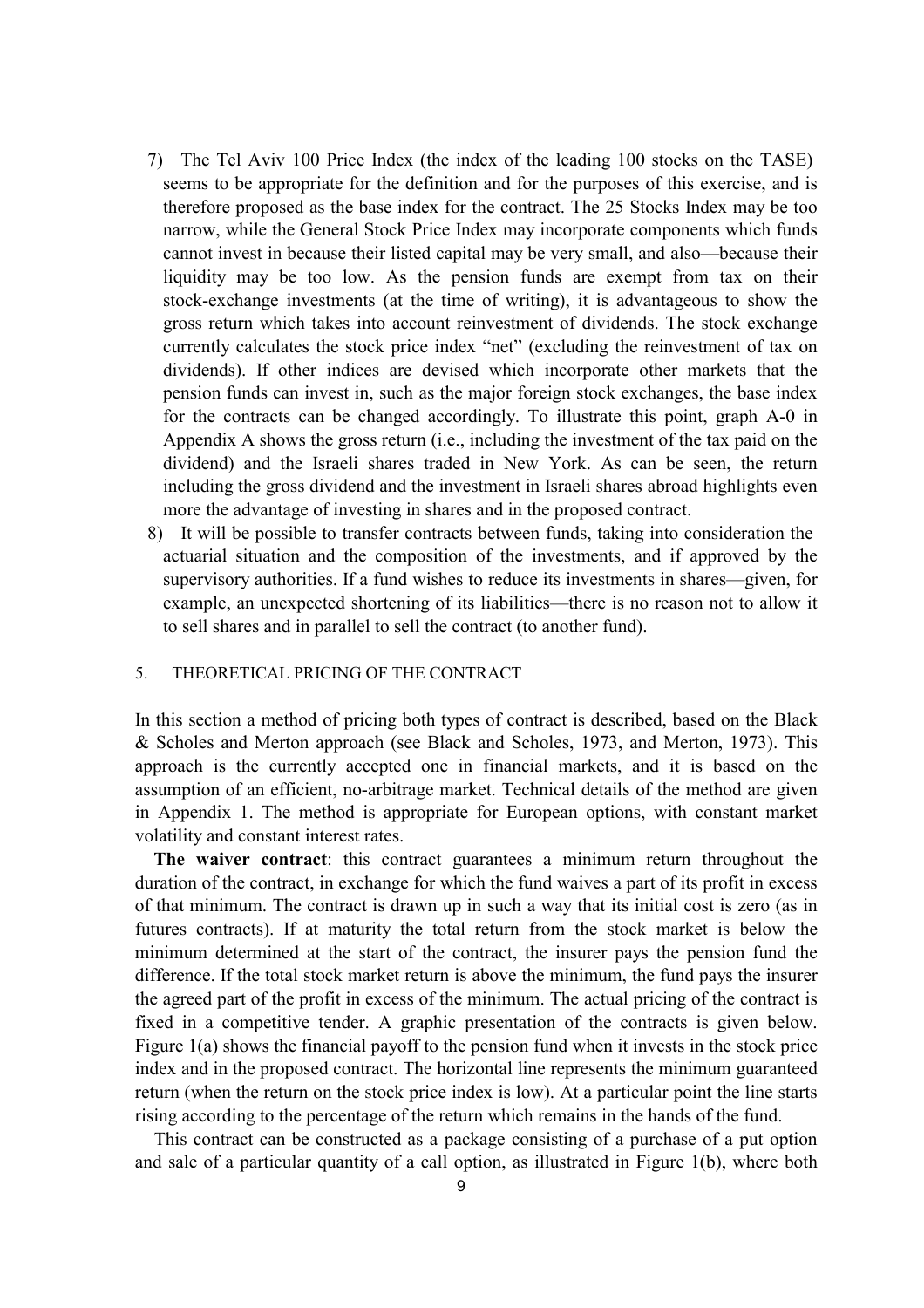7) The Tel Aviv 100 Price Index (the index of the leading 100 stocks on the TASE) seems to be appropriate for the definition and for the purposes of this exercise, and is therefore proposed as the base index for the contract. The 25 Stocks Index may be too narrow, while the General Stock Price Index may incorporate components which funds cannot invest in because their listed capital may be very small, and also—because their liquidity may be too low. As the pension funds are exempt from tax on their stock-exchange investments (at the time of writing), it is advantageous to show the gross return which takes into account reinvestment of dividends. The stock exchange currently calculates the stock price index "net" (excluding the reinvestment of tax on dividends). If other indices are devised which incorporate other markets that the pension funds can invest in, such as the major foreign stock exchanges, the base index for the contracts can be changed accordingly. To illustrate this point, graph A-0 in Appendix A shows the gross return (i.e., including the investment of the tax paid on the dividend) and the Israeli shares traded in New York. As can be seen, the return including the gross dividend and the investment in Israeli shares abroad highlights even more the advantage of investing in shares and in the proposed contract.

8) It will be possible to transfer contracts between funds, taking into consideration the actuarial situation and the composition of the investments, and if approved by the supervisory authorities. If a fund wishes to reduce its investments in shares—given, for example, an unexpected shortening of its liabilities—there is no reason not to allow it to sell shares and in parallel to sell the contract (to another fund).

## 5. THEORETICAL PRICING OF THE CONTRACT

In this section a method of pricing both types of contract is described, based on the Black & Scholes and Merton approach (see Black and Scholes, 1973, and Merton, 1973). This approach is the currently accepted one in financial markets, and it is based on the assumption of an efficient, no-arbitrage market. Technical details of the method are given in Appendix 1. The method is appropriate for European options, with constant market volatility and constant interest rates.

**The waiver contract**: this contract guarantees a minimum return throughout the duration of the contract, in exchange for which the fund waives a part of its profit in excess of that minimum. The contract is drawn up in such a way that its initial cost is zero (as in futures contracts). If at maturity the total return from the stock market is below the minimum determined at the start of the contract, the insurer pays the pension fund the difference. If the total stock market return is above the minimum, the fund pays the insurer the agreed part of the profit in excess of the minimum. The actual pricing of the contract is fixed in a competitive tender. A graphic presentation of the contracts is given below. Figure 1(a) shows the financial payoff to the pension fund when it invests in the stock price index and in the proposed contract. The horizontal line represents the minimum guaranteed return (when the return on the stock price index is low). At a particular point the line starts rising according to the percentage of the return which remains in the hands of the fund.

This contract can be constructed as a package consisting of a purchase of a put option and sale of a particular quantity of a call option, as illustrated in Figure 1(b), where both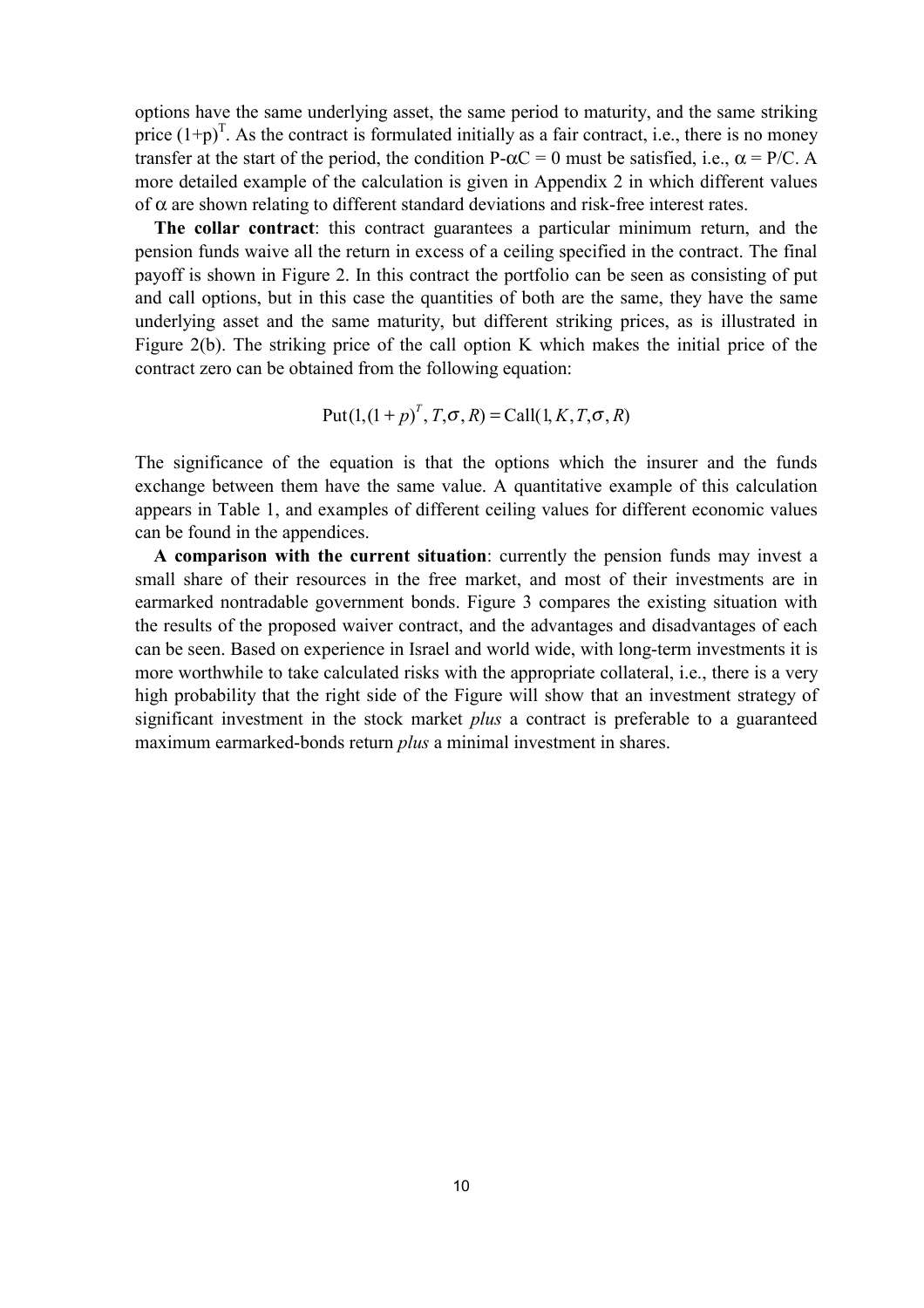options have the same underlying asset, the same period to maturity, and the same striking price $(1+p)^T$. As the contract is formulated initially as a fair contract, i.e., there is no money transfer at the start of the period, the condition $P-\alpha C = 0$ must be satisfied, i.e., $\alpha = P/C$. A more detailed example of the calculation is given in Appendix 2 in which different values of $\alpha$ are shown relating to different standard deviations and risk-free interest rates.

**The collar contract**: this contract guarantees a particular minimum return, and the pension funds waive all the return in excess of a ceiling specified in the contract. The final payoff is shown in Figure 2. In this contract the portfolio can be seen as consisting of put and call options, but in this case the quantities of both are the same, they have the same underlying asset and the same maturity, but different striking prices, as is illustrated in Figure 2(b). The striking price of the call option K which makes the initial price of the contract zero can be obtained from the following equation:

$$\text{Put}(1,(1+p)^T, T, \sigma, R) = \text{Call}(1, K, T, \sigma, R)$$

The significance of the equation is that the options which the insurer and the funds exchange between them have the same value. A quantitative example of this calculation appears in Table 1, and examples of different ceiling values for different economic values can be found in the appendices.

**A comparison with the current situation**: currently the pension funds may invest a small share of their resources in the free market, and most of their investments are in earmarked nontradable government bonds. Figure 3 compares the existing situation with the results of the proposed waiver contract, and the advantages and disadvantages of each can be seen. Based on experience in Israel and world wide, with long-term investments it is more worthwhile to take calculated risks with the appropriate collateral, i.e., there is a very high probability that the right side of the Figure will show that an investment strategy of significant investment in the stock market *plus* a contract is preferable to a guaranteed maximum earmarked-bonds return *plus* a minimal investment in shares.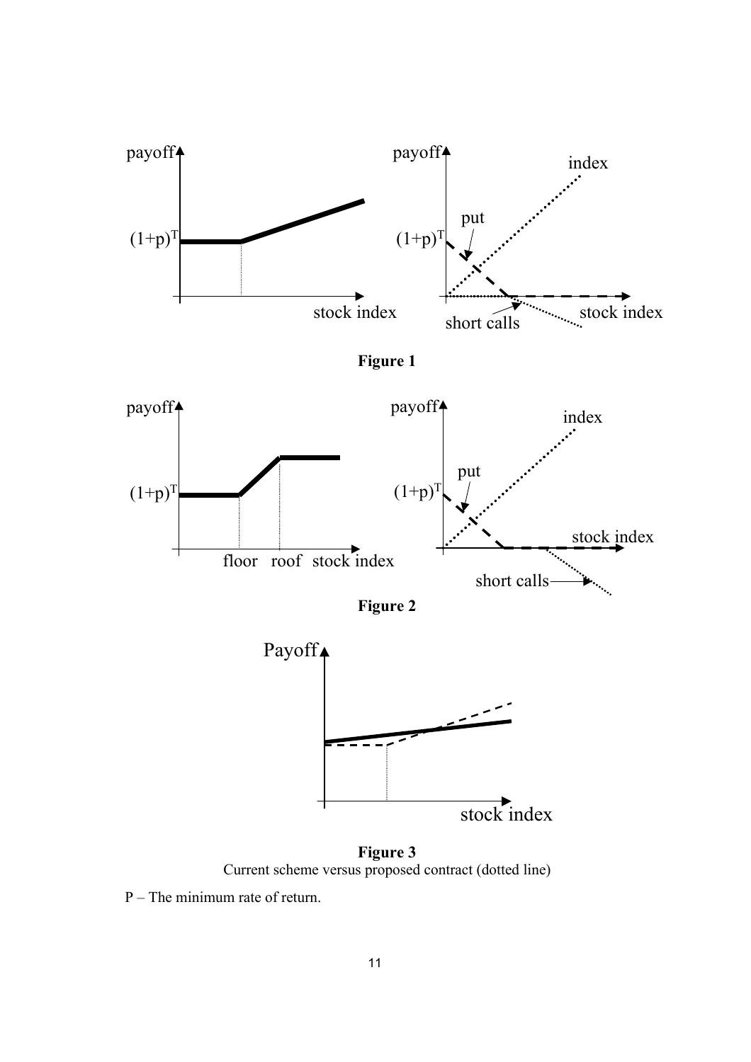**Figure 1**

**Figure 2**

**Figure 3**

Current scheme versus proposed contract (dotted line)

P – The minimum rate of return.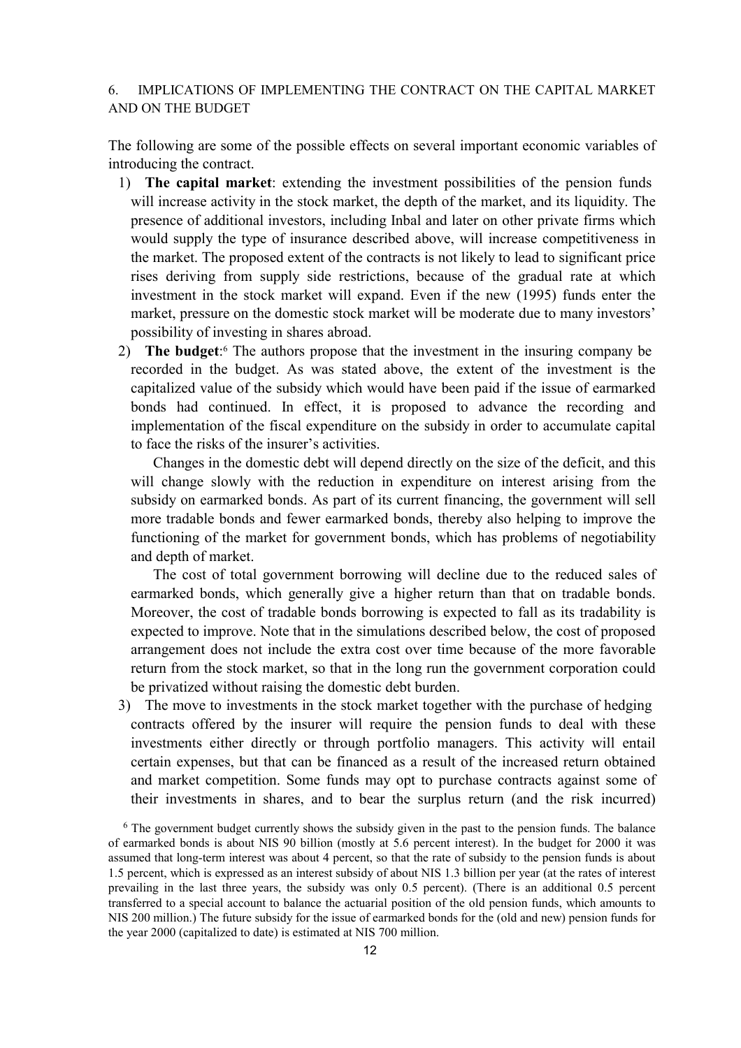## 6. IMPLICATIONS OF IMPLEMENTING THE CONTRACT ON THE CAPITAL MARKET AND ON THE BUDGET

The following are some of the possible effects on several important economic variables of introducing the contract.

1) **The capital market**: extending the investment possibilities of the pension funds will increase activity in the stock market, the depth of the market, and its liquidity. The presence of additional investors, including Inbal and later on other private firms which would supply the type of insurance described above, will increase competitiveness in the market. The proposed extent of the contracts is not likely to lead to significant price rises deriving from supply side restrictions, because of the gradual rate at which investment in the stock market will expand. Even if the new (1995) funds enter the market, pressure on the domestic stock market will be moderate due to many investors' possibility of investing in shares abroad.

2) **The budget**:[6] The authors propose that the investment in the insuring company be recorded in the budget. As was stated above, the extent of the investment is the capitalized value of the subsidy which would have been paid if the issue of earmarked bonds had continued. In effect, it is proposed to advance the recording and implementation of the fiscal expenditure on the subsidy in order to accumulate capital to face the risks of the insurer's activities.

   Changes in the domestic debt will depend directly on the size of the deficit, and this will change slowly with the reduction in expenditure on interest arising from the subsidy on earmarked bonds. As part of its current financing, the government will sell more tradable bonds and fewer earmarked bonds, thereby also helping to improve the functioning of the market for government bonds, which has problems of negotiability and depth of market.

   The cost of total government borrowing will decline due to the reduced sales of earmarked bonds, which generally give a higher return than that on tradable bonds. Moreover, the cost of tradable bonds borrowing is expected to fall as its tradability is expected to improve. Note that in the simulations described below, the cost of proposed arrangement does not include the extra cost over time because of the more favorable return from the stock market, so that in the long run the government corporation could be privatized without raising the domestic debt burden.

3) The move to investments in the stock market together with the purchase of hedging contracts offered by the insurer will require the pension funds to deal with these investments either directly or through portfolio managers. This activity will entail certain expenses, but that can be financed as a result of the increased return obtained and market competition. Some funds may opt to purchase contracts against some of their investments in shares, and to bear the surplus return (and the risk incurred)

[6] The government budget currently shows the subsidy given in the past to the pension funds. The balance of earmarked bonds is about NIS 90 billion (mostly at 5.6 percent interest). In the budget for 2000 it was assumed that long-term interest was about 4 percent, so that the rate of subsidy to the pension funds is about 1.5 percent, which is expressed as an interest subsidy of about NIS 1.3 billion per year (at the rates of interest prevailing in the last three years, the subsidy was only 0.5 percent). (There is an additional 0.5 percent transferred to a special account to balance the actuarial position of the old pension funds, which amounts to NIS 200 million.) The future subsidy for the issue of earmarked bonds for the (old and new) pension funds for the year 2000 (capitalized to date) is estimated at NIS 700 million.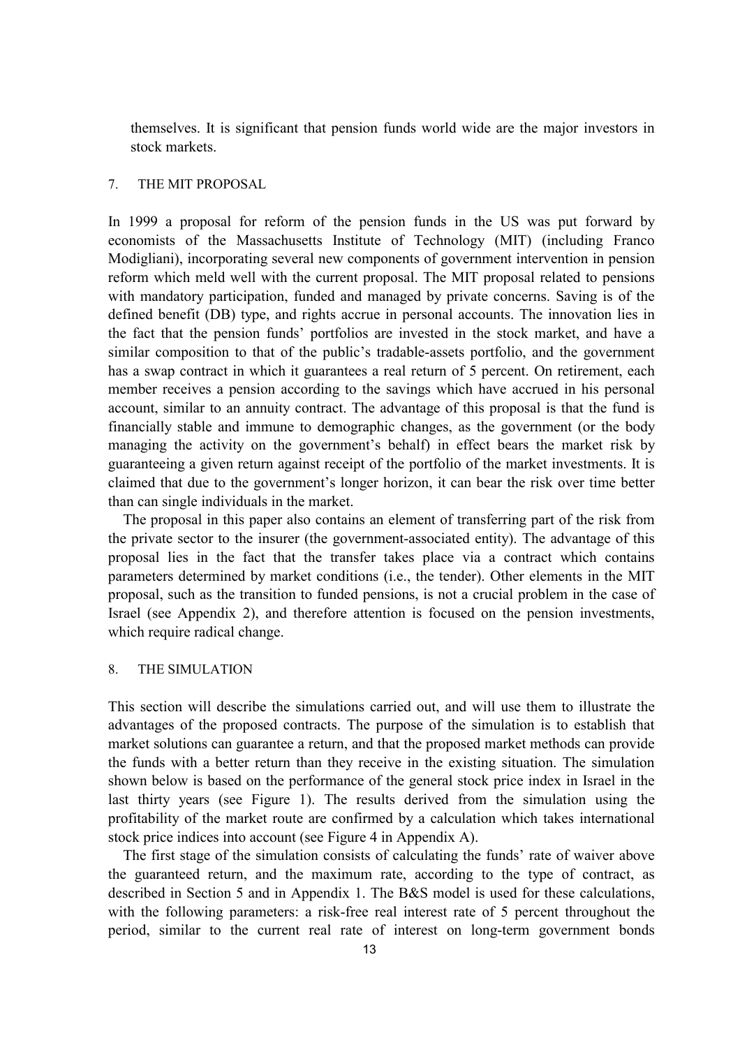themselves. It is significant that pension funds world wide are the major investors in stock markets.

## 7. THE MIT PROPOSAL

In 1999 a proposal for reform of the pension funds in the US was put forward by economists of the Massachusetts Institute of Technology (MIT) (including Franco Modigliani), incorporating several new components of government intervention in pension reform which meld well with the current proposal. The MIT proposal related to pensions with mandatory participation, funded and managed by private concerns. Saving is of the defined benefit (DB) type, and rights accrue in personal accounts. The innovation lies in the fact that the pension funds' portfolios are invested in the stock market, and have a similar composition to that of the public's tradable-assets portfolio, and the government has a swap contract in which it guarantees a real return of 5 percent. On retirement, each member receives a pension according to the savings which have accrued in his personal account, similar to an annuity contract. The advantage of this proposal is that the fund is financially stable and immune to demographic changes, as the government (or the body managing the activity on the government's behalf) in effect bears the market risk by guaranteeing a given return against receipt of the portfolio of the market investments. It is claimed that due to the government's longer horizon, it can bear the risk over time better than can single individuals in the market.

The proposal in this paper also contains an element of transferring part of the risk from the private sector to the insurer (the government-associated entity). The advantage of this proposal lies in the fact that the transfer takes place via a contract which contains parameters determined by market conditions (i.e., the tender). Other elements in the MIT proposal, such as the transition to funded pensions, is not a crucial problem in the case of Israel (see Appendix 2), and therefore attention is focused on the pension investments, which require radical change.

## 8. THE SIMULATION

This section will describe the simulations carried out, and will use them to illustrate the advantages of the proposed contracts. The purpose of the simulation is to establish that market solutions can guarantee a return, and that the proposed market methods can provide the funds with a better return than they receive in the existing situation. The simulation shown below is based on the performance of the general stock price index in Israel in the last thirty years (see Figure 1). The results derived from the simulation using the profitability of the market route are confirmed by a calculation which takes international stock price indices into account (see Figure 4 in Appendix A).

The first stage of the simulation consists of calculating the funds' rate of waiver above the guaranteed return, and the maximum rate, according to the type of contract, as described in Section 5 and in Appendix 1. The B&S model is used for these calculations, with the following parameters: a risk-free real interest rate of 5 percent throughout the period, similar to the current real rate of interest on long-term government bonds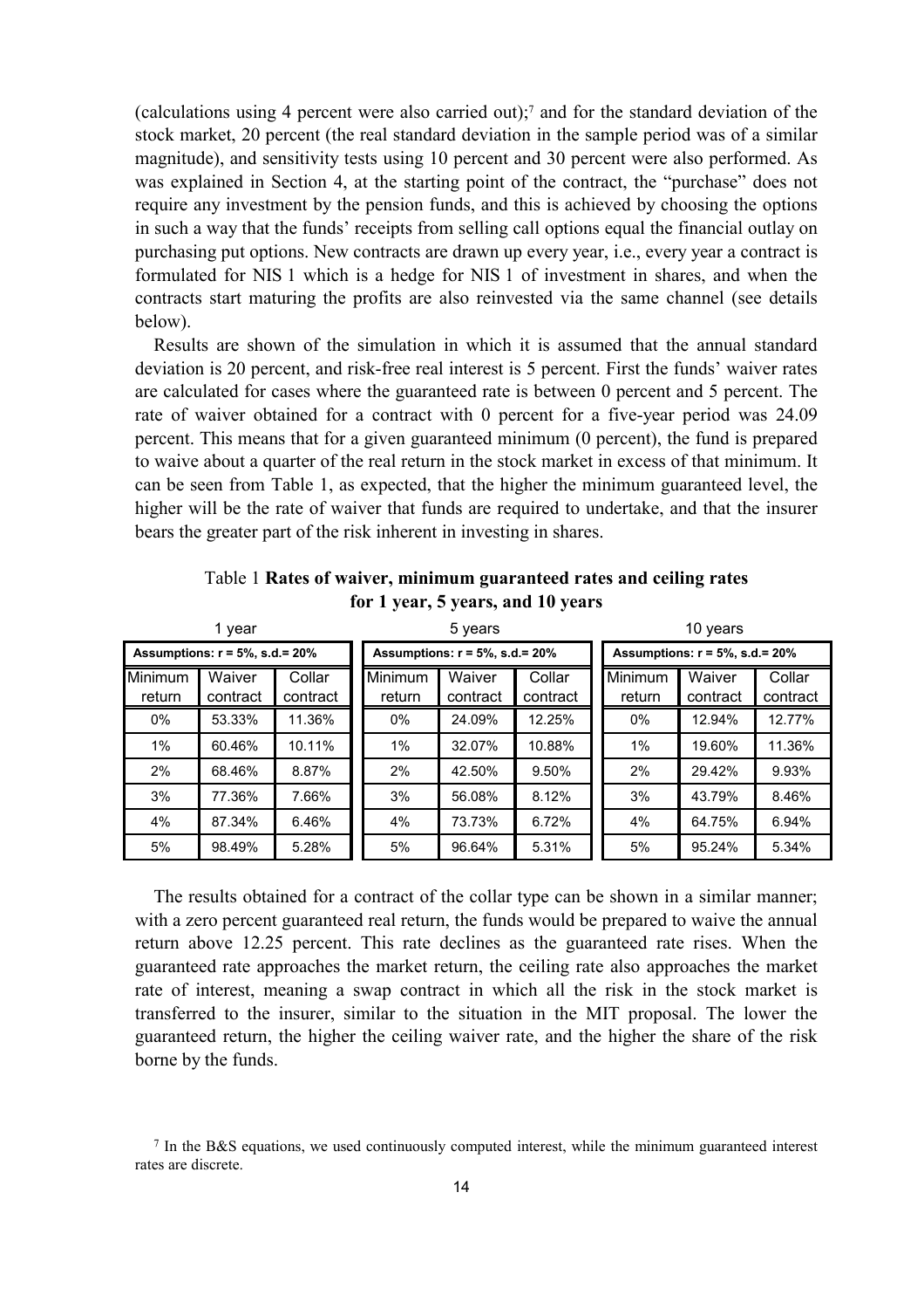(calculations using 4 percent were also carried out);[7] and for the standard deviation of the stock market, 20 percent (the real standard deviation in the sample period was of a similar magnitude), and sensitivity tests using 10 percent and 30 percent were also performed. As was explained in Section 4, at the starting point of the contract, the "purchase" does not require any investment by the pension funds, and this is achieved by choosing the options in such a way that the funds' receipts from selling call options equal the financial outlay on purchasing put options. New contracts are drawn up every year, i.e., every year a contract is formulated for NIS 1 which is a hedge for NIS 1 of investment in shares, and when the contracts start maturing the profits are also reinvested via the same channel (see details below).

Results are shown of the simulation in which it is assumed that the annual standard deviation is 20 percent, and risk-free real interest is 5 percent. First the funds' waiver rates are calculated for cases where the guaranteed rate is between 0 percent and 5 percent. The rate of waiver obtained for a contract with 0 percent for a five-year period was 24.09 percent. This means that for a given guaranteed minimum (0 percent), the fund is prepared to waive about a quarter of the real return in the stock market in excess of that minimum. It can be seen from Table 1, as expected, that the higher the minimum guaranteed level, the higher will be the rate of waiver that funds are required to undertake, and that the insurer bears the greater part of the risk inherent in investing in shares.

Table 1 **Rates of waiver, minimum guaranteed rates and ceiling rates for 1 year, 5 years, and 10 years**

| 1 year | | | 5 years | | | 10 years | | |
|---|---|---|---|---|---|---|---|---|
| Assumptions: r = 5%, s.d.= 20% | | | Assumptions: r = 5%, s.d.= 20% | | | Assumptions: r = 5%, s.d.= 20% | | |
| Minimum return | Waiver contract | Collar contract | Minimum return | Waiver contract | Collar contract | Minimum return | Waiver contract | Collar contract |
| 0% | 53.33% | 11.36% | 0% | 24.09% | 12.25% | 0% | 12.94% | 12.77% |
| 1% | 60.46% | 10.11% | 1% | 32.07% | 10.88% | 1% | 19.60% | 11.36% |
| 2% | 68.46% | 8.87% | 2% | 42.50% | 9.50% | 2% | 29.42% | 9.93% |
| 3% | 77.36% | 7.66% | 3% | 56.08% | 8.12% | 3% | 43.79% | 8.46% |
| 4% | 87.34% | 6.46% | 4% | 73.73% | 6.72% | 4% | 64.75% | 6.94% |
| 5% | 98.49% | 5.28% | 5% | 96.64% | 5.31% | 5% | 95.24% | 5.34% |

The results obtained for a contract of the collar type can be shown in a similar manner; with a zero percent guaranteed real return, the funds would be prepared to waive the annual return above 12.25 percent. This rate declines as the guaranteed rate rises. When the guaranteed rate approaches the market return, the ceiling rate also approaches the market rate of interest, meaning a swap contract in which all the risk in the stock market is transferred to the insurer, similar to the situation in the MIT proposal. The lower the guaranteed return, the higher the ceiling waiver rate, and the higher the share of the risk borne by the funds.

[7] In the B&S equations, we used continuously computed interest, while the minimum guaranteed interest rates are discrete.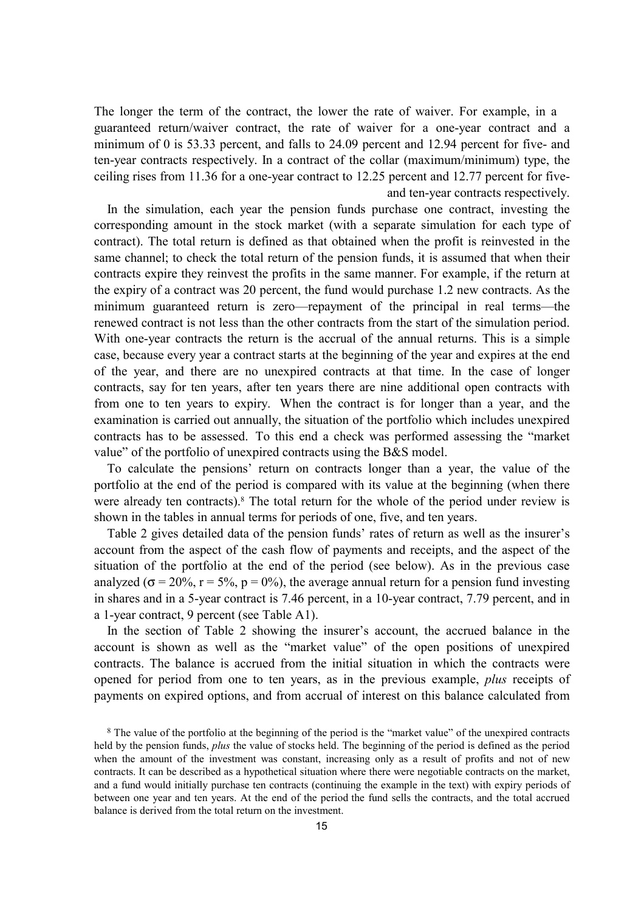The longer the term of the contract, the lower the rate of waiver. For example, in a guaranteed return/waiver contract, the rate of waiver for a one-year contract and a minimum of 0 is 53.33 percent, and falls to 24.09 percent and 12.94 percent for five- and ten-year contracts respectively. In a contract of the collar (maximum/minimum) type, the ceiling rises from 11.36 for a one-year contract to 12.25 percent and 12.77 percent for five- and ten-year contracts respectively.

In the simulation, each year the pension funds purchase one contract, investing the corresponding amount in the stock market (with a separate simulation for each type of contract). The total return is defined as that obtained when the profit is reinvested in the same channel; to check the total return of the pension funds, it is assumed that when their contracts expire they reinvest the profits in the same manner. For example, if the return at the expiry of a contract was 20 percent, the fund would purchase 1.2 new contracts. As the minimum guaranteed return is zero—repayment of the principal in real terms—the renewed contract is not less than the other contracts from the start of the simulation period. With one-year contracts the return is the accrual of the annual returns. This is a simple case, because every year a contract starts at the beginning of the year and expires at the end of the year, and there are no unexpired contracts at that time. In the case of longer contracts, say for ten years, after ten years there are nine additional open contracts with from one to ten years to expiry. When the contract is for longer than a year, and the examination is carried out annually, the situation of the portfolio which includes unexpired contracts has to be assessed. To this end a check was performed assessing the "market value" of the portfolio of unexpired contracts using the B&S model.

To calculate the pensions' return on contracts longer than a year, the value of the portfolio at the end of the period is compared with its value at the beginning (when there were already ten contracts).[8] The total return for the whole of the period under review is shown in the tables in annual terms for periods of one, five, and ten years.

Table 2 gives detailed data of the pension funds' rates of return as well as the insurer's account from the aspect of the cash flow of payments and receipts, and the aspect of the situation of the portfolio at the end of the period (see below). As in the previous case analyzed ($\sigma = 20\%$, $r = 5\%$, $p = 0\%$), the average annual return for a pension fund investing in shares and in a 5-year contract is 7.46 percent, in a 10-year contract, 7.79 percent, and in a 1-year contract, 9 percent (see Table A1).

In the section of Table 2 showing the insurer's account, the accrued balance in the account is shown as well as the "market value" of the open positions of unexpired contracts. The balance is accrued from the initial situation in which the contracts were opened for period from one to ten years, as in the previous example, *plus* receipts of payments on expired options, and from accrual of interest on this balance calculated from

[8] The value of the portfolio at the beginning of the period is the "market value" of the unexpired contracts held by the pension funds, *plus* the value of stocks held. The beginning of the period is defined as the period when the amount of the investment was constant, increasing only as a result of profits and not of new contracts. It can be described as a hypothetical situation where there were negotiable contracts on the market, and a fund would initially purchase ten contracts (continuing the example in the text) with expiry periods of between one year and ten years. At the end of the period the fund sells the contracts, and the total accrued balance is derived from the total return on the investment.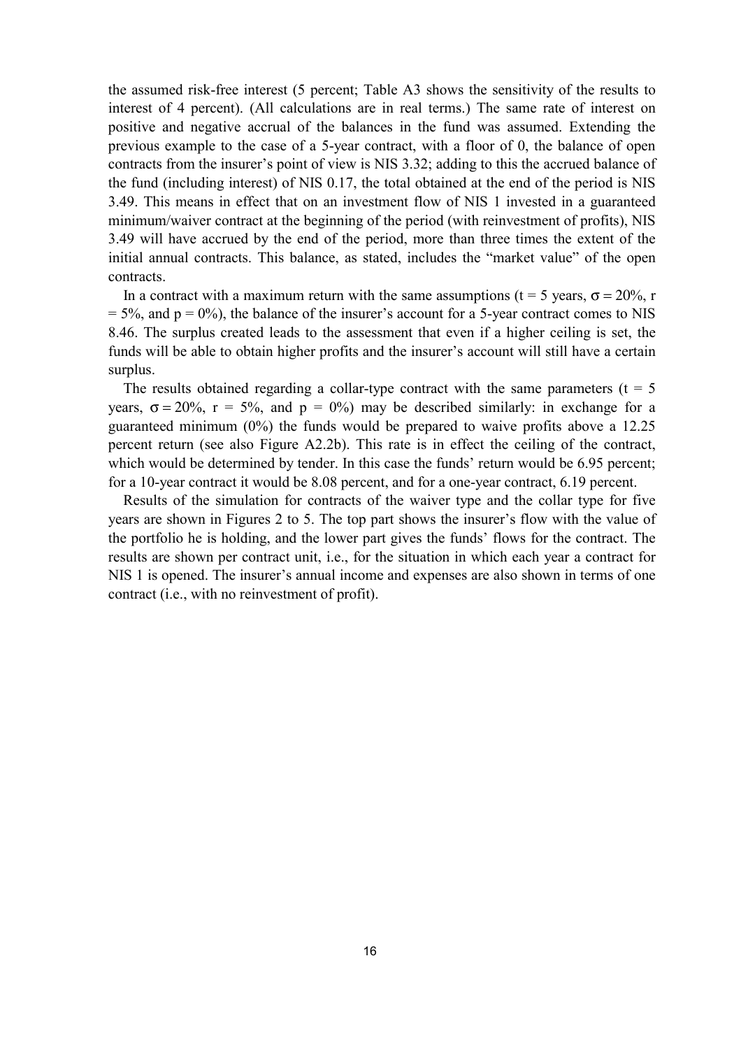the assumed risk-free interest (5 percent; Table A3 shows the sensitivity of the results to interest of 4 percent). (All calculations are in real terms.) The same rate of interest on positive and negative accrual of the balances in the fund was assumed. Extending the previous example to the case of a 5-year contract, with a floor of 0, the balance of open contracts from the insurer's point of view is NIS 3.32; adding to this the accrued balance of the fund (including interest) of NIS 0.17, the total obtained at the end of the period is NIS 3.49. This means in effect that on an investment flow of NIS 1 invested in a guaranteed minimum/waiver contract at the beginning of the period (with reinvestment of profits), NIS 3.49 will have accrued by the end of the period, more than three times the extent of the initial annual contracts. This balance, as stated, includes the "market value" of the open contracts.

In a contract with a maximum return with the same assumptions ($t = 5$ years, $\sigma = 20\%$, $r = 5\%$, and $p = 0\%$), the balance of the insurer's account for a 5-year contract comes to NIS 8.46. The surplus created leads to the assessment that even if a higher ceiling is set, the funds will be able to obtain higher profits and the insurer's account will still have a certain surplus.

The results obtained regarding a collar-type contract with the same parameters ($t = 5$ years, $\sigma = 20\%$, $r = 5\%$, and $p = 0\%$) may be described similarly: in exchange for a guaranteed minimum (0%) the funds would be prepared to waive profits above a 12.25 percent return (see also Figure A2.2b). This rate is in effect the ceiling of the contract, which would be determined by tender. In this case the funds' return would be 6.95 percent; for a 10-year contract it would be 8.08 percent, and for a one-year contract, 6.19 percent.

Results of the simulation for contracts of the waiver type and the collar type for five years are shown in Figures 2 to 5. The top part shows the insurer's flow with the value of the portfolio he is holding, and the lower part gives the funds' flows for the contract. The results are shown per contract unit, i.e., for the situation in which each year a contract for NIS 1 is opened. The insurer's annual income and expenses are also shown in terms of one contract (i.e., with no reinvestment of profit).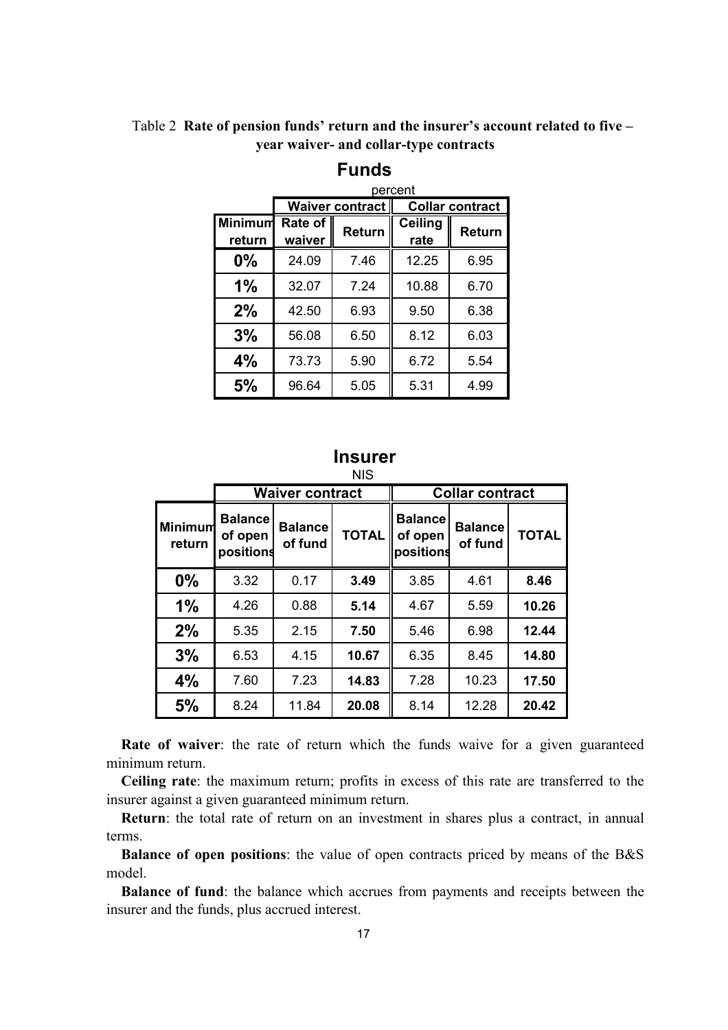Table 2 **Rate of pension funds' return and the insurer's account related to five – year waiver- and collar-type contracts**

**Funds**

percent

| | Waiver contract | | Collar contract | |
|---|---|---|---|---|
| **Minimum return** | **Rate of waiver** | **Return** | **Ceiling rate** | **Return** |
| **0%** | 24.09 | 7.46 | 12.25 | 6.95 |
| **1%** | 32.07 | 7.24 | 10.88 | 6.70 |
| **2%** | 42.50 | 6.93 | 9.50 | 6.38 |
| **3%** | 56.08 | 6.50 | 8.12 | 6.03 |
| **4%** | 73.73 | 5.90 | 6.72 | 5.54 |
| **5%** | 96.64 | 5.05 | 5.31 | 4.99 |

**Insurer**

NIS

| | Waiver contract | | | Collar contract | | |
|---|---|---|---|---|---|---|
| **Minimum return** | **Balance of open positions** | **Balance of fund** | **TOTAL** | **Balance of open positions** | **Balance of fund** | **TOTAL** |
| **0%** | 3.32 | 0.17 | **3.49** | 3.85 | 4.61 | **8.46** |
| **1%** | 4.26 | 0.88 | **5.14** | 4.67 | 5.59 | **10.26** |
| **2%** | 5.35 | 2.15 | **7.50** | 5.46 | 6.98 | **12.44** |
| **3%** | 6.53 | 4.15 | **10.67** | 6.35 | 8.45 | **14.80** |
| **4%** | 7.60 | 7.23 | **14.83** | 7.28 | 10.23 | **17.50** |
| **5%** | 8.24 | 11.84 | **20.08** | 8.14 | 12.28 | **20.42** |

**Rate of waiver**: the rate of return which the funds waive for a given guaranteed minimum return.

**Ceiling rate**: the maximum return; profits in excess of this rate are transferred to the insurer against a given guaranteed minimum return.

**Return**: the total rate of return on an investment in shares plus a contract, in annual terms.

**Balance of open positions**: the value of open contracts priced by means of the B&S model.

**Balance of fund**: the balance which accrues from payments and receipts between the insurer and the funds, plus accrued interest.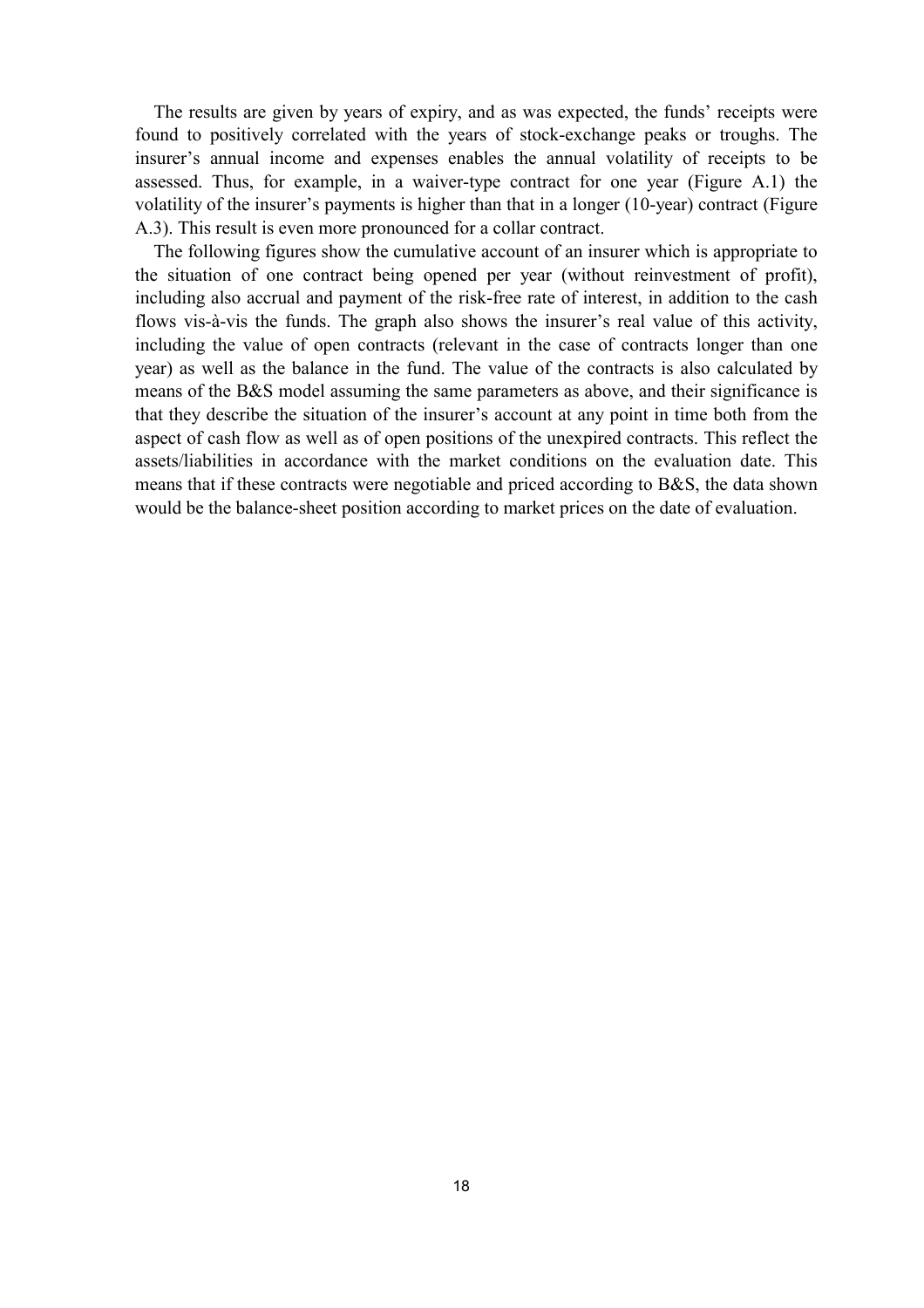The results are given by years of expiry, and as was expected, the funds' receipts were found to positively correlated with the years of stock-exchange peaks or troughs. The insurer's annual income and expenses enables the annual volatility of receipts to be assessed. Thus, for example, in a waiver-type contract for one year (Figure A.1) the volatility of the insurer's payments is higher than that in a longer (10-year) contract (Figure A.3). This result is even more pronounced for a collar contract.

The following figures show the cumulative account of an insurer which is appropriate to the situation of one contract being opened per year (without reinvestment of profit), including also accrual and payment of the risk-free rate of interest, in addition to the cash flows vis-à-vis the funds. The graph also shows the insurer's real value of this activity, including the value of open contracts (relevant in the case of contracts longer than one year) as well as the balance in the fund. The value of the contracts is also calculated by means of the B&S model assuming the same parameters as above, and their significance is that they describe the situation of the insurer's account at any point in time both from the aspect of cash flow as well as of open positions of the unexpired contracts. This reflect the assets/liabilities in accordance with the market conditions on the evaluation date. This means that if these contracts were negotiable and priced according to B&S, the data shown would be the balance-sheet position according to market prices on the date of evaluation.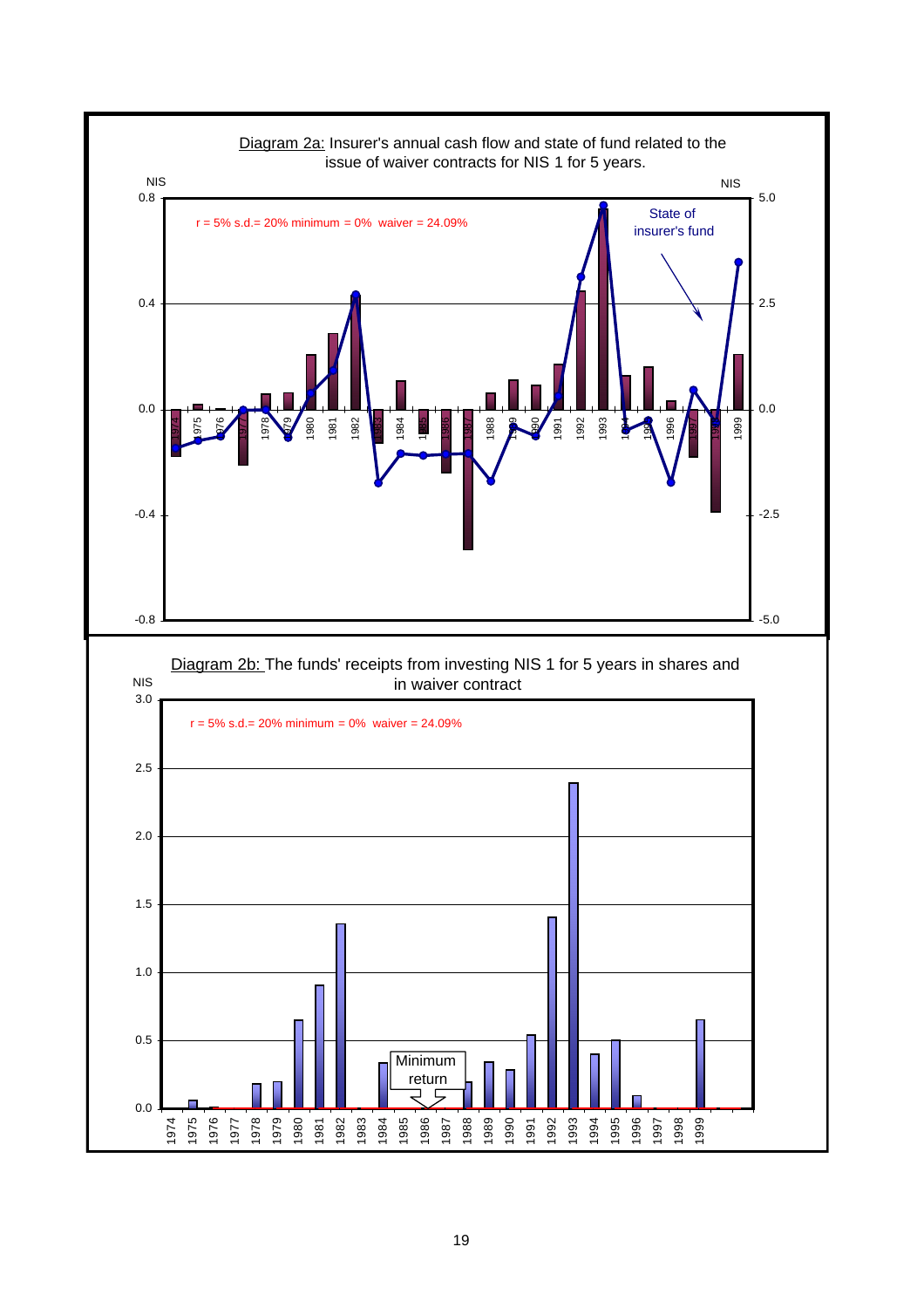Diagram 2a: Insurer's annual cash flow and state of fund related to the issue of waiver contracts for NIS 1 for 5 years.

Diagram 2b: The funds' receipts from investing NIS 1 for 5 years in shares and in waiver contract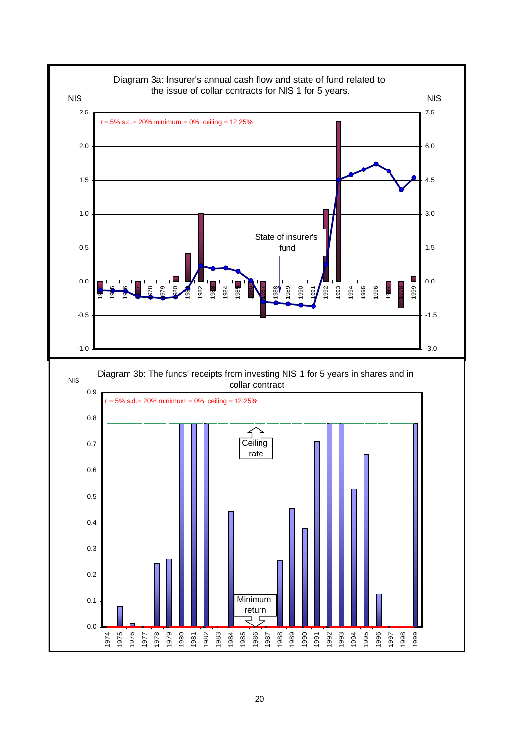**Diagram 3a:** Insurer's annual cash flow and state of fund related to the issue of collar contracts for NIS 1 for 5 years.

r = 5% s.d.= 20% minimum = 0% ceiling = 12.25%

**Diagram 3b:** The funds' receipts from investing NIS 1 for 5 years in shares and in collar contract

r = 5% s.d.= 20% minimum = 0% ceiling = 12.25%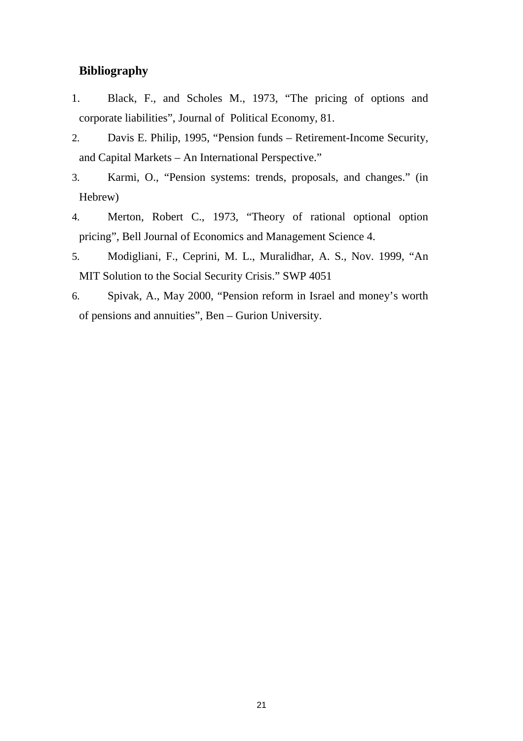## Bibliography

1. Black, F., and Scholes M., 1973, "The pricing of options and corporate liabilities", Journal of Political Economy, 81.
2. Davis E. Philip, 1995, "Pension funds – Retirement-Income Security, and Capital Markets – An International Perspective."
3. Karmi, O., "Pension systems: trends, proposals, and changes." (in Hebrew)
4. Merton, Robert C., 1973, "Theory of rational optional option pricing", Bell Journal of Economics and Management Science 4.
5. Modigliani, F., Ceprini, M. L., Muralidhar, A. S., Nov. 1999, "An MIT Solution to the Social Security Crisis." SWP 4051
6. Spivak, A., May 2000, "Pension reform in Israel and money's worth of pensions and annuities", Ben – Gurion University.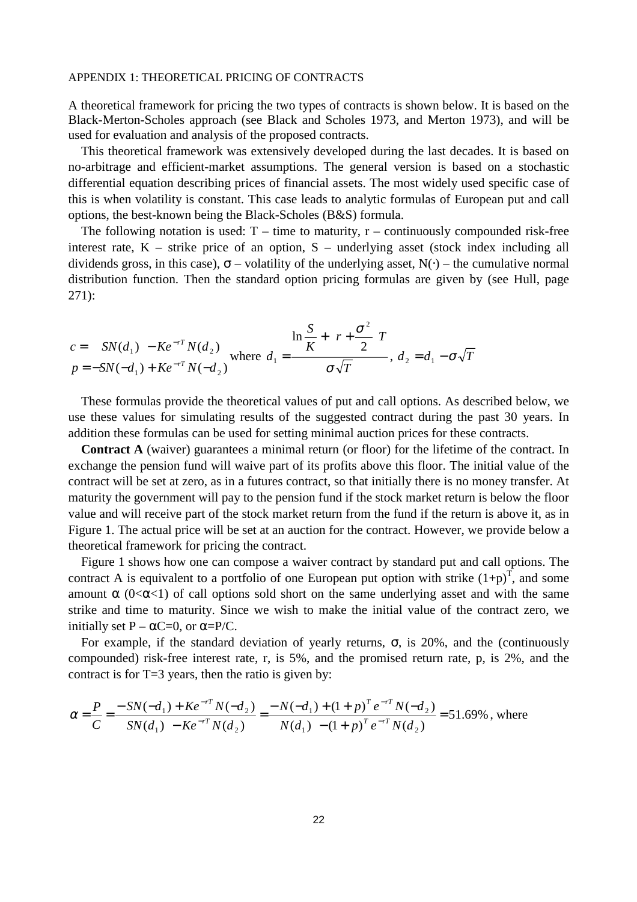APPENDIX 1: THEORETICAL PRICING OF CONTRACTS

A theoretical framework for pricing the two types of contracts is shown below. It is based on the Black-Merton-Scholes approach (see Black and Scholes 1973, and Merton 1973), and will be used for evaluation and analysis of the proposed contracts.

This theoretical framework was extensively developed during the last decades. It is based on no-arbitrage and efficient-market assumptions. The general version is based on a stochastic differential equation describing prices of financial assets. The most widely used specific case of this is when volatility is constant. This case leads to analytic formulas of European put and call options, the best-known being the Black-Scholes (B&S) formula.

The following notation is used: T – time to maturity, r – continuously compounded risk-free interest rate, K – strike price of an option, S – underlying asset (stock index including all dividends gross, in this case), $\sigma$ – volatility of the underlying asset, $N(\cdot)$ – the cumulative normal distribution function. Then the standard option pricing formulas are given by (see Hull, page 271):

$$c = SN(d_1) - Ke^{-rT}N(d_2)$$
$$p = -SN(-d_1) + Ke^{-rT}N(-d_2) \quad \text{where } d_1 = \frac{\ln\frac{S}{K} + \left(r + \frac{\sigma^2}{2}\right)T}{\sigma\sqrt{T}}, \; d_2 = d_1 - \sigma\sqrt{T}$$

These formulas provide the theoretical values of put and call options. As described below, we use these values for simulating results of the suggested contract during the past 30 years. In addition these formulas can be used for setting minimal auction prices for these contracts.

**Contract A** (waiver) guarantees a minimal return (or floor) for the lifetime of the contract. In exchange the pension fund will waive part of its profits above this floor. The initial value of the contract will be set at zero, as in a futures contract, so that initially there is no money transfer. At maturity the government will pay to the pension fund if the stock market return is below the floor value and will receive part of the stock market return from the fund if the return is above it, as in Figure 1. The actual price will be set at an auction for the contract. However, we provide below a theoretical framework for pricing the contract.

Figure 1 shows how one can compose a waiver contract by standard put and call options. The contract A is equivalent to a portfolio of one European put option with strike $(1+p)^T$, and some amount $\alpha$ $(0<\alpha<1)$ of call options sold short on the same underlying asset and with the same strike and time to maturity. Since we wish to make the initial value of the contract zero, we initially set $P - \alpha C = 0$, or $\alpha = P/C$.

For example, if the standard deviation of yearly returns, $\sigma$, is 20%, and the (continuously compounded) risk-free interest rate, r, is 5%, and the promised return rate, p, is 2%, and the contract is for T=3 years, then the ratio is given by:

$$\alpha = \frac{P}{C} = \frac{-SN(-d_1) + Ke^{-rT}N(-d_2)}{SN(d_1) - Ke^{-rT}N(d_2)} = \frac{-N(-d_1) + (1+p)^T e^{-rT}N(-d_2)}{N(d_1) - (1+p)^T e^{-rT}N(d_2)} = 51.69\%, \text{ where}$$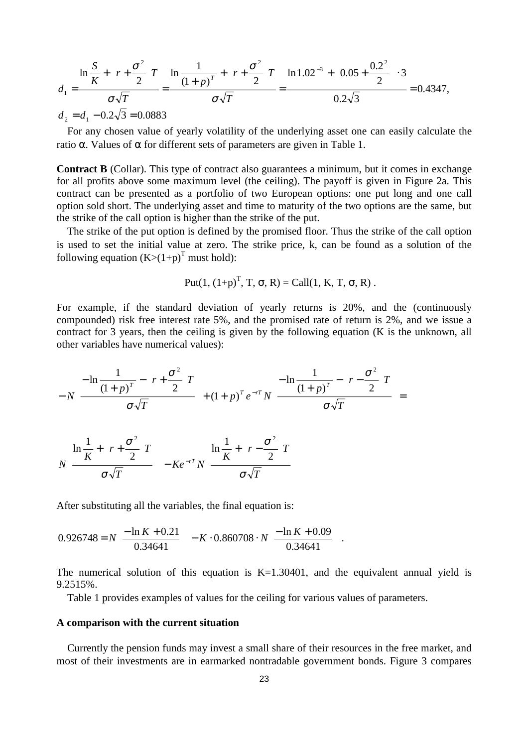$$d_1 = \frac{\ln\frac{S}{K} + \left(r + \frac{\sigma^2}{2}\right)T}{\sigma\sqrt{T}} = \frac{\ln\frac{1}{(1+p)^T} + \left(r + \frac{\sigma^2}{2}\right)T}{\sigma\sqrt{T}} = \frac{\ln 1.02^{-3} + \left(0.05 + \frac{0.2^2}{2}\right)\cdot 3}{0.2\sqrt{3}} = 0.4347,$$

$$d_2 = d_1 - 0.2\sqrt{3} = 0.0883$$

For any chosen value of yearly volatility of the underlying asset one can easily calculate the ratio $\alpha$. Values of $\alpha$ for different sets of parameters are given in Table 1.

**Contract B** (Collar). This type of contract also guarantees a minimum, but it comes in exchange for all profits above some maximum level (the ceiling). The payoff is given in Figure 2a. This contract can be presented as a portfolio of two European options: one put long and one call option sold short. The underlying asset and time to maturity of the two options are the same, but the strike of the call option is higher than the strike of the put.

The strike of the put option is defined by the promised floor. Thus the strike of the call option is used to set the initial value at zero. The strike price, k, can be found as a solution of the following equation ($K>(1+p)^T$ must hold):

$$\text{Put}(1, (1+p)^T, T, \sigma, R) = \text{Call}(1, K, T, \sigma, R) .$$

For example, if the standard deviation of yearly returns is 20%, and the (continuously compounded) risk free interest rate 5%, and the promised rate of return is 2%, and we issue a contract for 3 years, then the ceiling is given by the following equation (K is the unknown, all other variables have numerical values):

$$-N\left(\frac{-\ln\frac{1}{(1+p)^T} - \left(r + \frac{\sigma^2}{2}\right)T}{\sigma\sqrt{T}}\right) + (1+p)^T e^{-rT} N\left(\frac{-\ln\frac{1}{(1+p)^T} - \left(r - \frac{\sigma^2}{2}\right)T}{\sigma\sqrt{T}}\right) =$$

$$N\left(\frac{\ln\frac{1}{K} + \left(r + \frac{\sigma^2}{2}\right)T}{\sigma\sqrt{T}}\right) - Ke^{-rT} N\left(\frac{\ln\frac{1}{K} + \left(r - \frac{\sigma^2}{2}\right)T}{\sigma\sqrt{T}}\right)$$

After substituting all the variables, the final equation is:

$$0.926748 = N\left(\frac{-\ln K + 0.21}{0.34641}\right) - K \cdot 0.860708 \cdot N\left(\frac{-\ln K + 0.09}{0.34641}\right) .$$

The numerical solution of this equation is K=1.30401, and the equivalent annual yield is 9.2515%.

Table 1 provides examples of values for the ceiling for various values of parameters.

### A comparison with the current situation

Currently the pension funds may invest a small share of their resources in the free market, and most of their investments are in earmarked nontradable government bonds. Figure 3 compares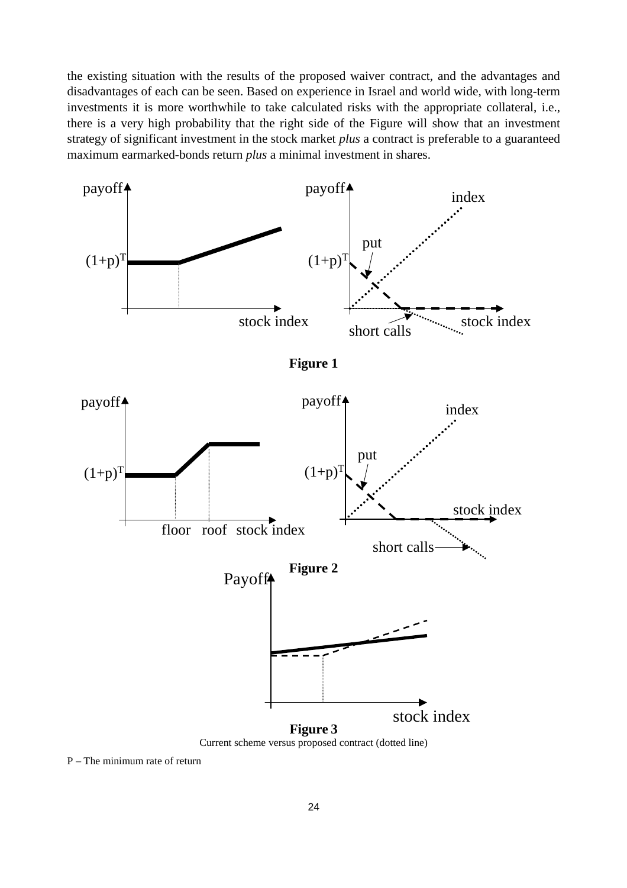the existing situation with the results of the proposed waiver contract, and the advantages and disadvantages of each can be seen. Based on experience in Israel and world wide, with long-term investments it is more worthwhile to take calculated risks with the appropriate collateral, i.e., there is a very high probability that the right side of the Figure will show that an investment strategy of significant investment in the stock market *plus* a contract is preferable to a guaranteed maximum earmarked-bonds return *plus* a minimal investment in shares.

**Figure 1**

**Figure 2**

**Figure 3**

Current scheme versus proposed contract (dotted line)

P – The minimum rate of return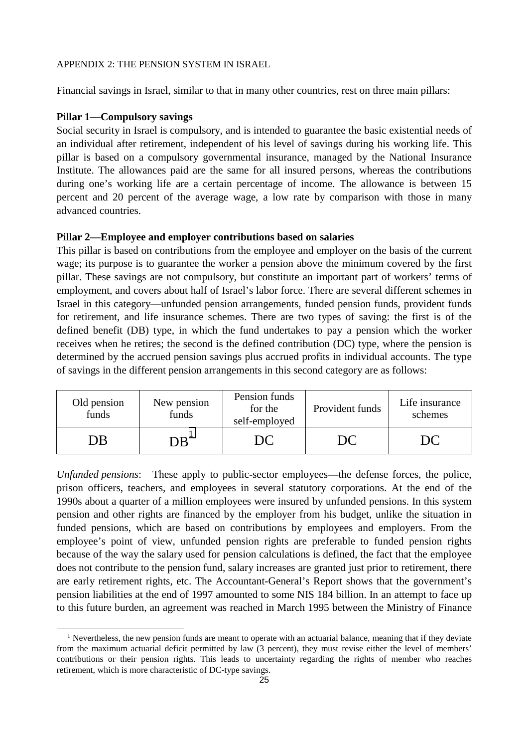APPENDIX 2: THE PENSION SYSTEM IN ISRAEL

Financial savings in Israel, similar to that in many other countries, rest on three main pillars:

**Pillar 1—Compulsory savings**

Social security in Israel is compulsory, and is intended to guarantee the basic existential needs of an individual after retirement, independent of his level of savings during his working life. This pillar is based on a compulsory governmental insurance, managed by the National Insurance Institute. The allowances paid are the same for all insured persons, whereas the contributions during one's working life are a certain percentage of income. The allowance is between 15 percent and 20 percent of the average wage, a low rate by comparison with those in many advanced countries.

**Pillar 2—Employee and employer contributions based on salaries**

This pillar is based on contributions from the employee and employer on the basis of the current wage; its purpose is to guarantee the worker a pension above the minimum covered by the first pillar. These savings are not compulsory, but constitute an important part of workers' terms of employment, and covers about half of Israel's labor force. There are several different schemes in Israel in this category—unfunded pension arrangements, funded pension funds, provident funds for retirement, and life insurance schemes. There are two types of saving: the first is of the defined benefit (DB) type, in which the fund undertakes to pay a pension which the worker receives when he retires; the second is the defined contribution (DC) type, where the pension is determined by the accrued pension savings plus accrued profits in individual accounts. The type of savings in the different pension arrangements in this second category are as follows:

| Old pension funds | New pension funds | Pension funds for the self-employed | Provident funds | Life insurance schemes |
|---|---|---|---|---|
| DB | DB[1] | DC | DC | DC |

*Unfunded pensions*: These apply to public-sector employees—the defense forces, the police, prison officers, teachers, and employees in several statutory corporations. At the end of the 1990s about a quarter of a million employees were insured by unfunded pensions. In this system pension and other rights are financed by the employer from his budget, unlike the situation in funded pensions, which are based on contributions by employees and employers. From the employee's point of view, unfunded pension rights are preferable to funded pension rights because of the way the salary used for pension calculations is defined, the fact that the employee does not contribute to the pension fund, salary increases are granted just prior to retirement, there are early retirement rights, etc. The Accountant-General's Report shows that the government's pension liabilities at the end of 1997 amounted to some NIS 184 billion. In an attempt to face up to this future burden, an agreement was reached in March 1995 between the Ministry of Finance

[1] Nevertheless, the new pension funds are meant to operate with an actuarial balance, meaning that if they deviate from the maximum actuarial deficit permitted by law (3 percent), they must revise either the level of members' contributions or their pension rights. This leads to uncertainty regarding the rights of member who reaches retirement, which is more characteristic of DC-type savings.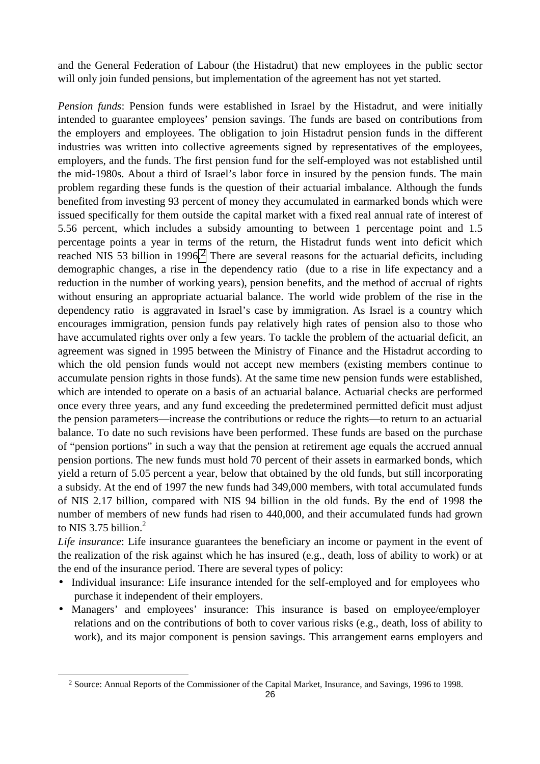and the General Federation of Labour (the Histadrut) that new employees in the public sector will only join funded pensions, but implementation of the agreement has not yet started.

*Pension funds*: Pension funds were established in Israel by the Histadrut, and were initially intended to guarantee employees' pension savings. The funds are based on contributions from the employers and employees. The obligation to join Histadrut pension funds in the different industries was written into collective agreements signed by representatives of the employees, employers, and the funds. The first pension fund for the self-employed was not established until the mid-1980s. About a third of Israel's labor force in insured by the pension funds. The main problem regarding these funds is the question of their actuarial imbalance. Although the funds benefited from investing 93 percent of money they accumulated in earmarked bonds which were issued specifically for them outside the capital market with a fixed real annual rate of interest of 5.56 percent, which includes a subsidy amounting to between 1 percentage point and 1.5 percentage points a year in terms of the return, the Histadrut funds went into deficit which reached NIS 53 billion in 1996.[2] There are several reasons for the actuarial deficits, including demographic changes, a rise in the dependency ratio (due to a rise in life expectancy and a reduction in the number of working years), pension benefits, and the method of accrual of rights without ensuring an appropriate actuarial balance. The world wide problem of the rise in the dependency ratio is aggravated in Israel's case by immigration. As Israel is a country which encourages immigration, pension funds pay relatively high rates of pension also to those who have accumulated rights over only a few years. To tackle the problem of the actuarial deficit, an agreement was signed in 1995 between the Ministry of Finance and the Histadrut according to which the old pension funds would not accept new members (existing members continue to accumulate pension rights in those funds). At the same time new pension funds were established, which are intended to operate on a basis of an actuarial balance. Actuarial checks are performed once every three years, and any fund exceeding the predetermined permitted deficit must adjust the pension parameters—increase the contributions or reduce the rights—to return to an actuarial balance. To date no such revisions have been performed. These funds are based on the purchase of "pension portions" in such a way that the pension at retirement age equals the accrued annual pension portions. The new funds must hold 70 percent of their assets in earmarked bonds, which yield a return of 5.05 percent a year, below that obtained by the old funds, but still incorporating a subsidy. At the end of 1997 the new funds had 349,000 members, with total accumulated funds of NIS 2.17 billion, compared with NIS 94 billion in the old funds. By the end of 1998 the number of members of new funds had risen to 440,000, and their accumulated funds had grown to NIS 3.75 billion.[2]

*Life insurance*: Life insurance guarantees the beneficiary an income or payment in the event of the realization of the risk against which he has insured (e.g., death, loss of ability to work) or at the end of the insurance period. There are several types of policy:

- Individual insurance: Life insurance intended for the self-employed and for employees who purchase it independent of their employers.
- Managers' and employees' insurance: This insurance is based on employee/employer relations and on the contributions of both to cover various risks (e.g., death, loss of ability to work), and its major component is pension savings. This arrangement earns employers and

[2] Source: Annual Reports of the Commissioner of the Capital Market, Insurance, and Savings, 1996 to 1998.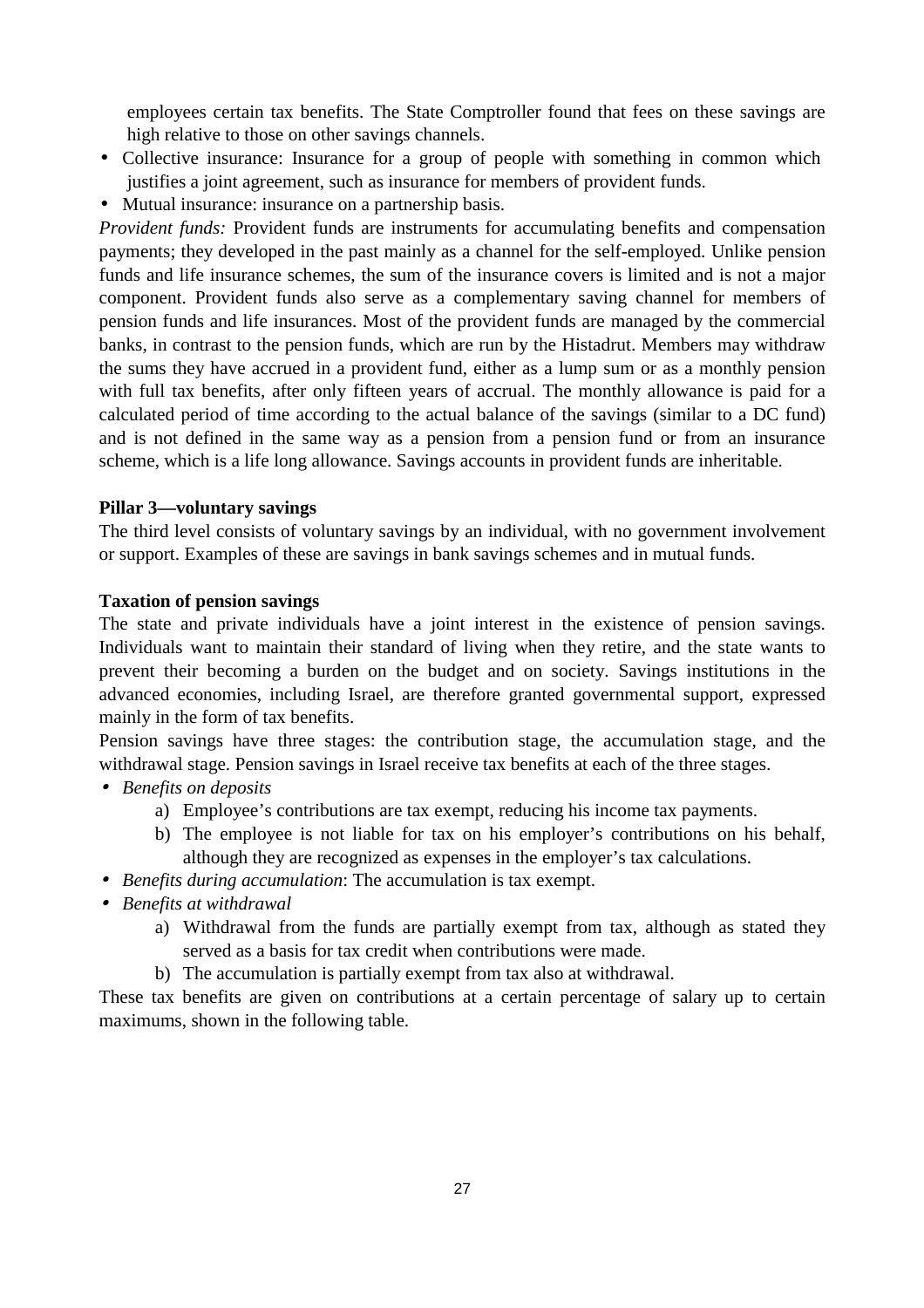employees certain tax benefits. The State Comptroller found that fees on these savings are high relative to those on other savings channels.

- Collective insurance: Insurance for a group of people with something in common which justifies a joint agreement, such as insurance for members of provident funds.
- Mutual insurance: insurance on a partnership basis.

*Provident funds:* Provident funds are instruments for accumulating benefits and compensation payments; they developed in the past mainly as a channel for the self-employed. Unlike pension funds and life insurance schemes, the sum of the insurance covers is limited and is not a major component. Provident funds also serve as a complementary saving channel for members of pension funds and life insurances. Most of the provident funds are managed by the commercial banks, in contrast to the pension funds, which are run by the Histadrut. Members may withdraw the sums they have accrued in a provident fund, either as a lump sum or as a monthly pension with full tax benefits, after only fifteen years of accrual. The monthly allowance is paid for a calculated period of time according to the actual balance of the savings (similar to a DC fund) and is not defined in the same way as a pension from a pension fund or from an insurance scheme, which is a life long allowance. Savings accounts in provident funds are inheritable.

**Pillar 3—voluntary savings**

The third level consists of voluntary savings by an individual, with no government involvement or support. Examples of these are savings in bank savings schemes and in mutual funds.

**Taxation of pension savings**

The state and private individuals have a joint interest in the existence of pension savings. Individuals want to maintain their standard of living when they retire, and the state wants to prevent their becoming a burden on the budget and on society. Savings institutions in the advanced economies, including Israel, are therefore granted governmental support, expressed mainly in the form of tax benefits.

Pension savings have three stages: the contribution stage, the accumulation stage, and the withdrawal stage. Pension savings in Israel receive tax benefits at each of the three stages.

- *Benefits on deposits*
  a) Employee's contributions are tax exempt, reducing his income tax payments.
  b) The employee is not liable for tax on his employer's contributions on his behalf, although they are recognized as expenses in the employer's tax calculations.
- *Benefits during accumulation*: The accumulation is tax exempt.
- *Benefits at withdrawal*
  a) Withdrawal from the funds are partially exempt from tax, although as stated they served as a basis for tax credit when contributions were made.
  b) The accumulation is partially exempt from tax also at withdrawal.

These tax benefits are given on contributions at a certain percentage of salary up to certain maximums, shown in the following table.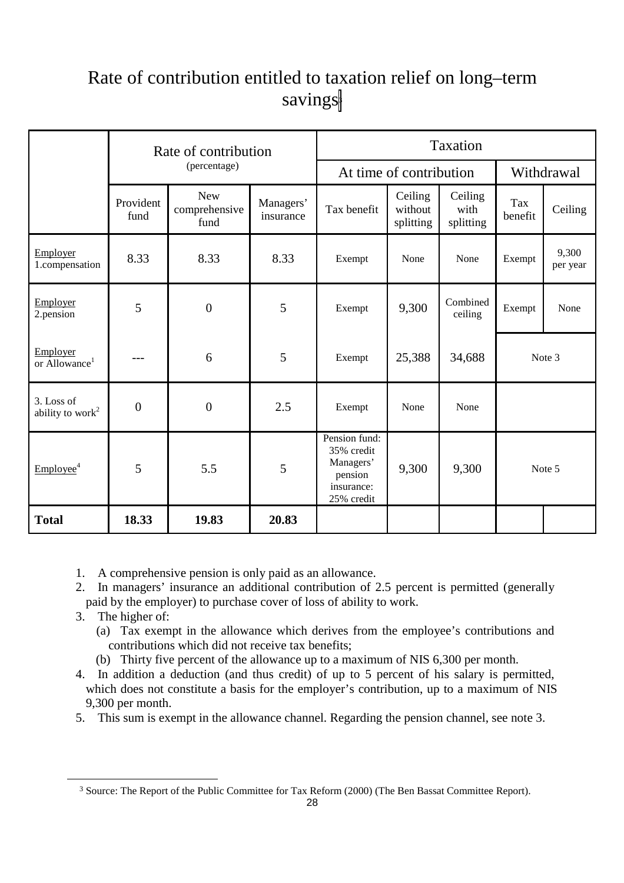# Rate of contribution entitled to taxation relief on long–term savings[3]

| | Rate of contribution (percentage) | | | Taxation | | | | |
|---|---|---|---|---|---|---|---|---|
| | | | | At time of contribution | | | Withdrawal | |
| | Provident fund | New comprehensive fund | Managers' insurance | Tax benefit | Ceiling without splitting | Ceiling with splitting | Tax benefit | Ceiling |
| Employer 1.compensation | 8.33 | 8.33 | 8.33 | Exempt | None | None | Exempt | 9,300 per year |
| Employer 2.pension | 5 | 0 | 5 | Exempt | 9,300 | Combined ceiling | Exempt | None |
| Employer or Allowance[1] | --- | 6 | 5 | Exempt | 25,388 | 34,688 | Note 3 | |
| 3. Loss of ability to work[2] | 0 | 0 | 2.5 | Exempt | None | None | | |
| Employee[4] | 5 | 5.5 | 5 | Pension fund: 35% credit Managers' pension insurance: 25% credit | 9,300 | 9,300 | Note 5 | |
| **Total** | **18.33** | **19.83** | **20.83** | | | | | |

1. A comprehensive pension is only paid as an allowance.
2. In managers' insurance an additional contribution of 2.5 percent is permitted (generally paid by the employer) to purchase cover of loss of ability to work.
3. The higher of:
   (a) Tax exempt in the allowance which derives from the employee's contributions and contributions which did not receive tax benefits;
   (b) Thirty five percent of the allowance up to a maximum of NIS 6,300 per month.
4. In addition a deduction (and thus credit) of up to 5 percent of his salary is permitted, which does not constitute a basis for the employer's contribution, up to a maximum of NIS 9,300 per month.
5. This sum is exempt in the allowance channel. Regarding the pension channel, see note 3.

[3] Source: The Report of the Public Committee for Tax Reform (2000) (The Ben Bassat Committee Report).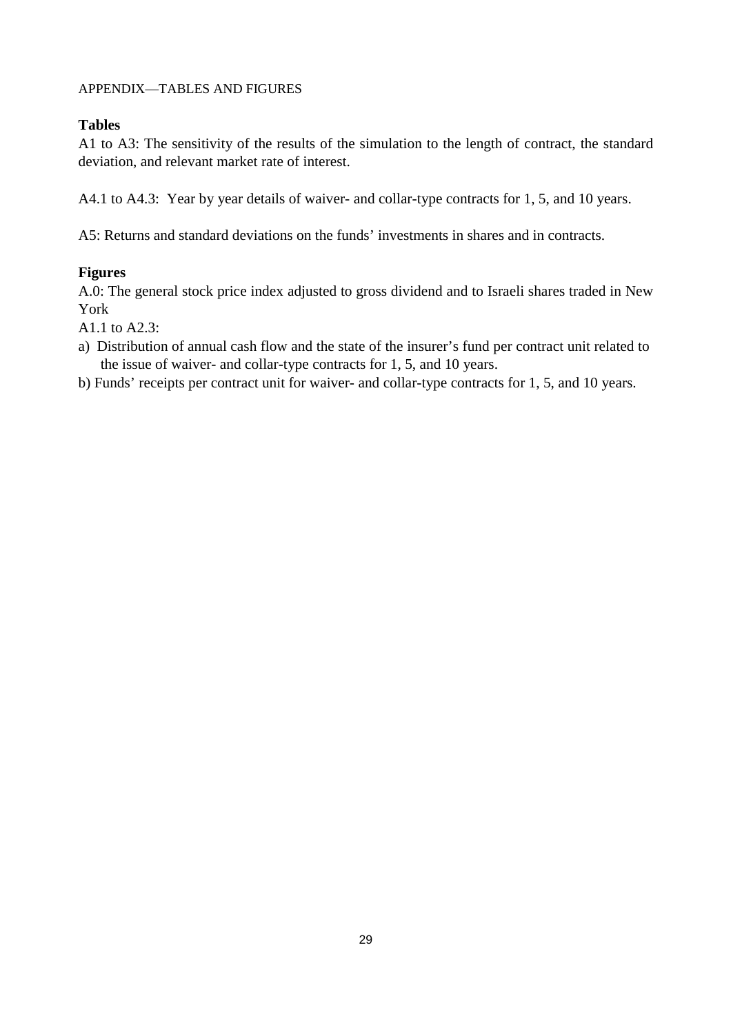APPENDIX—TABLES AND FIGURES

**Tables**

A1 to A3: The sensitivity of the results of the simulation to the length of contract, the standard deviation, and relevant market rate of interest.

A4.1 to A4.3: Year by year details of waiver- and collar-type contracts for 1, 5, and 10 years.

A5: Returns and standard deviations on the funds' investments in shares and in contracts.

**Figures**

A.0: The general stock price index adjusted to gross dividend and to Israeli shares traded in New York

A1.1 to A2.3:

a) Distribution of annual cash flow and the state of the insurer's fund per contract unit related to the issue of waiver- and collar-type contracts for 1, 5, and 10 years.

b) Funds' receipts per contract unit for waiver- and collar-type contracts for 1, 5, and 10 years.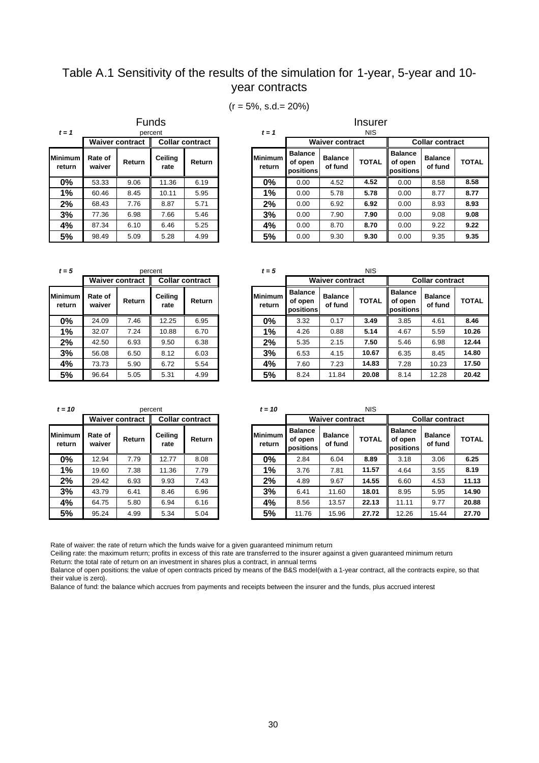# Table A.1 Sensitivity of the results of the simulation for 1-year, 5-year and 10-year contracts

(r = 5%, s.d.= 20%)

## Funds

***t = 1*** (percent)

| Minimum return | Waiver contract | | Collar contract | |
|---|---|---|---|---|
| | Rate of waiver | Return | Ceiling rate | Return |
| **0%** | 53.33 | 9.06 | 11.36 | 6.19 |
| **1%** | 60.46 | 8.45 | 10.11 | 5.95 |
| **2%** | 68.43 | 7.76 | 8.87 | 5.71 |
| **3%** | 77.36 | 6.98 | 7.66 | 5.46 |
| **4%** | 87.34 | 6.10 | 6.46 | 5.25 |
| **5%** | 98.49 | 5.09 | 5.28 | 4.99 |

***t = 5*** (percent)

| Minimum return | Waiver contract | | Collar contract | |
|---|---|---|---|---|
| | Rate of waiver | Return | Ceiling rate | Return |
| **0%** | 24.09 | 7.46 | 12.25 | 6.95 |
| **1%** | 32.07 | 7.24 | 10.88 | 6.70 |
| **2%** | 42.50 | 6.93 | 9.50 | 6.38 |
| **3%** | 56.08 | 6.50 | 8.12 | 6.03 |
| **4%** | 73.73 | 5.90 | 6.72 | 5.54 |
| **5%** | 96.64 | 5.05 | 5.31 | 4.99 |

***t = 10*** (percent)

| Minimum return | Waiver contract | | Collar contract | |
|---|---|---|---|---|
| | Rate of waiver | Return | Ceiling rate | Return |
| **0%** | 12.94 | 7.79 | 12.77 | 8.08 |
| **1%** | 19.60 | 7.38 | 11.36 | 7.79 |
| **2%** | 29.42 | 6.93 | 9.93 | 7.43 |
| **3%** | 43.79 | 6.41 | 8.46 | 6.96 |
| **4%** | 64.75 | 5.80 | 6.94 | 6.16 |
| **5%** | 95.24 | 4.99 | 5.34 | 5.04 |

## Insurer

***t = 1*** (NIS)

| Minimum return | Waiver contract | | | Collar contract | | |
|---|---|---|---|---|---|---|
| | Balance of open positions | Balance of fund | TOTAL | Balance of open positions | Balance of fund | TOTAL |
| **0%** | 0.00 | 4.52 | **4.52** | 0.00 | 8.58 | **8.58** |
| **1%** | 0.00 | 5.78 | **5.78** | 0.00 | 8.77 | **8.77** |
| **2%** | 0.00 | 6.92 | **6.92** | 0.00 | 8.93 | **8.93** |
| **3%** | 0.00 | 7.90 | **7.90** | 0.00 | 9.08 | **9.08** |
| **4%** | 0.00 | 8.70 | **8.70** | 0.00 | 9.22 | **9.22** |
| **5%** | 0.00 | 9.30 | **9.30** | 0.00 | 9.35 | **9.35** |

***t = 5*** (NIS)

| Minimum return | Waiver contract | | | Collar contract | | |
|---|---|---|---|---|---|---|
| | Balance of open positions | Balance of fund | TOTAL | Balance of open positions | Balance of fund | TOTAL |
| **0%** | 3.32 | 0.17 | **3.49** | 3.85 | 4.61 | **8.46** |
| **1%** | 4.26 | 0.88 | **5.14** | 4.67 | 5.59 | **10.26** |
| **2%** | 5.35 | 2.15 | **7.50** | 5.46 | 6.98 | **12.44** |
| **3%** | 6.53 | 4.15 | **10.67** | 6.35 | 8.45 | **14.80** |
| **4%** | 7.60 | 7.23 | **14.83** | 7.28 | 10.23 | **17.50** |
| **5%** | 8.24 | 11.84 | **20.08** | 8.14 | 12.28 | **20.42** |

***t = 10*** (NIS)

| Minimum return | Waiver contract | | | Collar contract | | |
|---|---|---|---|---|---|---|
| | Balance of open positions | Balance of fund | TOTAL | Balance of open positions | Balance of fund | TOTAL |
| **0%** | 2.84 | 6.04 | **8.89** | 3.18 | 3.06 | **6.25** |
| **1%** | 3.76 | 7.81 | **11.57** | 4.64 | 3.55 | **8.19** |
| **2%** | 4.89 | 9.67 | **14.55** | 6.60 | 4.53 | **11.13** |
| **3%** | 6.41 | 11.60 | **18.01** | 8.95 | 5.95 | **14.90** |
| **4%** | 8.56 | 13.57 | **22.13** | 11.11 | 9.77 | **20.88** |
| **5%** | 11.76 | 15.96 | **27.72** | 12.26 | 15.44 | **27.70** |

Rate of waiver: the rate of return which the funds waive for a given guaranteed minimum return

Ceiling rate: the maximum return; profits in excess of this rate are transferred to the insurer against a given guaranteed minimum return

Return: the total rate of return on an investment in shares plus a contract, in annual terms

Balance of open positions: the value of open contracts priced by means of the B&S model(with a 1-year contract, all the contracts expire, so that their value is zero).

Balance of fund: the balance which accrues from payments and receipts between the insurer and the funds, plus accrued interest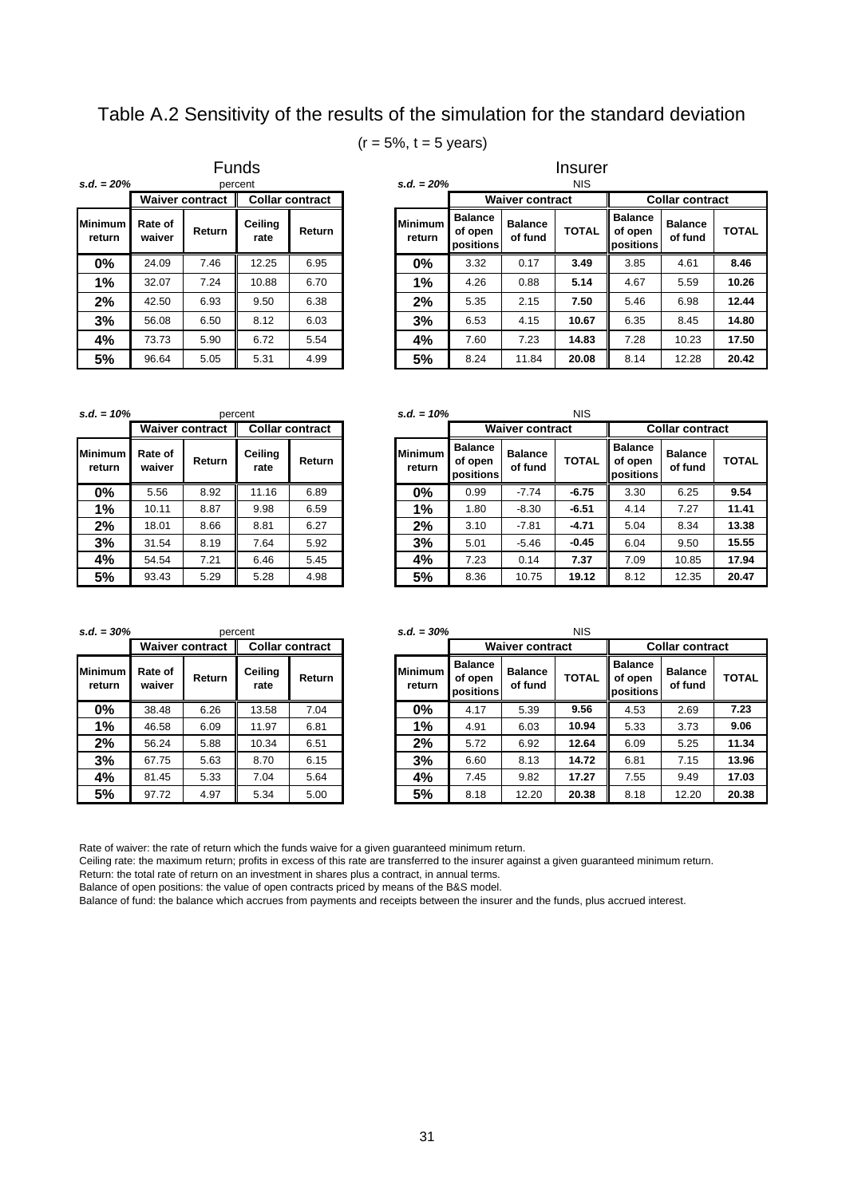# Table A.2 Sensitivity of the results of the simulation for the standard deviation

(r = 5%, t = 5 years)

## Funds

*s.d. = 20%* — percent

| Minimum return | Waiver contract | | Collar contract | |
|---|---|---|---|---|
| | Rate of waiver | Return | Ceiling rate | Return |
| **0%** | 24.09 | 7.46 | 12.25 | 6.95 |
| **1%** | 32.07 | 7.24 | 10.88 | 6.70 |
| **2%** | 42.50 | 6.93 | 9.50 | 6.38 |
| **3%** | 56.08 | 6.50 | 8.12 | 6.03 |
| **4%** | 73.73 | 5.90 | 6.72 | 5.54 |
| **5%** | 96.64 | 5.05 | 5.31 | 4.99 |

## Insurer

*s.d. = 20%* — NIS

| Minimum return | Waiver contract | | | Collar contract | | |
|---|---|---|---|---|---|---|
| | Balance of open positions | Balance of fund | TOTAL | Balance of open positions | Balance of fund | TOTAL |
| **0%** | 3.32 | 0.17 | **3.49** | 3.85 | 4.61 | **8.46** |
| **1%** | 4.26 | 0.88 | **5.14** | 4.67 | 5.59 | **10.26** |
| **2%** | 5.35 | 2.15 | **7.50** | 5.46 | 6.98 | **12.44** |
| **3%** | 6.53 | 4.15 | **10.67** | 6.35 | 8.45 | **14.80** |
| **4%** | 7.60 | 7.23 | **14.83** | 7.28 | 10.23 | **17.50** |
| **5%** | 8.24 | 11.84 | **20.08** | 8.14 | 12.28 | **20.42** |

*s.d. = 10%* — percent

| Minimum return | Waiver contract | | Collar contract | |
|---|---|---|---|---|
| | Rate of waiver | Return | Ceiling rate | Return |
| **0%** | 5.56 | 8.92 | 11.16 | 6.89 |
| **1%** | 10.11 | 8.87 | 9.98 | 6.59 |
| **2%** | 18.01 | 8.66 | 8.81 | 6.27 |
| **3%** | 31.54 | 8.19 | 7.64 | 5.92 |
| **4%** | 54.54 | 7.21 | 6.46 | 5.45 |
| **5%** | 93.43 | 5.29 | 5.28 | 4.98 |

*s.d. = 10%* — NIS

| Minimum return | Waiver contract | | | Collar contract | | |
|---|---|---|---|---|---|---|
| | Balance of open positions | Balance of fund | TOTAL | Balance of open positions | Balance of fund | TOTAL |
| **0%** | 0.99 | -7.74 | **-6.75** | 3.30 | 6.25 | **9.54** |
| **1%** | 1.80 | -8.30 | **-6.51** | 4.14 | 7.27 | **11.41** |
| **2%** | 3.10 | -7.81 | **-4.71** | 5.04 | 8.34 | **13.38** |
| **3%** | 5.01 | -5.46 | **-0.45** | 6.04 | 9.50 | **15.55** |
| **4%** | 7.23 | 0.14 | **7.37** | 7.09 | 10.85 | **17.94** |
| **5%** | 8.36 | 10.75 | **19.12** | 8.12 | 12.35 | **20.47** |

*s.d. = 30%* — percent

| Minimum return | Waiver contract | | Collar contract | |
|---|---|---|---|---|
| | Rate of waiver | Return | Ceiling rate | Return |
| **0%** | 38.48 | 6.26 | 13.58 | 7.04 |
| **1%** | 46.58 | 6.09 | 11.97 | 6.81 |
| **2%** | 56.24 | 5.88 | 10.34 | 6.51 |
| **3%** | 67.75 | 5.63 | 8.70 | 6.15 |
| **4%** | 81.45 | 5.33 | 7.04 | 5.64 |
| **5%** | 97.72 | 4.97 | 5.34 | 5.00 |

*s.d. = 30%* — NIS

| Minimum return | Waiver contract | | | Collar contract | | |
|---|---|---|---|---|---|---|
| | Balance of open positions | Balance of fund | TOTAL | Balance of open positions | Balance of fund | TOTAL |
| **0%** | 4.17 | 5.39 | **9.56** | 4.53 | 2.69 | **7.23** |
| **1%** | 4.91 | 6.03 | **10.94** | 5.33 | 3.73 | **9.06** |
| **2%** | 5.72 | 6.92 | **12.64** | 6.09 | 5.25 | **11.34** |
| **3%** | 6.60 | 8.13 | **14.72** | 6.81 | 7.15 | **13.96** |
| **4%** | 7.45 | 9.82 | **17.27** | 7.55 | 9.49 | **17.03** |
| **5%** | 8.18 | 12.20 | **20.38** | 8.18 | 12.20 | **20.38** |

Rate of waiver: the rate of return which the funds waive for a given guaranteed minimum return.
Ceiling rate: the maximum return; profits in excess of this rate are transferred to the insurer against a given guaranteed minimum return.
Return: the total rate of return on an investment in shares plus a contract, in annual terms.
Balance of open positions: the value of open contracts priced by means of the B&S model.
Balance of fund: the balance which accrues from payments and receipts between the insurer and the funds, plus accrued interest.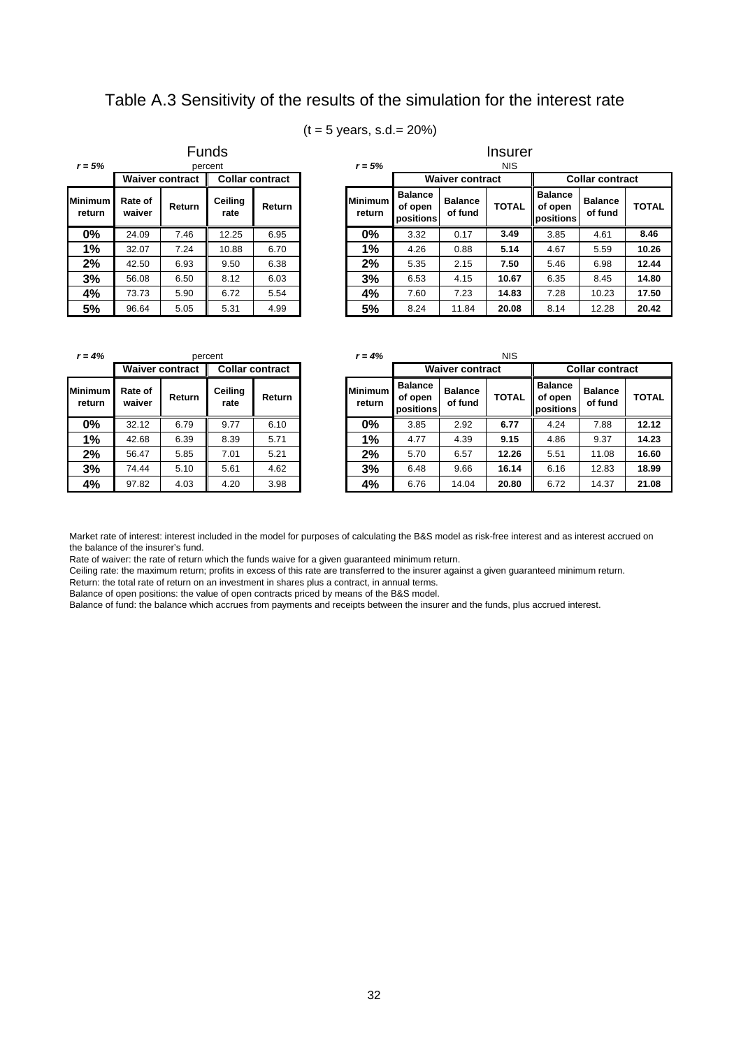# Table A.3 Sensitivity of the results of the simulation for the interest rate

(t = 5 years, s.d.= 20%)

**Funds** (percent)

*r = 5%*

| Minimum return | Waiver contract | | Collar contract | |
|---|---|---|---|---|
| | Rate of waiver | Return | Ceiling rate | Return |
| **0%** | 24.09 | 7.46 | 12.25 | 6.95 |
| **1%** | 32.07 | 7.24 | 10.88 | 6.70 |
| **2%** | 42.50 | 6.93 | 9.50 | 6.38 |
| **3%** | 56.08 | 6.50 | 8.12 | 6.03 |
| **4%** | 73.73 | 5.90 | 6.72 | 5.54 |
| **5%** | 96.64 | 5.05 | 5.31 | 4.99 |

**Insurer** (NIS)

*r = 5%*

| Minimum return | Waiver contract | | | Collar contract | | |
|---|---|---|---|---|---|---|
| | Balance of open positions | Balance of fund | TOTAL | Balance of open positions | Balance of fund | TOTAL |
| **0%** | 3.32 | 0.17 | **3.49** | 3.85 | 4.61 | **8.46** |
| **1%** | 4.26 | 0.88 | **5.14** | 4.67 | 5.59 | **10.26** |
| **2%** | 5.35 | 2.15 | **7.50** | 5.46 | 6.98 | **12.44** |
| **3%** | 6.53 | 4.15 | **10.67** | 6.35 | 8.45 | **14.80** |
| **4%** | 7.60 | 7.23 | **14.83** | 7.28 | 10.23 | **17.50** |
| **5%** | 8.24 | 11.84 | **20.08** | 8.14 | 12.28 | **20.42** |

**Funds** (percent)

*r = 4%*

| Minimum return | Waiver contract | | Collar contract | |
|---|---|---|---|---|
| | Rate of waiver | Return | Ceiling rate | Return |
| **0%** | 32.12 | 6.79 | 9.77 | 6.10 |
| **1%** | 42.68 | 6.39 | 8.39 | 5.71 |
| **2%** | 56.47 | 5.85 | 7.01 | 5.21 |
| **3%** | 74.44 | 5.10 | 5.61 | 4.62 |
| **4%** | 97.82 | 4.03 | 4.20 | 3.98 |

**Insurer** (NIS)

*r = 4%*

| Minimum return | Waiver contract | | | Collar contract | | |
|---|---|---|---|---|---|---|
| | Balance of open positions | Balance of fund | TOTAL | Balance of open positions | Balance of fund | TOTAL |
| **0%** | 3.85 | 2.92 | **6.77** | 4.24 | 7.88 | **12.12** |
| **1%** | 4.77 | 4.39 | **9.15** | 4.86 | 9.37 | **14.23** |
| **2%** | 5.70 | 6.57 | **12.26** | 5.51 | 11.08 | **16.60** |
| **3%** | 6.48 | 9.66 | **16.14** | 6.16 | 12.83 | **18.99** |
| **4%** | 6.76 | 14.04 | **20.80** | 6.72 | 14.37 | **21.08** |

Market rate of interest: interest included in the model for purposes of calculating the B&S model as risk-free interest and as interest accrued on the balance of the insurer's fund.
Rate of waiver: the rate of return which the funds waive for a given guaranteed minimum return.
Ceiling rate: the maximum return; profits in excess of this rate are transferred to the insurer against a given guaranteed minimum return.
Return: the total rate of return on an investment in shares plus a contract, in annual terms.
Balance of open positions: the value of open contracts priced by means of the B&S model.
Balance of fund: the balance which accrues from payments and receipts between the insurer and the funds, plus accrued interest.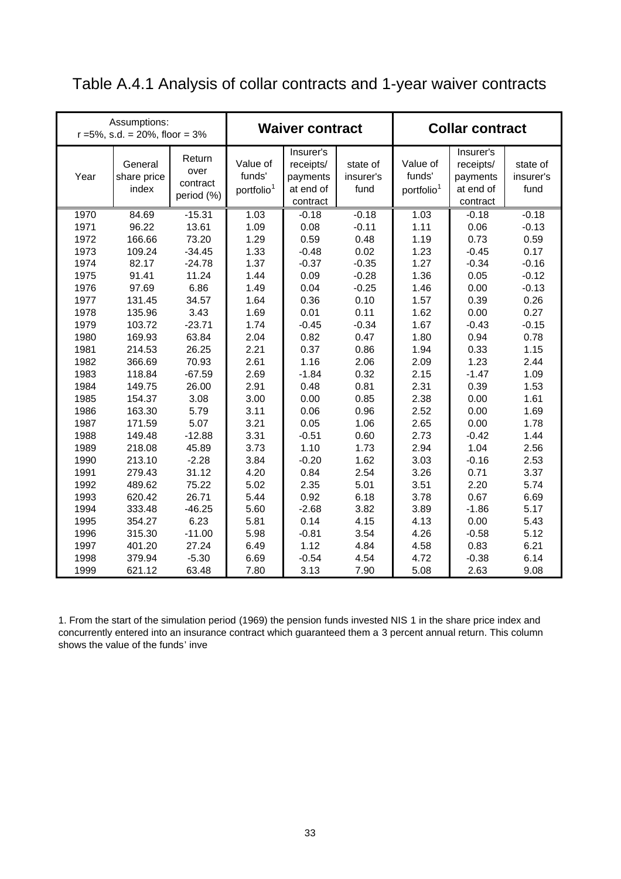# Table A.4.1 Analysis of collar contracts and 1-year waiver contracts

| Assumptions: r =5%, s.d. = 20%, floor = 3% | | | Waiver contract | | | Collar contract | | |
|---|---|---|---|---|---|---|---|---|
| Year | General share price index | Return over contract period (%) | Value of funds' portfolio[1] | Insurer's receipts/ payments at end of contract | state of insurer's fund | Value of funds' portfolio[1] | Insurer's receipts/ payments at end of contract | state of insurer's fund |
| 1970 | 84.69 | -15.31 | 1.03 | -0.18 | -0.18 | 1.03 | -0.18 | -0.18 |
| 1971 | 96.22 | 13.61 | 1.09 | 0.08 | -0.11 | 1.11 | 0.06 | -0.13 |
| 1972 | 166.66 | 73.20 | 1.29 | 0.59 | 0.48 | 1.19 | 0.73 | 0.59 |
| 1973 | 109.24 | -34.45 | 1.33 | -0.48 | 0.02 | 1.23 | -0.45 | 0.17 |
| 1974 | 82.17 | -24.78 | 1.37 | -0.37 | -0.35 | 1.27 | -0.34 | -0.16 |
| 1975 | 91.41 | 11.24 | 1.44 | 0.09 | -0.28 | 1.36 | 0.05 | -0.12 |
| 1976 | 97.69 | 6.86 | 1.49 | 0.04 | -0.25 | 1.46 | 0.00 | -0.13 |
| 1977 | 131.45 | 34.57 | 1.64 | 0.36 | 0.10 | 1.57 | 0.39 | 0.26 |
| 1978 | 135.96 | 3.43 | 1.69 | 0.01 | 0.11 | 1.62 | 0.00 | 0.27 |
| 1979 | 103.72 | -23.71 | 1.74 | -0.45 | -0.34 | 1.67 | -0.43 | -0.15 |
| 1980 | 169.93 | 63.84 | 2.04 | 0.82 | 0.47 | 1.80 | 0.94 | 0.78 |
| 1981 | 214.53 | 26.25 | 2.21 | 0.37 | 0.86 | 1.94 | 0.33 | 1.15 |
| 1982 | 366.69 | 70.93 | 2.61 | 1.16 | 2.06 | 2.09 | 1.23 | 2.44 |
| 1983 | 118.84 | -67.59 | 2.69 | -1.84 | 0.32 | 2.15 | -1.47 | 1.09 |
| 1984 | 149.75 | 26.00 | 2.91 | 0.48 | 0.81 | 2.31 | 0.39 | 1.53 |
| 1985 | 154.37 | 3.08 | 3.00 | 0.00 | 0.85 | 2.38 | 0.00 | 1.61 |
| 1986 | 163.30 | 5.79 | 3.11 | 0.06 | 0.96 | 2.52 | 0.00 | 1.69 |
| 1987 | 171.59 | 5.07 | 3.21 | 0.05 | 1.06 | 2.65 | 0.00 | 1.78 |
| 1988 | 149.48 | -12.88 | 3.31 | -0.51 | 0.60 | 2.73 | -0.42 | 1.44 |
| 1989 | 218.08 | 45.89 | 3.73 | 1.10 | 1.73 | 2.94 | 1.04 | 2.56 |
| 1990 | 213.10 | -2.28 | 3.84 | -0.20 | 1.62 | 3.03 | -0.16 | 2.53 |
| 1991 | 279.43 | 31.12 | 4.20 | 0.84 | 2.54 | 3.26 | 0.71 | 3.37 |
| 1992 | 489.62 | 75.22 | 5.02 | 2.35 | 5.01 | 3.51 | 2.20 | 5.74 |
| 1993 | 620.42 | 26.71 | 5.44 | 0.92 | 6.18 | 3.78 | 0.67 | 6.69 |
| 1994 | 333.48 | -46.25 | 5.60 | -2.68 | 3.82 | 3.89 | -1.86 | 5.17 |
| 1995 | 354.27 | 6.23 | 5.81 | 0.14 | 4.15 | 4.13 | 0.00 | 5.43 |
| 1996 | 315.30 | -11.00 | 5.98 | -0.81 | 3.54 | 4.26 | -0.58 | 5.12 |
| 1997 | 401.20 | 27.24 | 6.49 | 1.12 | 4.84 | 4.58 | 0.83 | 6.21 |
| 1998 | 379.94 | -5.30 | 6.69 | -0.54 | 4.54 | 4.72 | -0.38 | 6.14 |
| 1999 | 621.12 | 63.48 | 7.80 | 3.13 | 7.90 | 5.08 | 2.63 | 9.08 |

1. From the start of the simulation period (1969) the pension funds invested NIS 1 in the share price index and concurrently entered into an insurance contract which guaranteed them a 3 percent annual return. This column shows the value of the funds' inve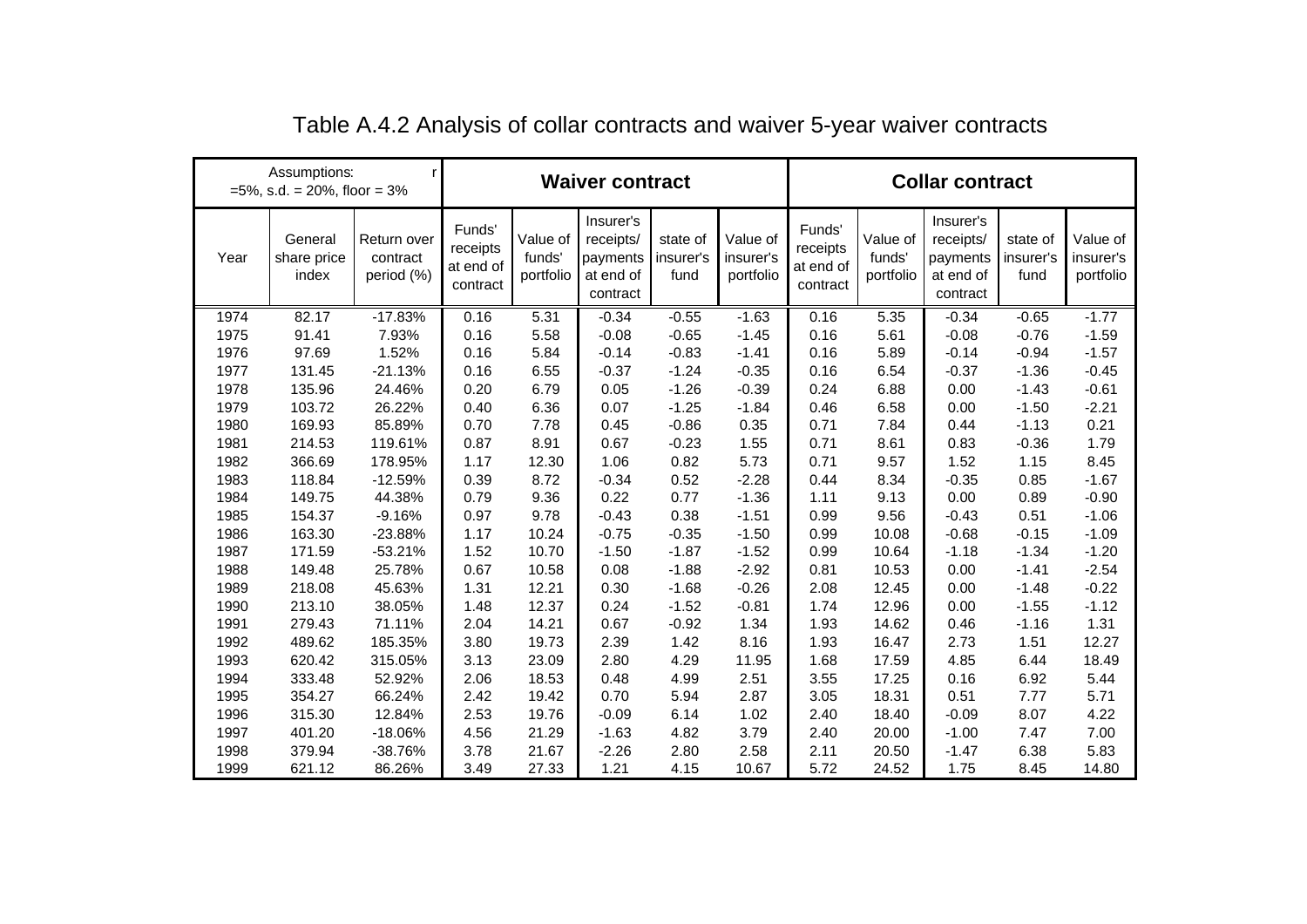# Table A.4.2 Analysis of collar contracts and waiver 5-year waiver contracts

| Assumptions: r =5%, s.d. = 20%, floor = 3% | | | Waiver contract | | | | | Collar contract | | | | |
|---|---|---|---|---|---|---|---|---|---|---|---|---|
| Year | General share price index | Return over contract period (%) | Funds' receipts at end of contract | Value of funds' portfolio | Insurer's receipts/ payments at end of contract | state of insurer's fund | Value of insurer's portfolio | Funds' receipts at end of contract | Value of funds' portfolio | Insurer's receipts/ payments at end of contract | state of insurer's fund | Value of insurer's portfolio |
| 1974 | 82.17 | -17.83% | 0.16 | 5.31 | -0.34 | -0.55 | -1.63 | 0.16 | 5.35 | -0.34 | -0.65 | -1.77 |
| 1975 | 91.41 | 7.93% | 0.16 | 5.58 | -0.08 | -0.65 | -1.45 | 0.16 | 5.61 | -0.08 | -0.76 | -1.59 |
| 1976 | 97.69 | 1.52% | 0.16 | 5.84 | -0.14 | -0.83 | -1.41 | 0.16 | 5.89 | -0.14 | -0.94 | -1.57 |
| 1977 | 131.45 | -21.13% | 0.16 | 6.55 | -0.37 | -1.24 | -0.35 | 0.16 | 6.54 | -0.37 | -1.36 | -0.45 |
| 1978 | 135.96 | 24.46% | 0.20 | 6.79 | 0.05 | -1.26 | -0.39 | 0.24 | 6.88 | 0.00 | -1.43 | -0.61 |
| 1979 | 103.72 | 26.22% | 0.40 | 6.36 | 0.07 | -1.25 | -1.84 | 0.46 | 6.58 | 0.00 | -1.50 | -2.21 |
| 1980 | 169.93 | 85.89% | 0.70 | 7.78 | 0.45 | -0.86 | 0.35 | 0.71 | 7.84 | 0.44 | -1.13 | 0.21 |
| 1981 | 214.53 | 119.61% | 0.87 | 8.91 | 0.67 | -0.23 | 1.55 | 0.71 | 8.61 | 0.83 | -0.36 | 1.79 |
| 1982 | 366.69 | 178.95% | 1.17 | 12.30 | 1.06 | 0.82 | 5.73 | 0.71 | 9.57 | 1.52 | 1.15 | 8.45 |
| 1983 | 118.84 | -12.59% | 0.39 | 8.72 | -0.34 | 0.52 | -2.28 | 0.44 | 8.34 | -0.35 | 0.85 | -1.67 |
| 1984 | 149.75 | 44.38% | 0.79 | 9.36 | 0.22 | 0.77 | -1.36 | 1.11 | 9.13 | 0.00 | 0.89 | -0.90 |
| 1985 | 154.37 | -9.16% | 0.97 | 9.78 | -0.43 | 0.38 | -1.51 | 0.99 | 9.56 | -0.43 | 0.51 | -1.06 |
| 1986 | 163.30 | -23.88% | 1.17 | 10.24 | -0.75 | -0.35 | -1.50 | 0.99 | 10.08 | -0.68 | -0.15 | -1.09 |
| 1987 | 171.59 | -53.21% | 1.52 | 10.70 | -1.50 | -1.87 | -1.52 | 0.99 | 10.64 | -1.18 | -1.34 | -1.20 |
| 1988 | 149.48 | 25.78% | 0.67 | 10.58 | 0.08 | -1.88 | -2.92 | 0.81 | 10.53 | 0.00 | -1.41 | -2.54 |
| 1989 | 218.08 | 45.63% | 1.31 | 12.21 | 0.30 | -1.68 | -0.26 | 2.08 | 12.45 | 0.00 | -1.48 | -0.22 |
| 1990 | 213.10 | 38.05% | 1.48 | 12.37 | 0.24 | -1.52 | -0.81 | 1.74 | 12.96 | 0.00 | -1.55 | -1.12 |
| 1991 | 279.43 | 71.11% | 2.04 | 14.21 | 0.67 | -0.92 | 1.34 | 1.93 | 14.62 | 0.46 | -1.16 | 1.31 |
| 1992 | 489.62 | 185.35% | 3.80 | 19.73 | 2.39 | 1.42 | 8.16 | 1.93 | 16.47 | 2.73 | 1.51 | 12.27 |
| 1993 | 620.42 | 315.05% | 3.13 | 23.09 | 2.80 | 4.29 | 11.95 | 1.68 | 17.59 | 4.85 | 6.44 | 18.49 |
| 1994 | 333.48 | 52.92% | 2.06 | 18.53 | 0.48 | 4.99 | 2.51 | 3.55 | 17.25 | 0.16 | 6.92 | 5.44 |
| 1995 | 354.27 | 66.24% | 2.42 | 19.42 | 0.70 | 5.94 | 2.87 | 3.05 | 18.31 | 0.51 | 7.77 | 5.71 |
| 1996 | 315.30 | 12.84% | 2.53 | 19.76 | -0.09 | 6.14 | 1.02 | 2.40 | 18.40 | -0.09 | 8.07 | 4.22 |
| 1997 | 401.20 | -18.06% | 4.56 | 21.29 | -1.63 | 4.82 | 3.79 | 2.40 | 20.00 | -1.00 | 7.47 | 7.00 |
| 1998 | 379.94 | -38.76% | 3.78 | 21.67 | -2.26 | 2.80 | 2.58 | 2.11 | 20.50 | -1.47 | 6.38 | 5.83 |
| 1999 | 621.12 | 86.26% | 3.49 | 27.33 | 1.21 | 4.15 | 10.67 | 5.72 | 24.52 | 1.75 | 8.45 | 14.80 |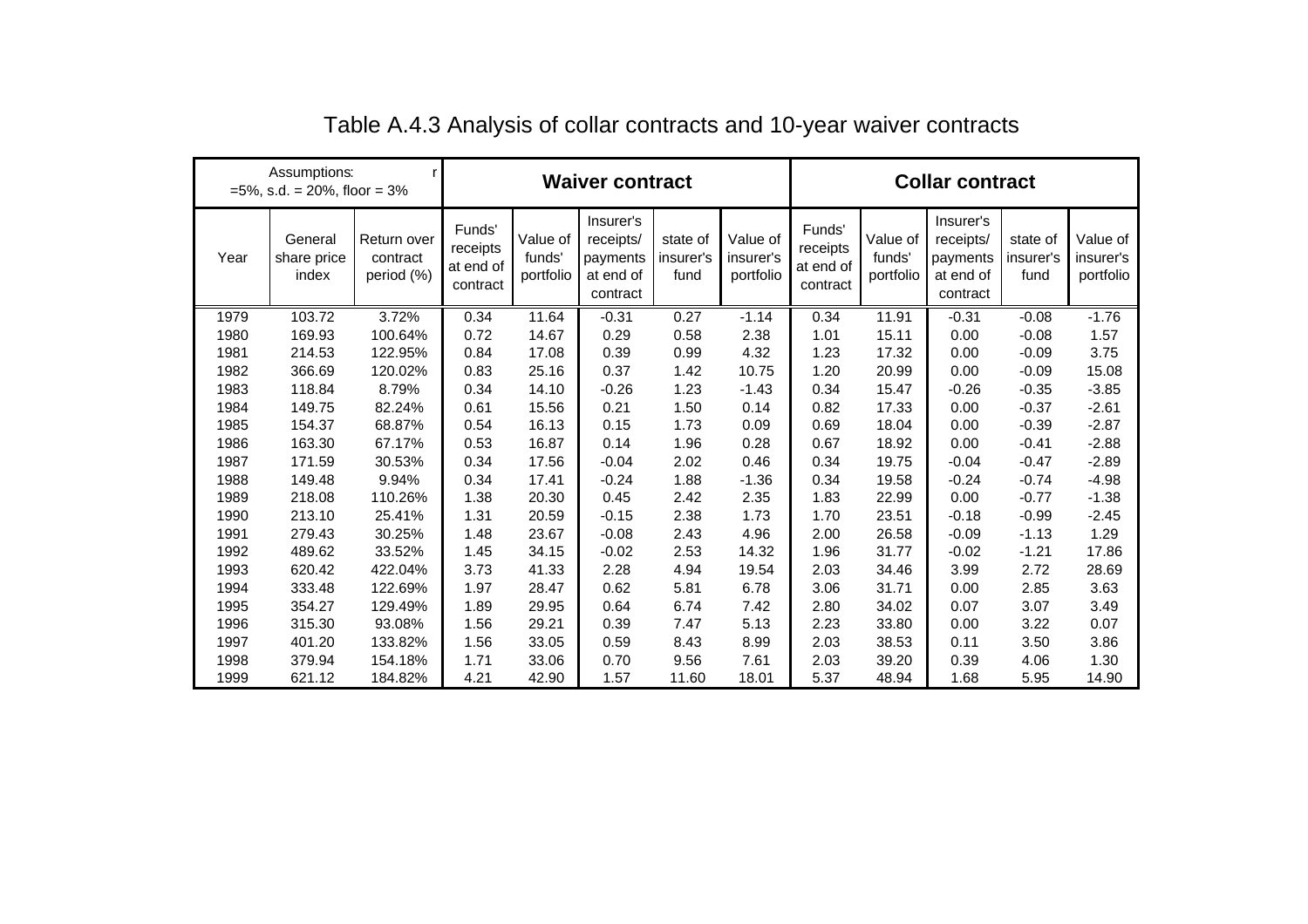# Table A.4.3 Analysis of collar contracts and 10-year waiver contracts

| Assumptions: r =5%, s.d. = 20%, floor = 3% | | | Waiver contract | | | | | Collar contract | | | | |
|---|---|---|---|---|---|---|---|---|---|---|---|---|
| Year | General share price index | Return over contract period (%) | Funds' receipts at end of contract | Value of funds' portfolio | Insurer's receipts/ payments at end of contract | state of insurer's fund | Value of insurer's portfolio | Funds' receipts at end of contract | Value of funds' portfolio | Insurer's receipts/ payments at end of contract | state of insurer's fund | Value of insurer's portfolio |
| 1979 | 103.72 | 3.72% | 0.34 | 11.64 | -0.31 | 0.27 | -1.14 | 0.34 | 11.91 | -0.31 | -0.08 | -1.76 |
| 1980 | 169.93 | 100.64% | 0.72 | 14.67 | 0.29 | 0.58 | 2.38 | 1.01 | 15.11 | 0.00 | -0.08 | 1.57 |
| 1981 | 214.53 | 122.95% | 0.84 | 17.08 | 0.39 | 0.99 | 4.32 | 1.23 | 17.32 | 0.00 | -0.09 | 3.75 |
| 1982 | 366.69 | 120.02% | 0.83 | 25.16 | 0.37 | 1.42 | 10.75 | 1.20 | 20.99 | 0.00 | -0.09 | 15.08 |
| 1983 | 118.84 | 8.79% | 0.34 | 14.10 | -0.26 | 1.23 | -1.43 | 0.34 | 15.47 | -0.26 | -0.35 | -3.85 |
| 1984 | 149.75 | 82.24% | 0.61 | 15.56 | 0.21 | 1.50 | 0.14 | 0.82 | 17.33 | 0.00 | -0.37 | -2.61 |
| 1985 | 154.37 | 68.87% | 0.54 | 16.13 | 0.15 | 1.73 | 0.09 | 0.69 | 18.04 | 0.00 | -0.39 | -2.87 |
| 1986 | 163.30 | 67.17% | 0.53 | 16.87 | 0.14 | 1.96 | 0.28 | 0.67 | 18.92 | 0.00 | -0.41 | -2.88 |
| 1987 | 171.59 | 30.53% | 0.34 | 17.56 | -0.04 | 2.02 | 0.46 | 0.34 | 19.75 | -0.04 | -0.47 | -2.89 |
| 1988 | 149.48 | 9.94% | 0.34 | 17.41 | -0.24 | 1.88 | -1.36 | 0.34 | 19.58 | -0.24 | -0.74 | -4.98 |
| 1989 | 218.08 | 110.26% | 1.38 | 20.30 | 0.45 | 2.42 | 2.35 | 1.83 | 22.99 | 0.00 | -0.77 | -1.38 |
| 1990 | 213.10 | 25.41% | 1.31 | 20.59 | -0.15 | 2.38 | 1.73 | 1.70 | 23.51 | -0.18 | -0.99 | -2.45 |
| 1991 | 279.43 | 30.25% | 1.48 | 23.67 | -0.08 | 2.43 | 4.96 | 2.00 | 26.58 | -0.09 | -1.13 | 1.29 |
| 1992 | 489.62 | 33.52% | 1.45 | 34.15 | -0.02 | 2.53 | 14.32 | 1.96 | 31.77 | -0.02 | -1.21 | 17.86 |
| 1993 | 620.42 | 422.04% | 3.73 | 41.33 | 2.28 | 4.94 | 19.54 | 2.03 | 34.46 | 3.99 | 2.72 | 28.69 |
| 1994 | 333.48 | 122.69% | 1.97 | 28.47 | 0.62 | 5.81 | 6.78 | 3.06 | 31.71 | 0.00 | 2.85 | 3.63 |
| 1995 | 354.27 | 129.49% | 1.89 | 29.95 | 0.64 | 6.74 | 7.42 | 2.80 | 34.02 | 0.07 | 3.07 | 3.49 |
| 1996 | 315.30 | 93.08% | 1.56 | 29.21 | 0.39 | 7.47 | 5.13 | 2.23 | 33.80 | 0.00 | 3.22 | 0.07 |
| 1997 | 401.20 | 133.82% | 1.56 | 33.05 | 0.59 | 8.43 | 8.99 | 2.03 | 38.53 | 0.11 | 3.50 | 3.86 |
| 1998 | 379.94 | 154.18% | 1.71 | 33.06 | 0.70 | 9.56 | 7.61 | 2.03 | 39.20 | 0.39 | 4.06 | 1.30 |
| 1999 | 621.12 | 184.82% | 4.21 | 42.90 | 1.57 | 11.60 | 18.01 | 5.37 | 48.94 | 1.68 | 5.95 | 14.90 |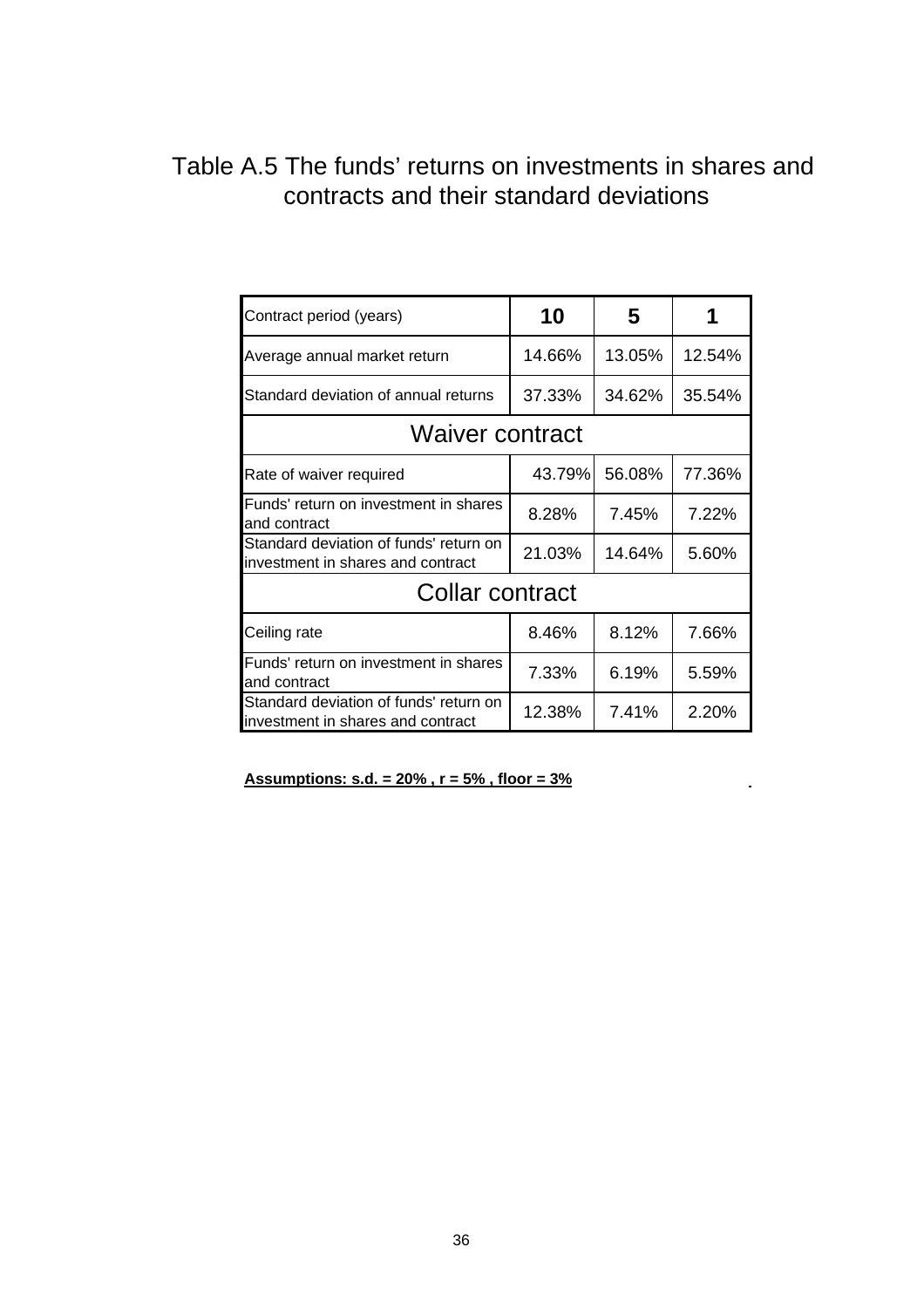# Table A.5 The funds' returns on investments in shares and contracts and their standard deviations

| Contract period (years) | **10** | **5** | **1** |
|---|---|---|---|
| Average annual market return | 14.66% | 13.05% | 12.54% |
| Standard deviation of annual returns | 37.33% | 34.62% | 35.54% |
| **Waiver contract** | | | |
| Rate of waiver required | 43.79% | 56.08% | 77.36% |
| Funds' return on investment in shares and contract | 8.28% | 7.45% | 7.22% |
| Standard deviation of funds' return on investment in shares and contract | 21.03% | 14.64% | 5.60% |
| **Collar contract** | | | |
| Ceiling rate | 8.46% | 8.12% | 7.66% |
| Funds' return on investment in shares and contract | 7.33% | 6.19% | 5.59% |
| Standard deviation of funds' return on investment in shares and contract | 12.38% | 7.41% | 2.20% |

**Assumptions: s.d. = 20% , r = 5% , floor = 3%**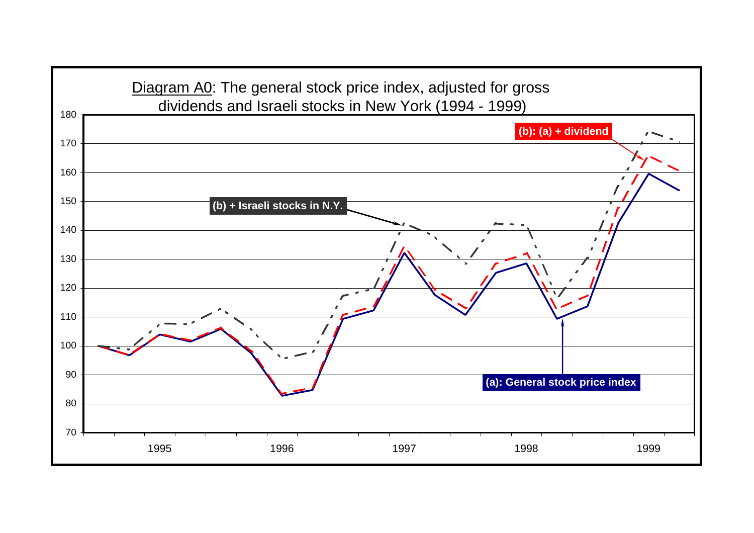Diagram A0: The general stock price index, adjusted for gross dividends and Israeli stocks in New York (1994 - 1999)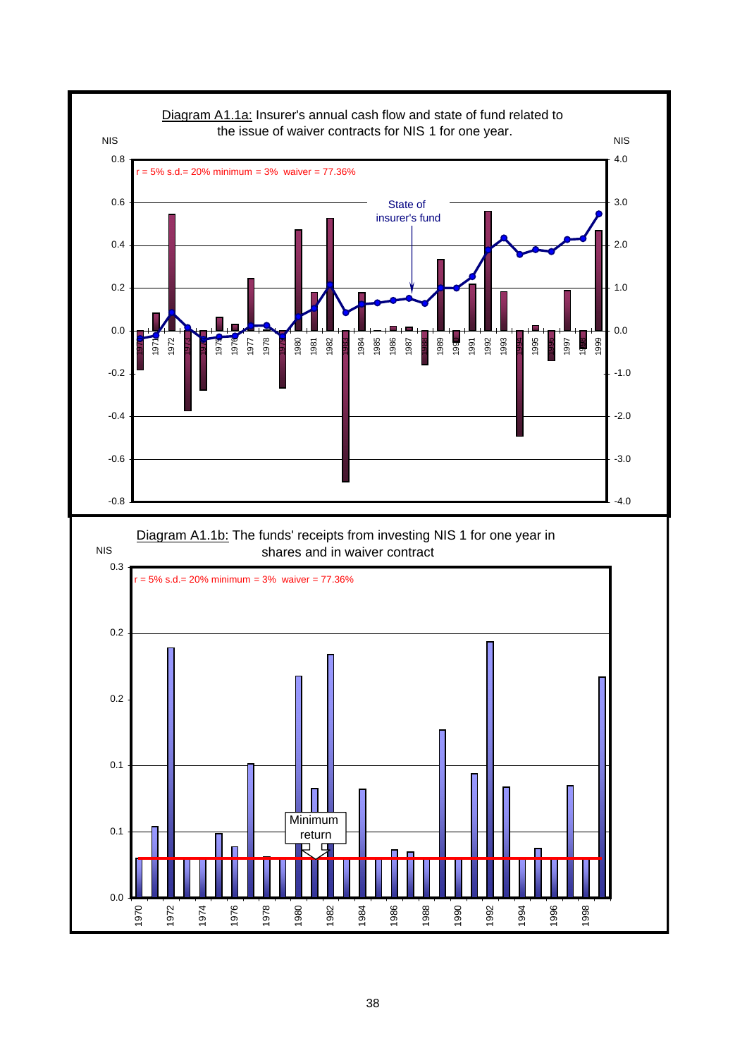Diagram A1.1a: Insurer's annual cash flow and state of fund related to the issue of waiver contracts for NIS 1 for one year.

Diagram A1.1b: The funds' receipts from investing NIS 1 for one year in shares and in waiver contract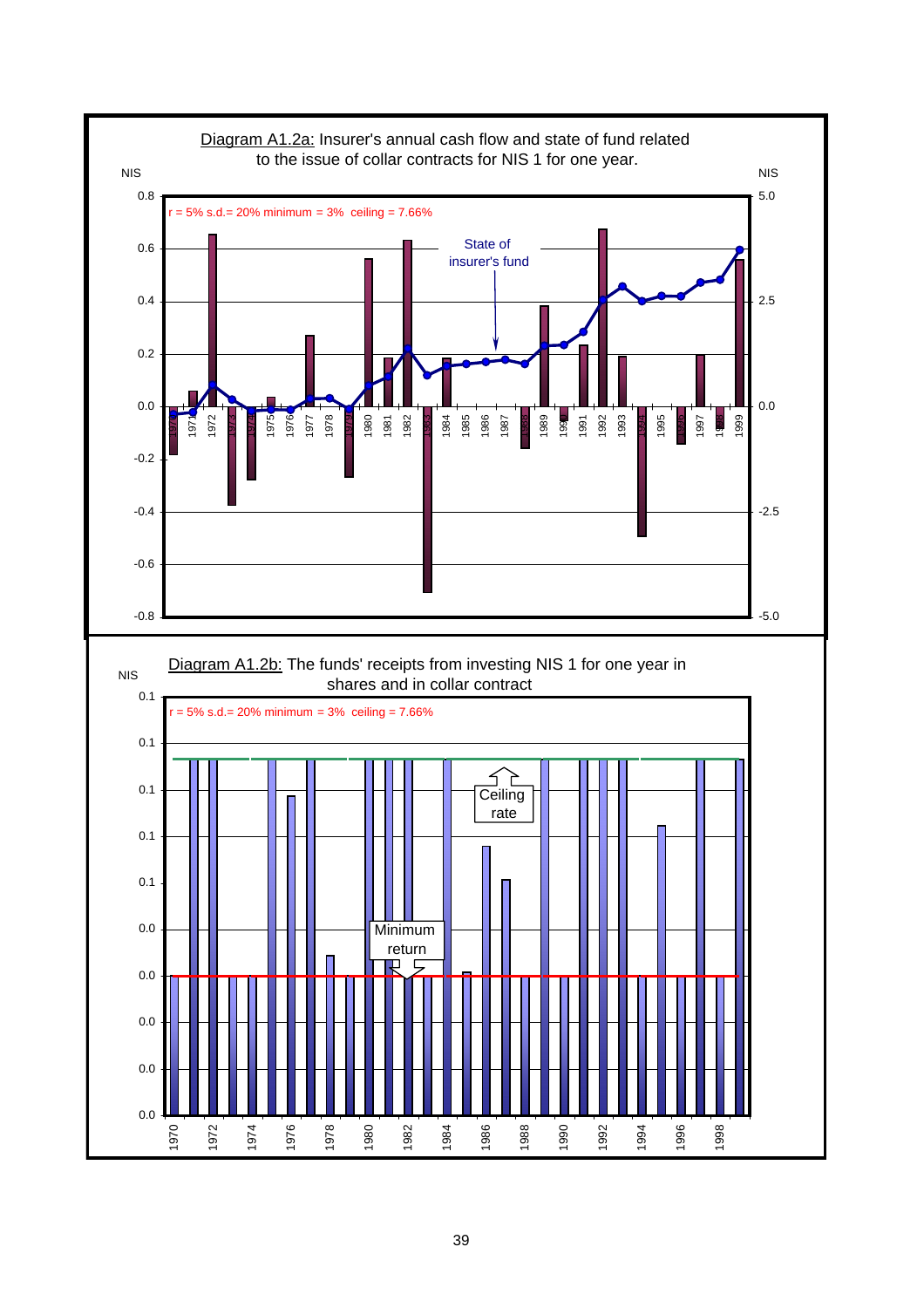Diagram A1.2a: Insurer's annual cash flow and state of fund related to the issue of collar contracts for NIS 1 for one year.

Diagram A1.2b: The funds' receipts from investing NIS 1 for one year in shares and in collar contract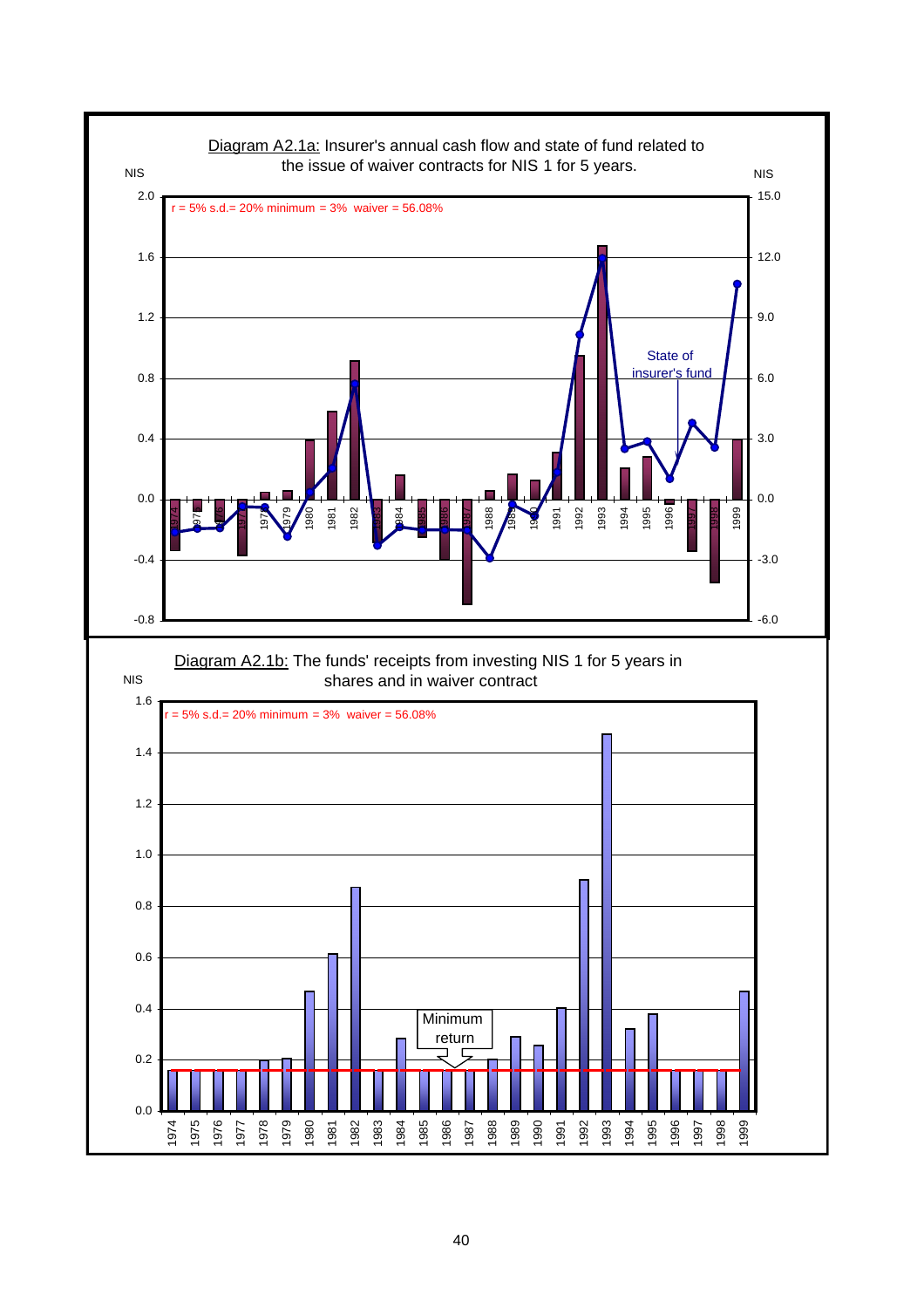Diagram A2.1a: Insurer's annual cash flow and state of fund related to the issue of waiver contracts for NIS 1 for 5 years.

r = 5% s.d.= 20% minimum = 3% waiver = 56.08%

Diagram A2.1b: The funds' receipts from investing NIS 1 for 5 years in shares and in waiver contract

r = 5% s.d.= 20% minimum = 3% waiver = 56.08%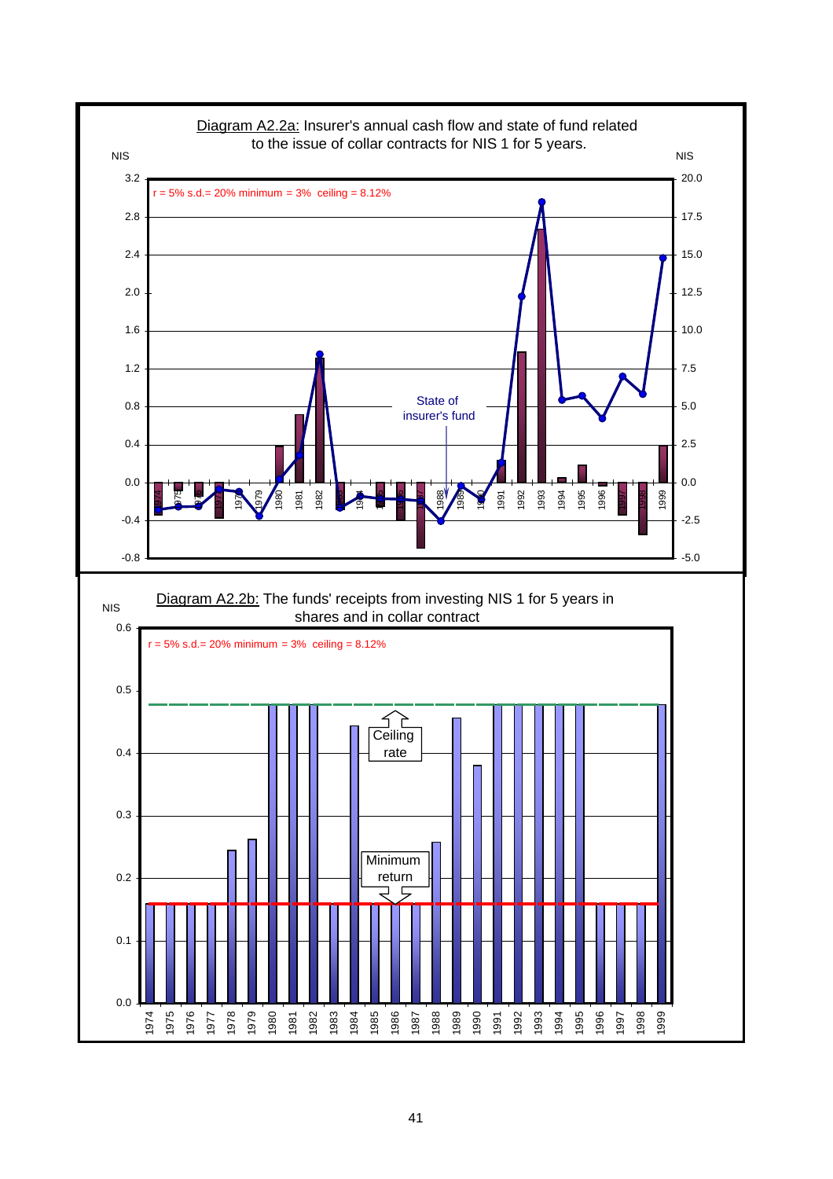Diagram A2.2a: Insurer's annual cash flow and state of fund related to the issue of collar contracts for NIS 1 for 5 years.

Diagram A2.2b: The funds' receipts from investing NIS 1 for 5 years in shares and in collar contract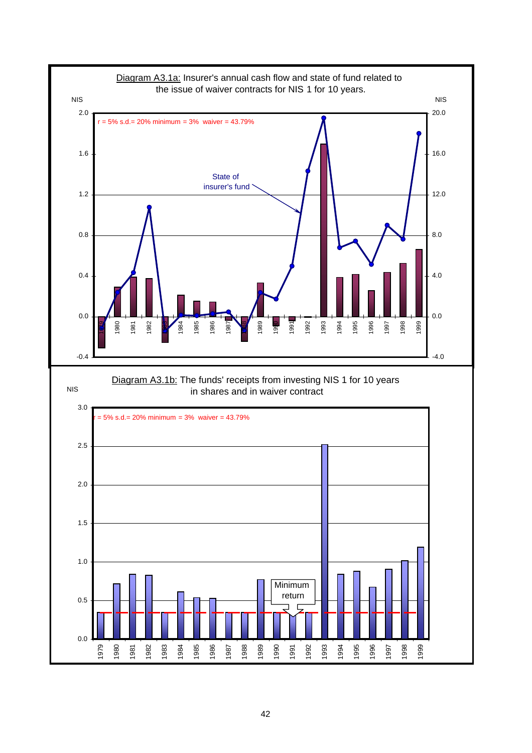Diagram A3.1a: Insurer's annual cash flow and state of fund related to the issue of waiver contracts for NIS 1 for 10 years.

NIS

NIS

r = 5% s.d.= 20% minimum = 3% waiver = 43.79%

State of insurer's fund

Diagram A3.1b: The funds' receipts from investing NIS 1 for 10 years in shares and in waiver contract

NIS

r = 5% s.d.= 20% minimum = 3% waiver = 43.79%

Minimum return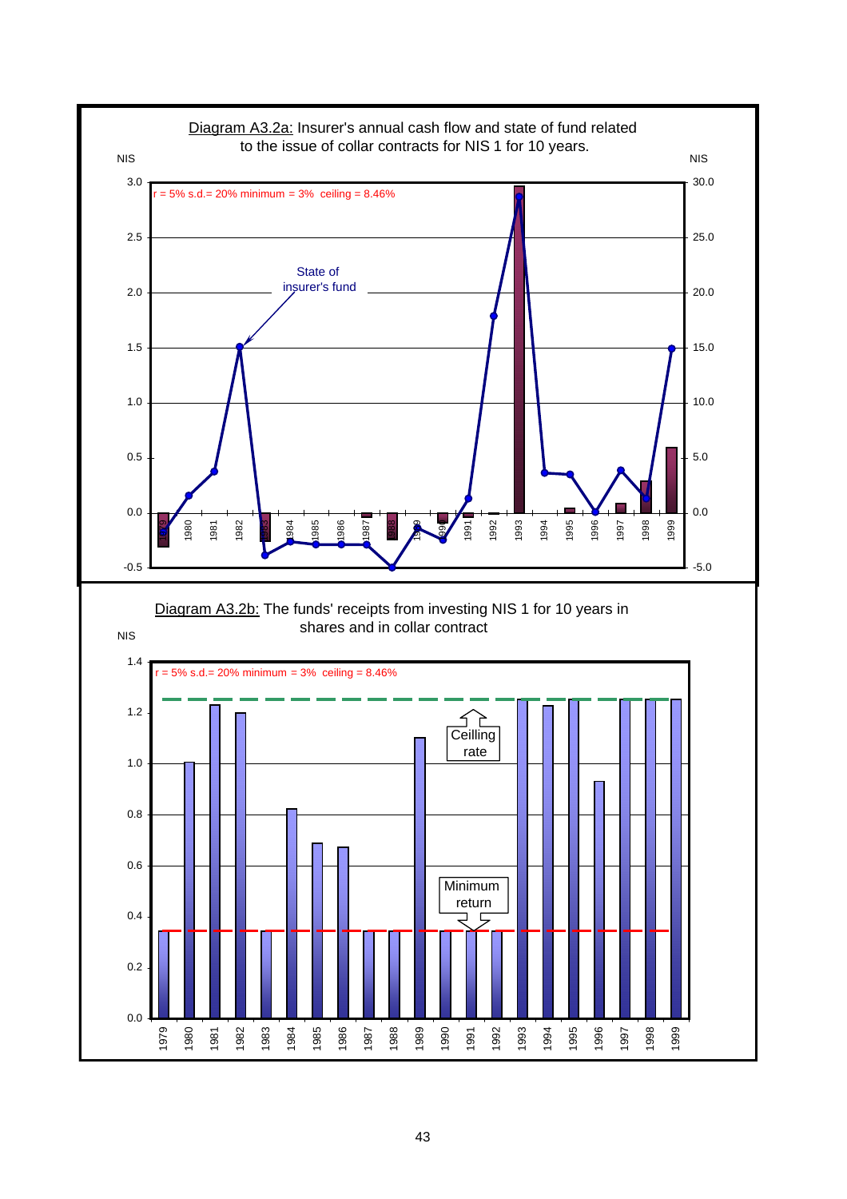Diagram A3.2a: Insurer's annual cash flow and state of fund related to the issue of collar contracts for NIS 1 for 10 years.

NIS

NIS

r = 5% s.d.= 20% minimum = 3% ceiling = 8.46%

State of insurer's fund

3.0
2.5
2.0
1.5
1.0
0.5
0.0
-0.5

30.0
25.0
20.0
15.0
10.0
5.0
0.0
-5.0

1979 1980 1981 1982 1983 1984 1985 1986 1987 1988 1989 1990 1991 1992 1993 1994 1995 1996 1997 1998 1999

Diagram A3.2b: The funds' receipts from investing NIS 1 for 10 years in shares and in collar contract

NIS

r = 5% s.d.= 20% minimum = 3% ceiling = 8.46%

Ceilling rate

Minimum return

1.4
1.2
1.0
0.8
0.6
0.4
0.2
0.0

1979 1980 1981 1982 1983 1984 1985 1986 1987 1988 1989 1990 1991 1992 1993 1994 1995 1996 1997 1998 1999